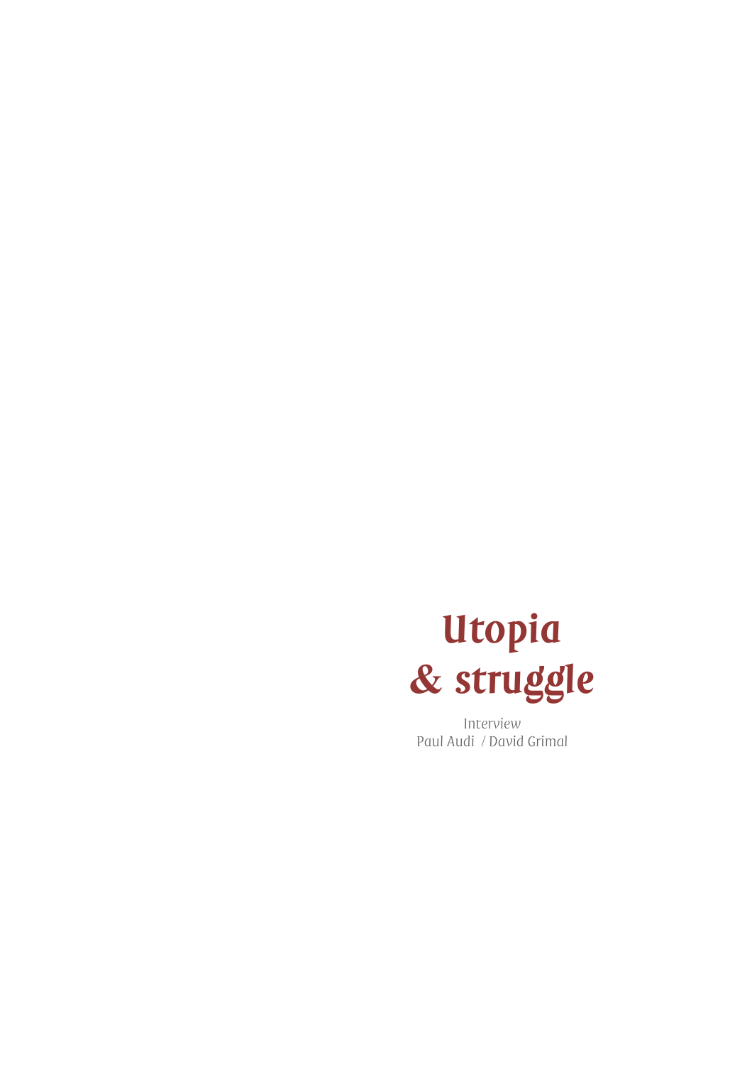# Utopia & struggle

*Interview*

Paul Audi / David Grimal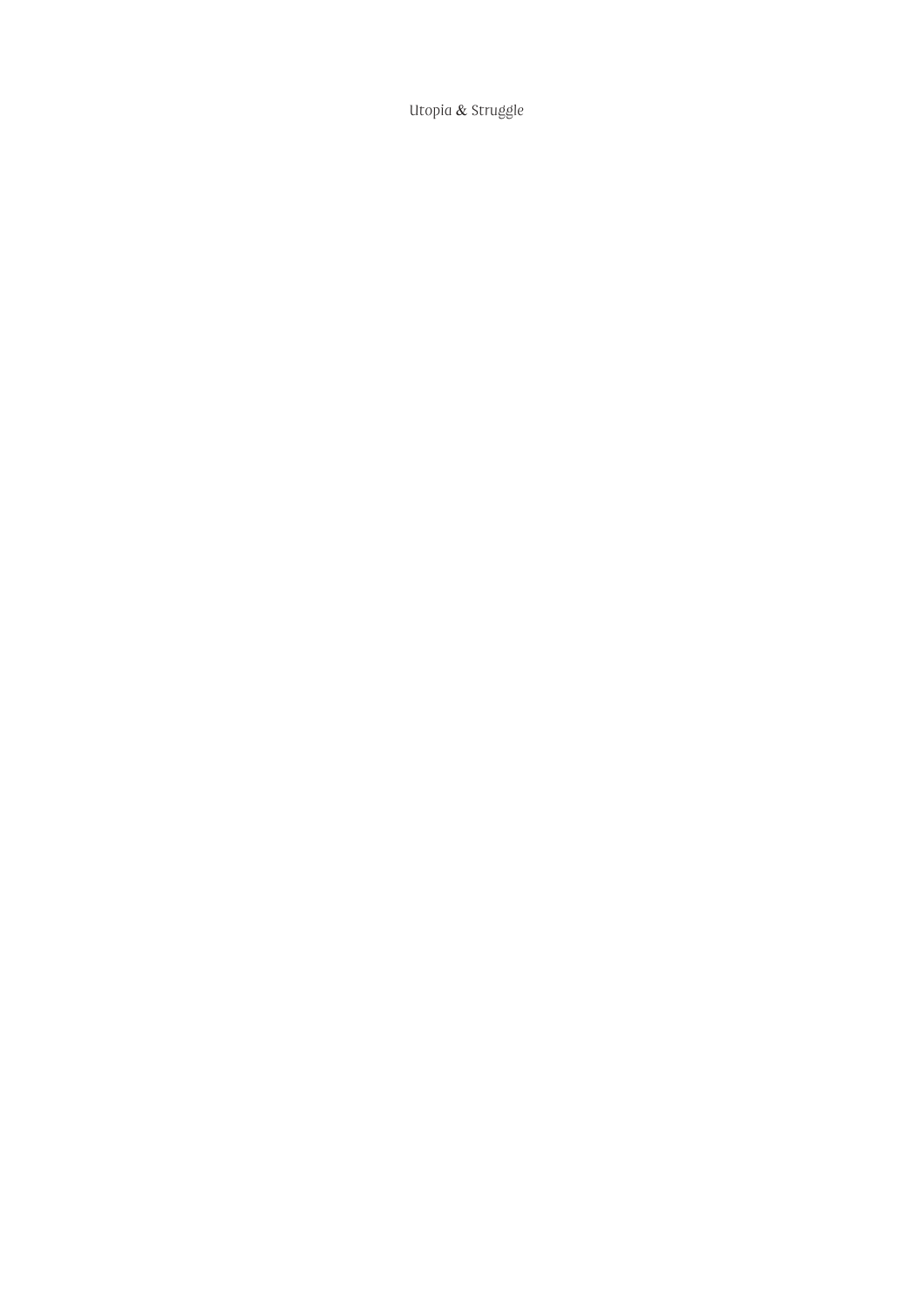Utopia & Struggle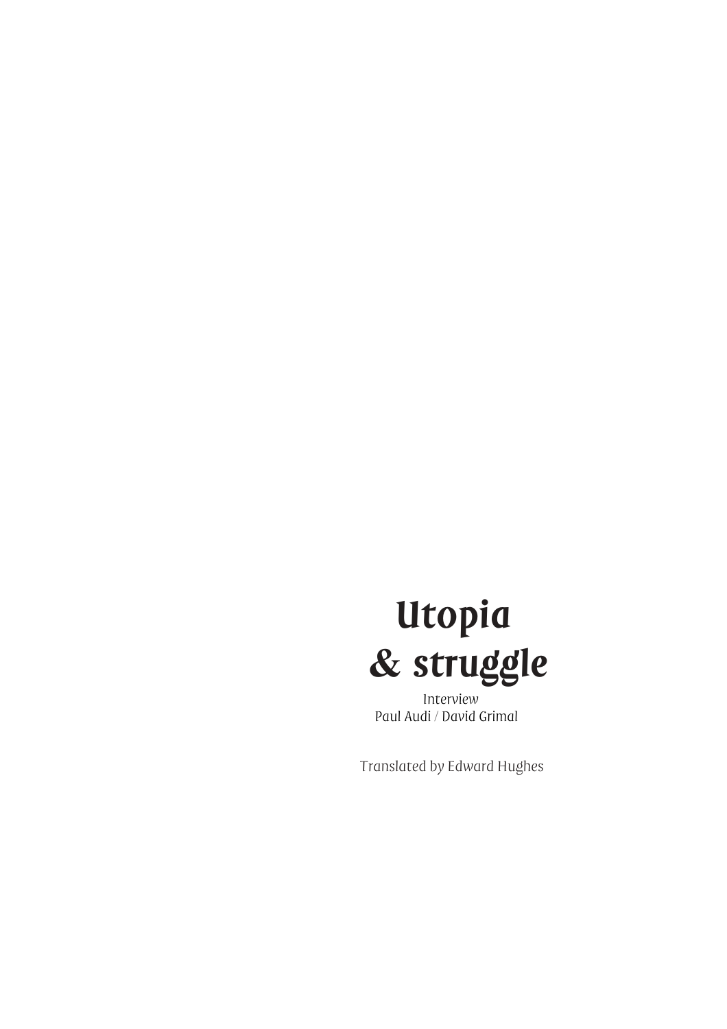# Utopia & struggle

*Interview*
Paul Audi / David Grimal

*Translated by Edward Hughes*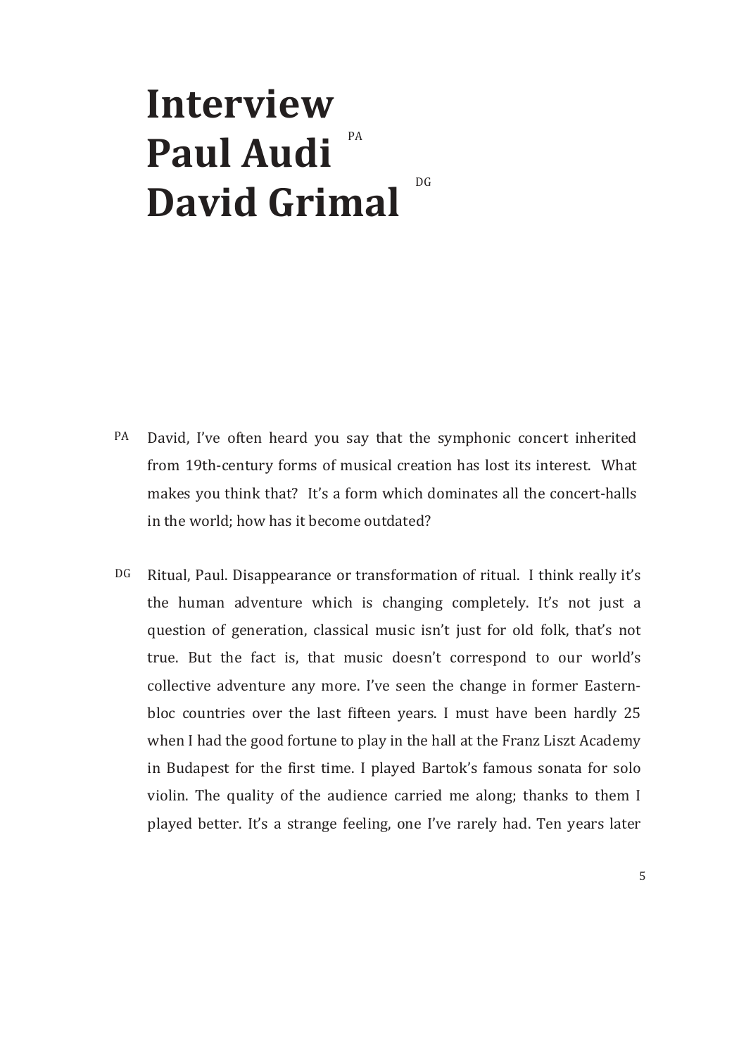# Interview
# Paul Audi PA
# David Grimal DG

PA David, I've often heard you say that the symphonic concert inherited from 19th-century forms of musical creation has lost its interest. What makes you think that? It's a form which dominates all the concert-halls in the world; how has it become outdated?

DG Ritual, Paul. Disappearance or transformation of ritual. I think really it's the human adventure which is changing completely. It's not just a question of generation, classical music isn't just for old folk, that's not true. But the fact is, that music doesn't correspond to our world's collective adventure any more. I've seen the change in former Eastern-bloc countries over the last fifteen years. I must have been hardly 25 when I had the good fortune to play in the hall at the Franz Liszt Academy in Budapest for the first time. I played Bartok's famous sonata for solo violin. The quality of the audience carried me along; thanks to them I played better. It's a strange feeling, one I've rarely had. Ten years later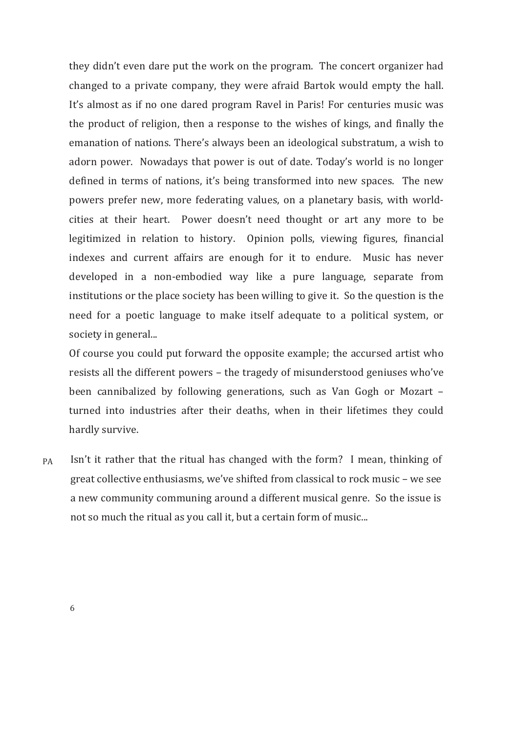they didn't even dare put the work on the program. The concert organizer had changed to a private company, they were afraid Bartok would empty the hall. It's almost as if no one dared program Ravel in Paris! For centuries music was the product of religion, then a response to the wishes of kings, and finally the emanation of nations. There's always been an ideological substratum, a wish to adorn power. Nowadays that power is out of date. Today's world is no longer defined in terms of nations, it's being transformed into new spaces. The new powers prefer new, more federating values, on a planetary basis, with world-cities at their heart. Power doesn't need thought or art any more to be legitimized in relation to history. Opinion polls, viewing figures, financial indexes and current affairs are enough for it to endure. Music has never developed in a non-embodied way like a pure language, separate from institutions or the place society has been willing to give it. So the question is the need for a poetic language to make itself adequate to a political system, or society in general...

Of course you could put forward the opposite example; the accursed artist who resists all the different powers – the tragedy of misunderstood geniuses who've been cannibalized by following generations, such as Van Gogh or Mozart – turned into industries after their deaths, when in their lifetimes they could hardly survive.

PA Isn't it rather that the ritual has changed with the form? I mean, thinking of great collective enthusiasms, we've shifted from classical to rock music – we see a new community communing around a different musical genre. So the issue is not so much the ritual as you call it, but a certain form of music...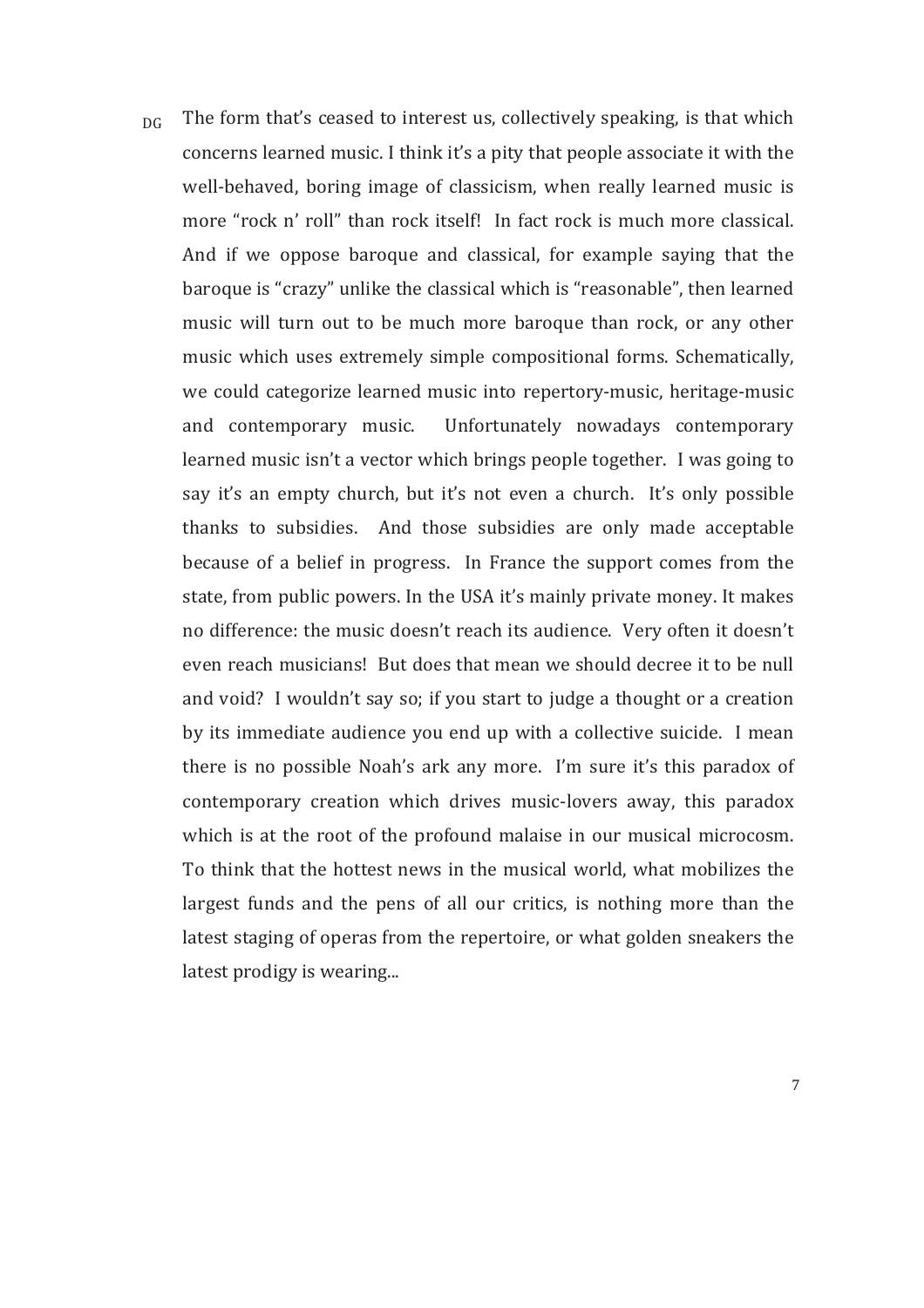DG The form that's ceased to interest us, collectively speaking, is that which concerns learned music. I think it's a pity that people associate it with the well-behaved, boring image of classicism, when really learned music is more "rock n' roll" than rock itself! In fact rock is much more classical. And if we oppose baroque and classical, for example saying that the baroque is "crazy" unlike the classical which is "reasonable", then learned music will turn out to be much more baroque than rock, or any other music which uses extremely simple compositional forms. Schematically, we could categorize learned music into repertory-music, heritage-music and contemporary music. Unfortunately nowadays contemporary learned music isn't a vector which brings people together. I was going to say it's an empty church, but it's not even a church. It's only possible thanks to subsidies. And those subsidies are only made acceptable because of a belief in progress. In France the support comes from the state, from public powers. In the USA it's mainly private money. It makes no difference: the music doesn't reach its audience. Very often it doesn't even reach musicians! But does that mean we should decree it to be null and void? I wouldn't say so; if you start to judge a thought or a creation by its immediate audience you end up with a collective suicide. I mean there is no possible Noah's ark any more. I'm sure it's this paradox of contemporary creation which drives music-lovers away, this paradox which is at the root of the profound malaise in our musical microcosm. To think that the hottest news in the musical world, what mobilizes the largest funds and the pens of all our critics, is nothing more than the latest staging of operas from the repertoire, or what golden sneakers the latest prodigy is wearing...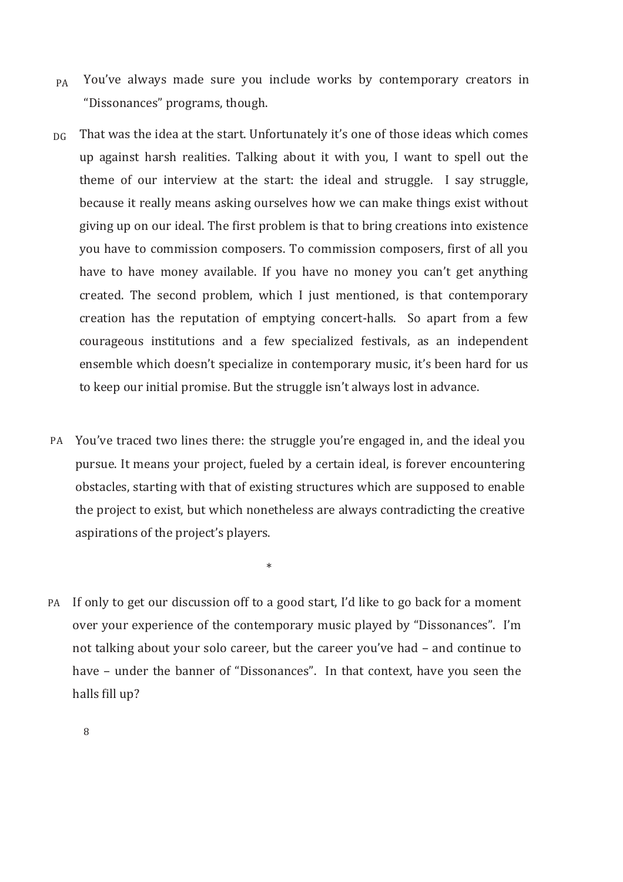PA You've always made sure you include works by contemporary creators in "Dissonances" programs, though.

DG That was the idea at the start. Unfortunately it's one of those ideas which comes up against harsh realities. Talking about it with you, I want to spell out the theme of our interview at the start: the ideal and struggle. I say struggle, because it really means asking ourselves how we can make things exist without giving up on our ideal. The first problem is that to bring creations into existence you have to commission composers. To commission composers, first of all you have to have money available. If you have no money you can't get anything created. The second problem, which I just mentioned, is that contemporary creation has the reputation of emptying concert-halls. So apart from a few courageous institutions and a few specialized festivals, as an independent ensemble which doesn't specialize in contemporary music, it's been hard for us to keep our initial promise. But the struggle isn't always lost in advance.

PA You've traced two lines there: the struggle you're engaged in, and the ideal you pursue. It means your project, fueled by a certain ideal, is forever encountering obstacles, starting with that of existing structures which are supposed to enable the project to exist, but which nonetheless are always contradicting the creative aspirations of the project's players.

*

PA If only to get our discussion off to a good start, I'd like to go back for a moment over your experience of the contemporary music played by "Dissonances". I'm not talking about your solo career, but the career you've had – and continue to have – under the banner of "Dissonances". In that context, have you seen the halls fill up?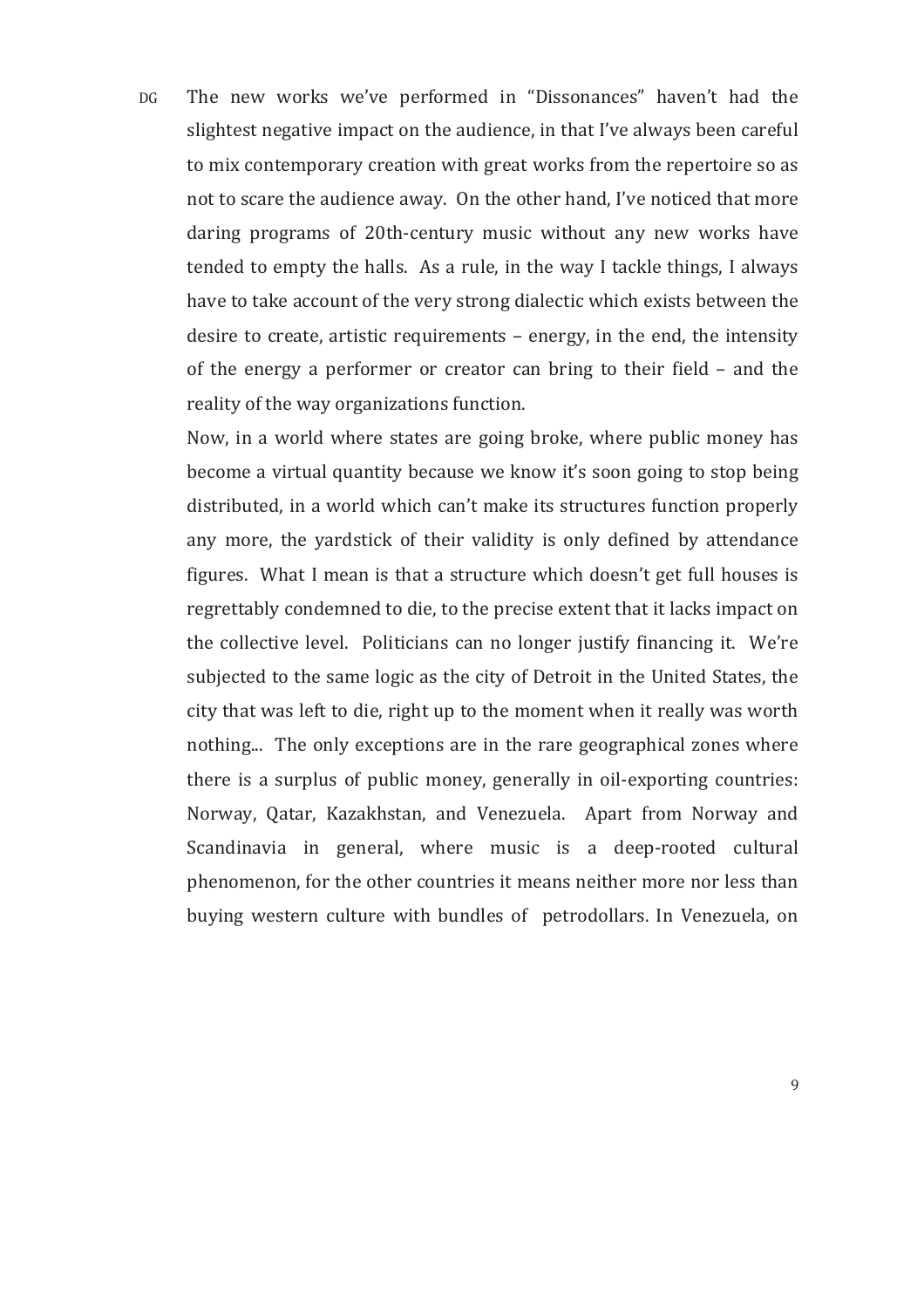DG The new works we've performed in "Dissonances" haven't had the slightest negative impact on the audience, in that I've always been careful to mix contemporary creation with great works from the repertoire so as not to scare the audience away. On the other hand, I've noticed that more daring programs of 20th-century music without any new works have tended to empty the halls. As a rule, in the way I tackle things, I always have to take account of the very strong dialectic which exists between the desire to create, artistic requirements – energy, in the end, the intensity of the energy a performer or creator can bring to their field – and the reality of the way organizations function.

Now, in a world where states are going broke, where public money has become a virtual quantity because we know it's soon going to stop being distributed, in a world which can't make its structures function properly any more, the yardstick of their validity is only defined by attendance figures. What I mean is that a structure which doesn't get full houses is regrettably condemned to die, to the precise extent that it lacks impact on the collective level. Politicians can no longer justify financing it. We're subjected to the same logic as the city of Detroit in the United States, the city that was left to die, right up to the moment when it really was worth nothing... The only exceptions are in the rare geographical zones where there is a surplus of public money, generally in oil-exporting countries: Norway, Qatar, Kazakhstan, and Venezuela. Apart from Norway and Scandinavia in general, where music is a deep-rooted cultural phenomenon, for the other countries it means neither more nor less than buying western culture with bundles of petrodollars. In Venezuela, on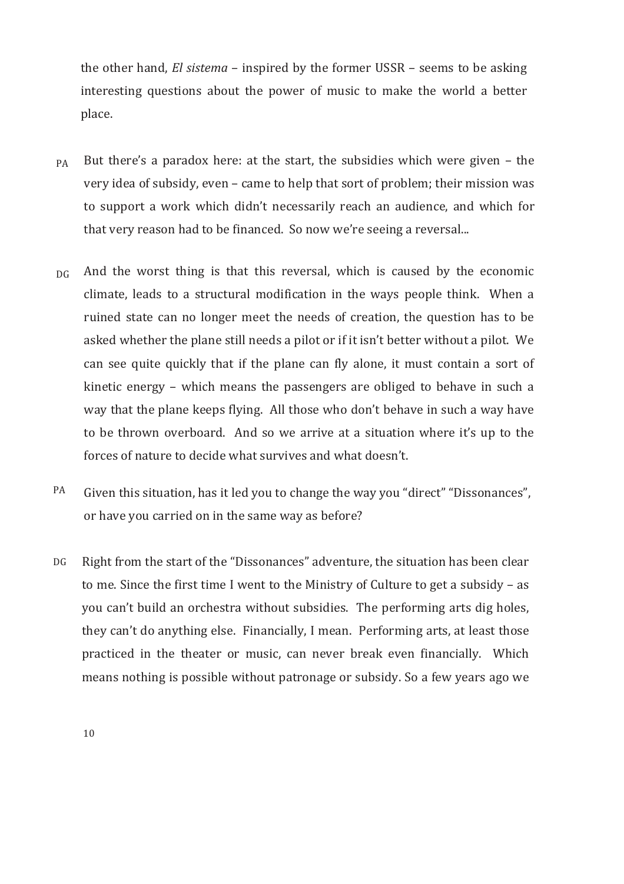the other hand, *El sistema* – inspired by the former USSR – seems to be asking interesting questions about the power of music to make the world a better place.

PA But there's a paradox here: at the start, the subsidies which were given – the very idea of subsidy, even – came to help that sort of problem; their mission was to support a work which didn't necessarily reach an audience, and which for that very reason had to be financed. So now we're seeing a reversal...

DG And the worst thing is that this reversal, which is caused by the economic climate, leads to a structural modification in the ways people think. When a ruined state can no longer meet the needs of creation, the question has to be asked whether the plane still needs a pilot or if it isn't better without a pilot. We can see quite quickly that if the plane can fly alone, it must contain a sort of kinetic energy – which means the passengers are obliged to behave in such a way that the plane keeps flying. All those who don't behave in such a way have to be thrown overboard. And so we arrive at a situation where it's up to the forces of nature to decide what survives and what doesn't.

PA Given this situation, has it led you to change the way you "direct" "Dissonances", or have you carried on in the same way as before?

DG Right from the start of the "Dissonances" adventure, the situation has been clear to me. Since the first time I went to the Ministry of Culture to get a subsidy – as you can't build an orchestra without subsidies. The performing arts dig holes, they can't do anything else. Financially, I mean. Performing arts, at least those practiced in the theater or music, can never break even financially. Which means nothing is possible without patronage or subsidy. So a few years ago we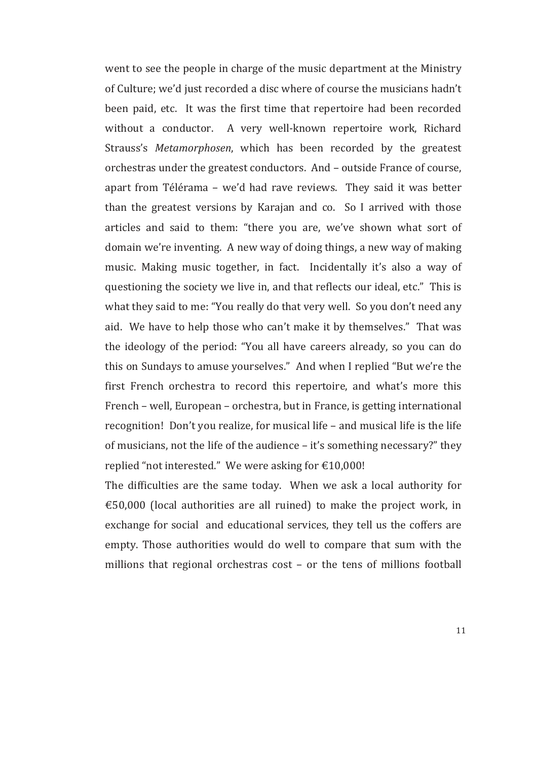went to see the people in charge of the music department at the Ministry of Culture; we'd just recorded a disc where of course the musicians hadn't been paid, etc. It was the first time that repertoire had been recorded without a conductor. A very well-known repertoire work, Richard Strauss's *Metamorphosen*, which has been recorded by the greatest orchestras under the greatest conductors. And – outside France of course, apart from Télérama – we'd had rave reviews. They said it was better than the greatest versions by Karajan and co. So I arrived with those articles and said to them: "there you are, we've shown what sort of domain we're inventing. A new way of doing things, a new way of making music. Making music together, in fact. Incidentally it's also a way of questioning the society we live in, and that reflects our ideal, etc." This is what they said to me: "You really do that very well. So you don't need any aid. We have to help those who can't make it by themselves." That was the ideology of the period: "You all have careers already, so you can do this on Sundays to amuse yourselves." And when I replied "But we're the first French orchestra to record this repertoire, and what's more this French – well, European – orchestra, but in France, is getting international recognition! Don't you realize, for musical life – and musical life is the life of musicians, not the life of the audience – it's something necessary?" they replied "not interested." We were asking for €10,000!

The difficulties are the same today. When we ask a local authority for €50,000 (local authorities are all ruined) to make the project work, in exchange for social and educational services, they tell us the coffers are empty. Those authorities would do well to compare that sum with the millions that regional orchestras cost – or the tens of millions football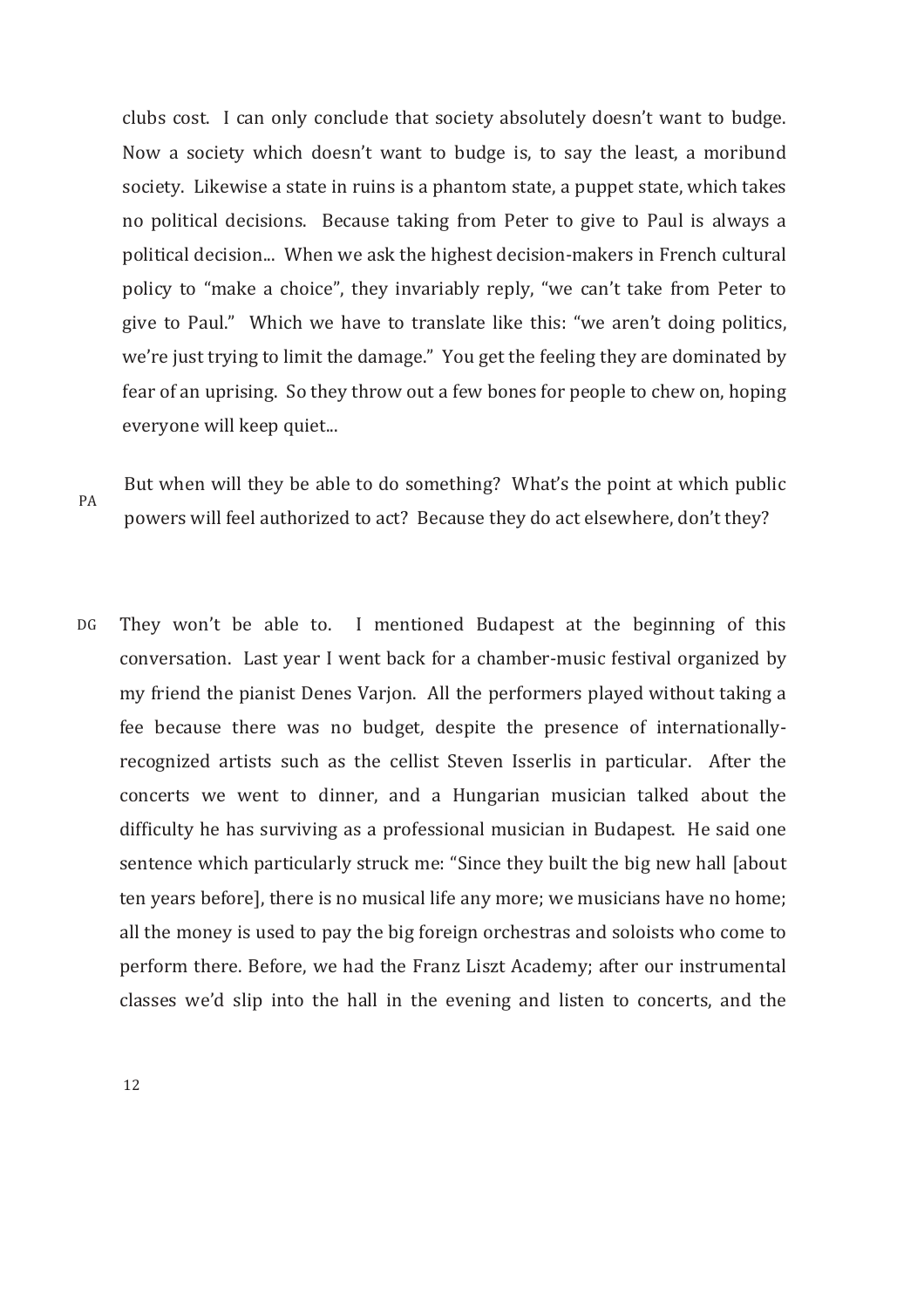clubs cost. I can only conclude that society absolutely doesn't want to budge. Now a society which doesn't want to budge is, to say the least, a moribund society. Likewise a state in ruins is a phantom state, a puppet state, which takes no political decisions. Because taking from Peter to give to Paul is always a political decision... When we ask the highest decision-makers in French cultural policy to "make a choice", they invariably reply, "we can't take from Peter to give to Paul." Which we have to translate like this: "we aren't doing politics, we're just trying to limit the damage." You get the feeling they are dominated by fear of an uprising. So they throw out a few bones for people to chew on, hoping everyone will keep quiet...

PA But when will they be able to do something? What's the point at which public powers will feel authorized to act? Because they do act elsewhere, don't they?

DG They won't be able to. I mentioned Budapest at the beginning of this conversation. Last year I went back for a chamber-music festival organized by my friend the pianist Denes Varjon. All the performers played without taking a fee because there was no budget, despite the presence of internationally-recognized artists such as the cellist Steven Isserlis in particular. After the concerts we went to dinner, and a Hungarian musician talked about the difficulty he has surviving as a professional musician in Budapest. He said one sentence which particularly struck me: "Since they built the big new hall [about ten years before], there is no musical life any more; we musicians have no home; all the money is used to pay the big foreign orchestras and soloists who come to perform there. Before, we had the Franz Liszt Academy; after our instrumental classes we'd slip into the hall in the evening and listen to concerts, and the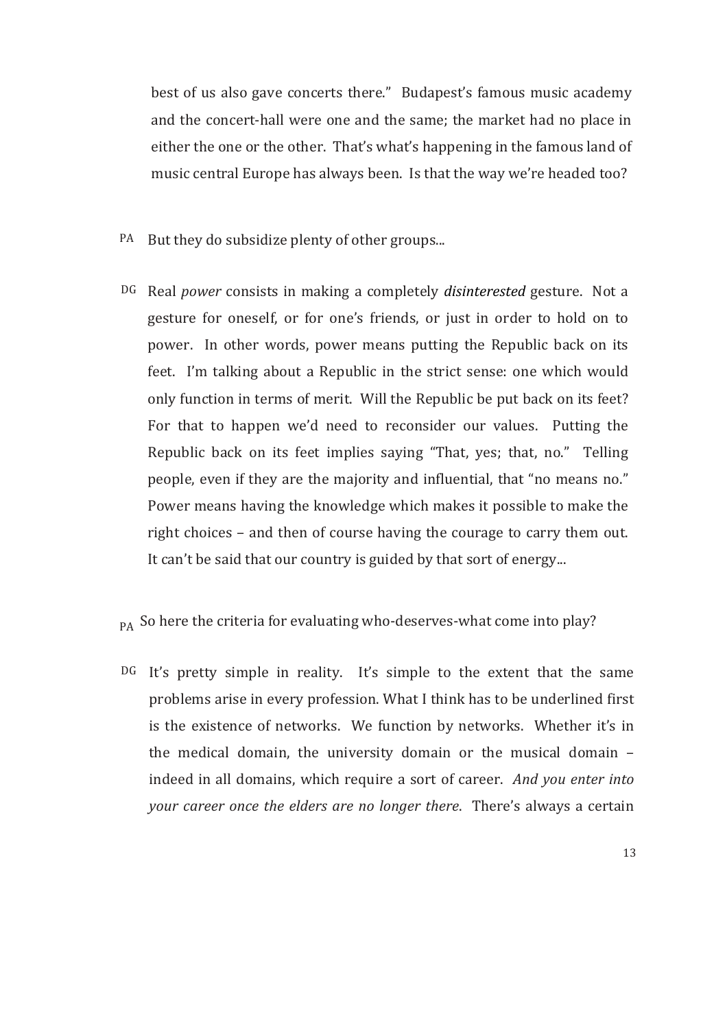best of us also gave concerts there." Budapest's famous music academy and the concert-hall were one and the same; the market had no place in either the one or the other. That's what's happening in the famous land of music central Europe has always been. Is that the way we're headed too?

PA But they do subsidize plenty of other groups...

DG Real *power* consists in making a completely ***disinterested*** gesture. Not a gesture for oneself, or for one's friends, or just in order to hold on to power. In other words, power means putting the Republic back on its feet. I'm talking about a Republic in the strict sense: one which would only function in terms of merit. Will the Republic be put back on its feet? For that to happen we'd need to reconsider our values. Putting the Republic back on its feet implies saying "That, yes; that, no." Telling people, even if they are the majority and influential, that "no means no." Power means having the knowledge which makes it possible to make the right choices – and then of course having the courage to carry them out. It can't be said that our country is guided by that sort of energy...

PA So here the criteria for evaluating who-deserves-what come into play?

DG It's pretty simple in reality. It's simple to the extent that the same problems arise in every profession. What I think has to be underlined first is the existence of networks. We function by networks. Whether it's in the medical domain, the university domain or the musical domain – indeed in all domains, which require a sort of career. *And you enter into your career once the elders are no longer there*. There's always a certain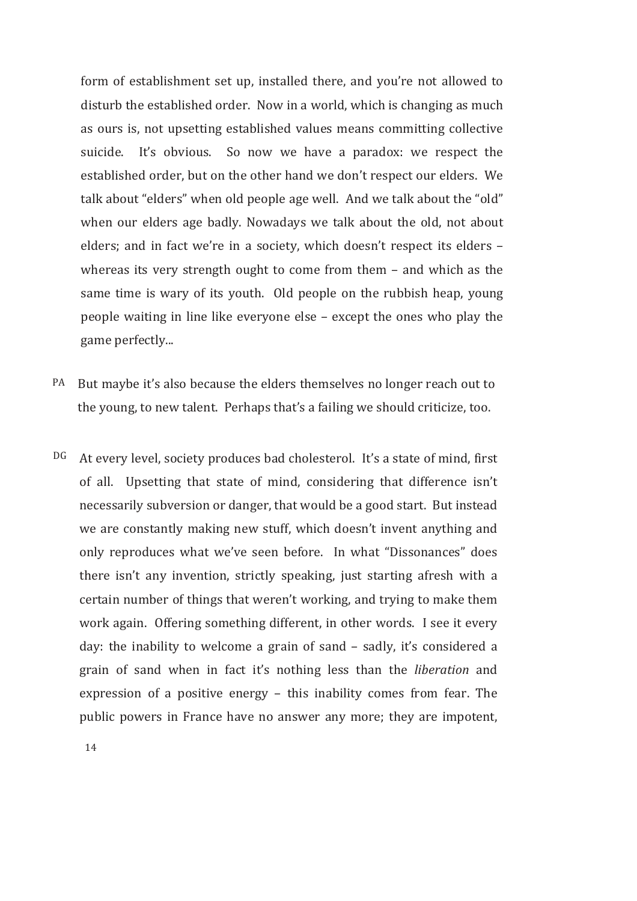form of establishment set up, installed there, and you're not allowed to disturb the established order. Now in a world, which is changing as much as ours is, not upsetting established values means committing collective suicide. It's obvious. So now we have a paradox: we respect the established order, but on the other hand we don't respect our elders. We talk about "elders" when old people age well. And we talk about the "old" when our elders age badly. Nowadays we talk about the old, not about elders; and in fact we're in a society, which doesn't respect its elders – whereas its very strength ought to come from them – and which as the same time is wary of its youth. Old people on the rubbish heap, young people waiting in line like everyone else – except the ones who play the game perfectly...

PA But maybe it's also because the elders themselves no longer reach out to the young, to new talent. Perhaps that's a failing we should criticize, too.

DG At every level, society produces bad cholesterol. It's a state of mind, first of all. Upsetting that state of mind, considering that difference isn't necessarily subversion or danger, that would be a good start. But instead we are constantly making new stuff, which doesn't invent anything and only reproduces what we've seen before. In what "Dissonances" does there isn't any invention, strictly speaking, just starting afresh with a certain number of things that weren't working, and trying to make them work again. Offering something different, in other words. I see it every day: the inability to welcome a grain of sand – sadly, it's considered a grain of sand when in fact it's nothing less than the *liberation* and expression of a positive energy – this inability comes from fear. The public powers in France have no answer any more; they are impotent,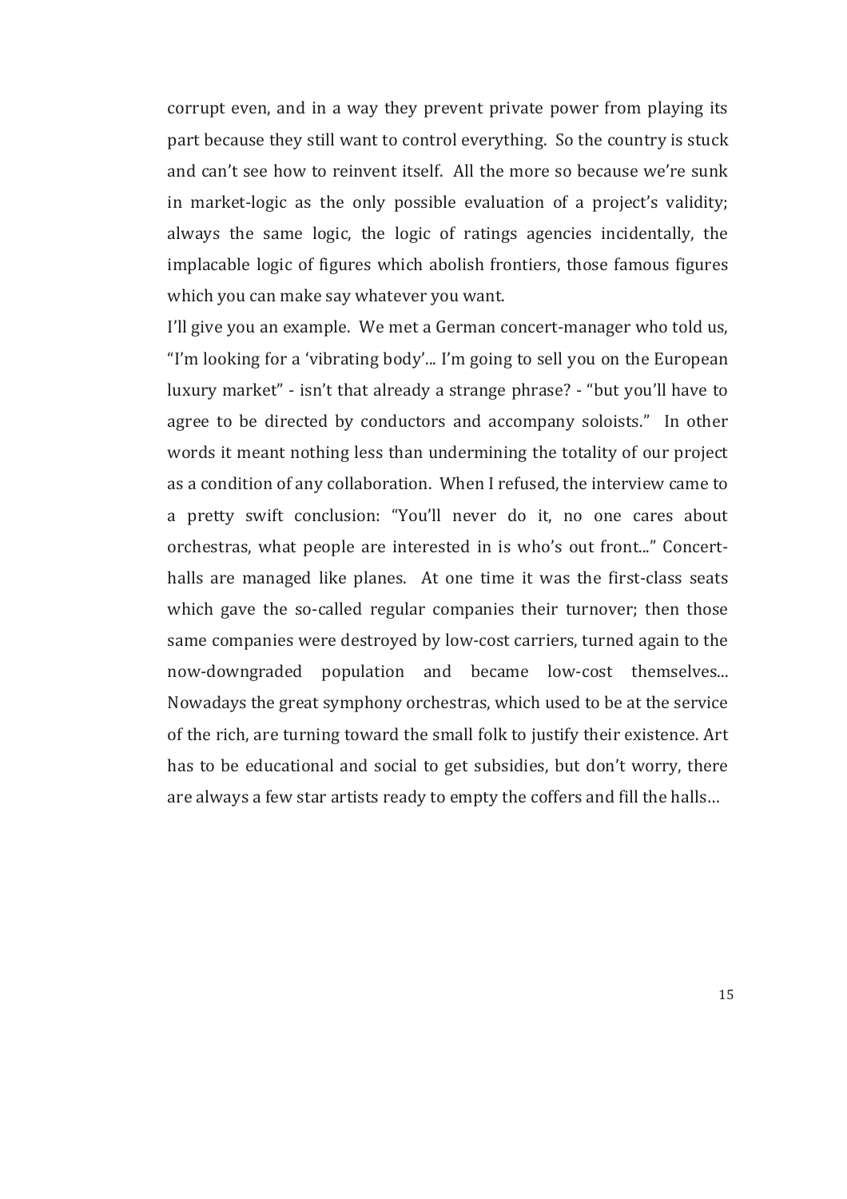corrupt even, and in a way they prevent private power from playing its part because they still want to control everything. So the country is stuck and can't see how to reinvent itself. All the more so because we're sunk in market-logic as the only possible evaluation of a project's validity; always the same logic, the logic of ratings agencies incidentally, the implacable logic of figures which abolish frontiers, those famous figures which you can make say whatever you want.

I'll give you an example. We met a German concert-manager who told us, "I'm looking for a 'vibrating body'... I'm going to sell you on the European luxury market" - isn't that already a strange phrase? - "but you'll have to agree to be directed by conductors and accompany soloists." In other words it meant nothing less than undermining the totality of our project as a condition of any collaboration. When I refused, the interview came to a pretty swift conclusion: "You'll never do it, no one cares about orchestras, what people are interested in is who's out front..." Concert-halls are managed like planes. At one time it was the first-class seats which gave the so-called regular companies their turnover; then those same companies were destroyed by low-cost carriers, turned again to the now-downgraded population and became low-cost themselves... Nowadays the great symphony orchestras, which used to be at the service of the rich, are turning toward the small folk to justify their existence. Art has to be educational and social to get subsidies, but don't worry, there are always a few star artists ready to empty the coffers and fill the halls…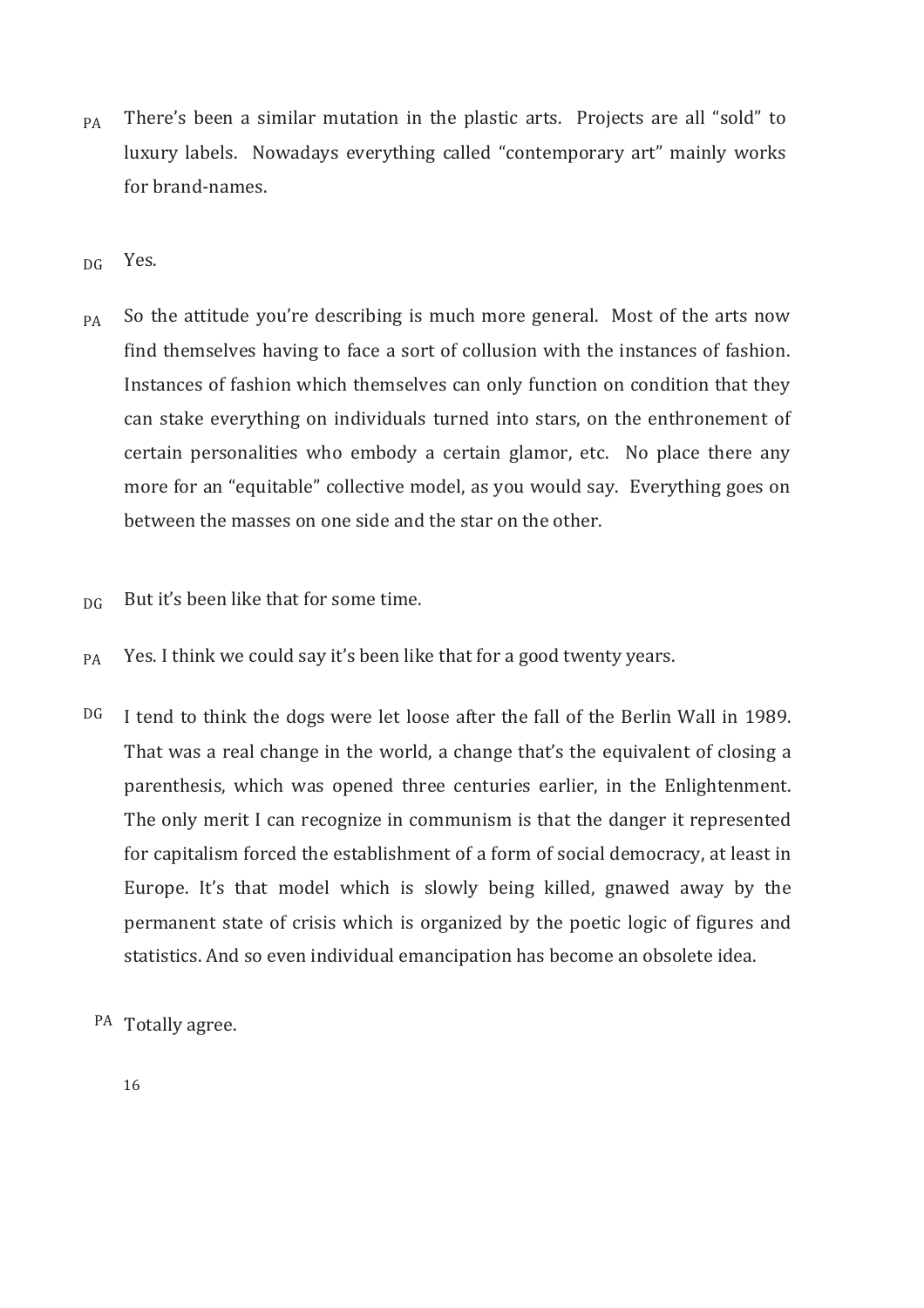PA There's been a similar mutation in the plastic arts. Projects are all "sold" to luxury labels. Nowadays everything called "contemporary art" mainly works for brand-names.

DG Yes.

PA So the attitude you're describing is much more general. Most of the arts now find themselves having to face a sort of collusion with the instances of fashion. Instances of fashion which themselves can only function on condition that they can stake everything on individuals turned into stars, on the enthronement of certain personalities who embody a certain glamor, etc. No place there any more for an "equitable" collective model, as you would say. Everything goes on between the masses on one side and the star on the other.

DG But it's been like that for some time.

PA Yes. I think we could say it's been like that for a good twenty years.

DG I tend to think the dogs were let loose after the fall of the Berlin Wall in 1989. That was a real change in the world, a change that's the equivalent of closing a parenthesis, which was opened three centuries earlier, in the Enlightenment. The only merit I can recognize in communism is that the danger it represented for capitalism forced the establishment of a form of social democracy, at least in Europe. It's that model which is slowly being killed, gnawed away by the permanent state of crisis which is organized by the poetic logic of figures and statistics. And so even individual emancipation has become an obsolete idea.

PA Totally agree.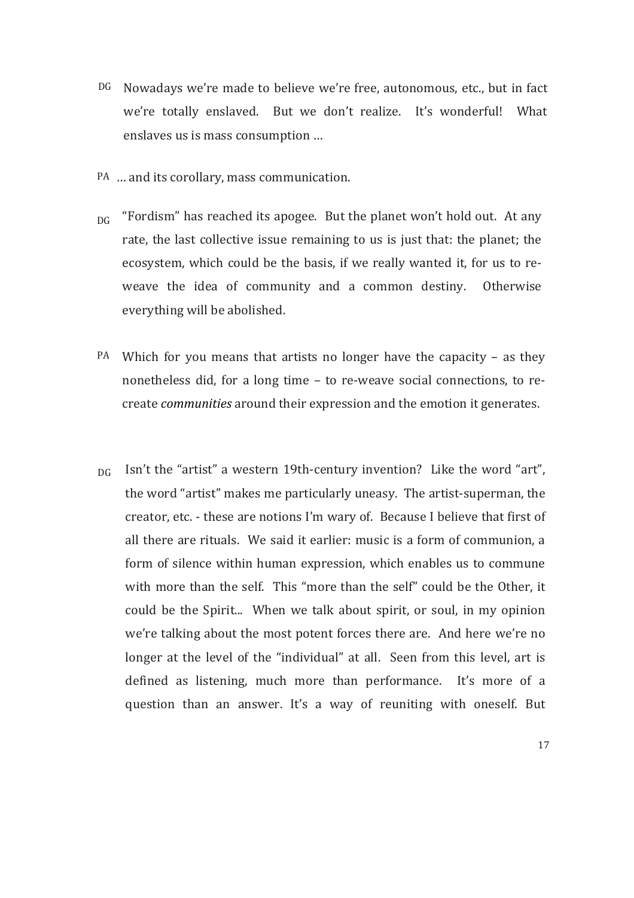DG Nowadays we're made to believe we're free, autonomous, etc., but in fact we're totally enslaved. But we don't realize. It's wonderful! What enslaves us is mass consumption …

PA … and its corollary, mass communication.

DG "Fordism" has reached its apogee. But the planet won't hold out. At any rate, the last collective issue remaining to us is just that: the planet; the ecosystem, which could be the basis, if we really wanted it, for us to re-weave the idea of community and a common destiny. Otherwise everything will be abolished.

PA Which for you means that artists no longer have the capacity – as they nonetheless did, for a long time – to re-weave social connections, to re-create *communities* around their expression and the emotion it generates.

DG Isn't the "artist" a western 19th-century invention? Like the word "art", the word "artist" makes me particularly uneasy. The artist-superman, the creator, etc. - these are notions I'm wary of. Because I believe that first of all there are rituals. We said it earlier: music is a form of communion, a form of silence within human expression, which enables us to commune with more than the self. This "more than the self" could be the Other, it could be the Spirit... When we talk about spirit, or soul, in my opinion we're talking about the most potent forces there are. And here we're no longer at the level of the "individual" at all. Seen from this level, art is defined as listening, much more than performance. It's more of a question than an answer. It's a way of reuniting with oneself. But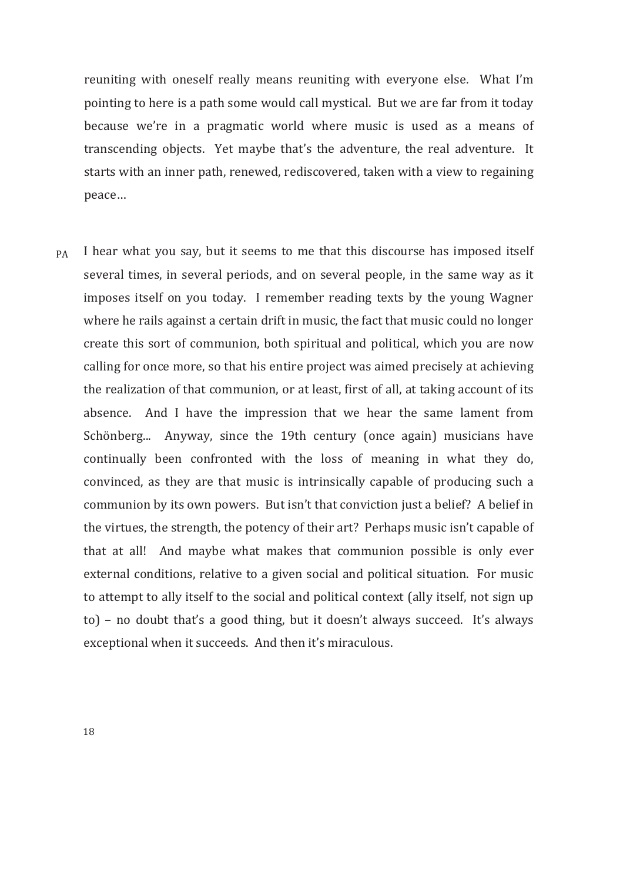reuniting with oneself really means reuniting with everyone else. What I'm pointing to here is a path some would call mystical. But we are far from it today because we're in a pragmatic world where music is used as a means of transcending objects. Yet maybe that's the adventure, the real adventure. It starts with an inner path, renewed, rediscovered, taken with a view to regaining peace…

PA I hear what you say, but it seems to me that this discourse has imposed itself several times, in several periods, and on several people, in the same way as it imposes itself on you today. I remember reading texts by the young Wagner where he rails against a certain drift in music, the fact that music could no longer create this sort of communion, both spiritual and political, which you are now calling for once more, so that his entire project was aimed precisely at achieving the realization of that communion, or at least, first of all, at taking account of its absence. And I have the impression that we hear the same lament from Schönberg... Anyway, since the 19th century (once again) musicians have continually been confronted with the loss of meaning in what they do, convinced, as they are that music is intrinsically capable of producing such a communion by its own powers. But isn't that conviction just a belief? A belief in the virtues, the strength, the potency of their art? Perhaps music isn't capable of that at all! And maybe what makes that communion possible is only ever external conditions, relative to a given social and political situation. For music to attempt to ally itself to the social and political context (ally itself, not sign up to) – no doubt that's a good thing, but it doesn't always succeed. It's always exceptional when it succeeds. And then it's miraculous.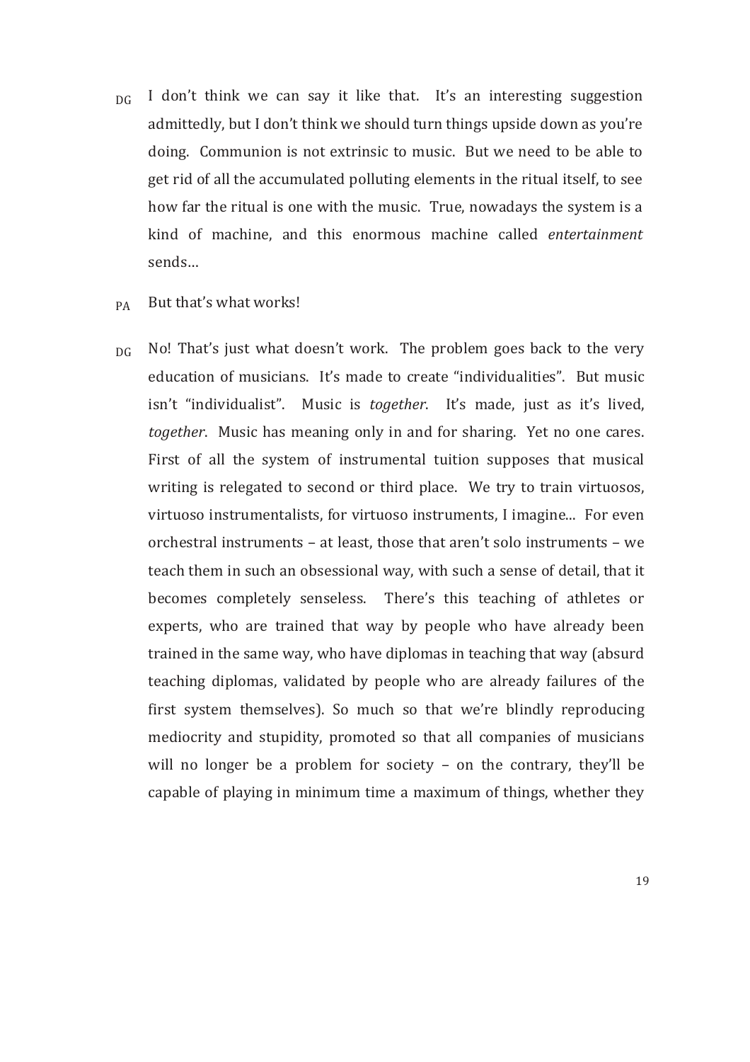DG I don't think we can say it like that. It's an interesting suggestion admittedly, but I don't think we should turn things upside down as you're doing. Communion is not extrinsic to music. But we need to be able to get rid of all the accumulated polluting elements in the ritual itself, to see how far the ritual is one with the music. True, nowadays the system is a kind of machine, and this enormous machine called *entertainment* sends…

PA But that's what works!

DG No! That's just what doesn't work. The problem goes back to the very education of musicians. It's made to create "individualities". But music isn't "individualist". Music is *together*. It's made, just as it's lived, *together*. Music has meaning only in and for sharing. Yet no one cares. First of all the system of instrumental tuition supposes that musical writing is relegated to second or third place. We try to train virtuosos, virtuoso instrumentalists, for virtuoso instruments, I imagine... For even orchestral instruments – at least, those that aren't solo instruments – we teach them in such an obsessional way, with such a sense of detail, that it becomes completely senseless. There's this teaching of athletes or experts, who are trained that way by people who have already been trained in the same way, who have diplomas in teaching that way (absurd teaching diplomas, validated by people who are already failures of the first system themselves). So much so that we're blindly reproducing mediocrity and stupidity, promoted so that all companies of musicians will no longer be a problem for society – on the contrary, they'll be capable of playing in minimum time a maximum of things, whether they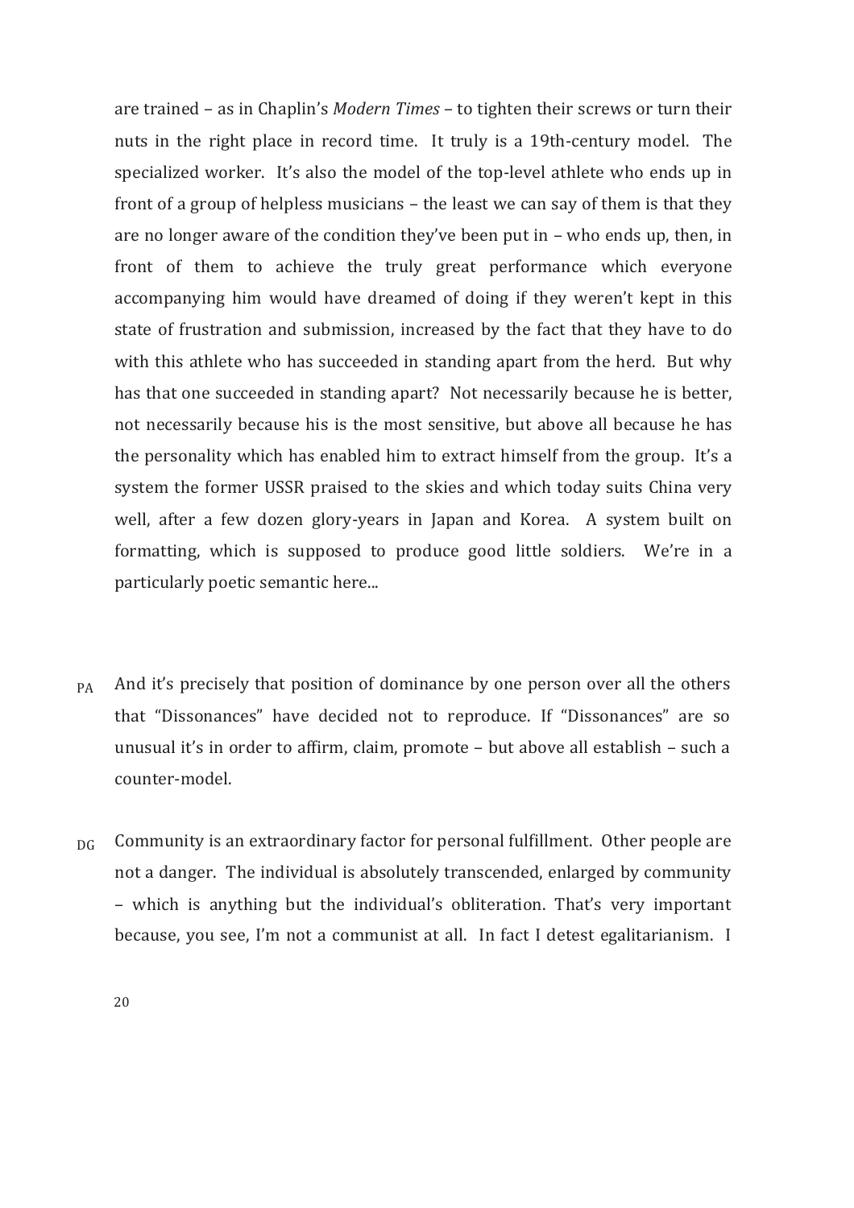are trained – as in Chaplin's *Modern Times* – to tighten their screws or turn their nuts in the right place in record time. It truly is a 19th-century model. The specialized worker. It's also the model of the top-level athlete who ends up in front of a group of helpless musicians – the least we can say of them is that they are no longer aware of the condition they've been put in – who ends up, then, in front of them to achieve the truly great performance which everyone accompanying him would have dreamed of doing if they weren't kept in this state of frustration and submission, increased by the fact that they have to do with this athlete who has succeeded in standing apart from the herd. But why has that one succeeded in standing apart? Not necessarily because he is better, not necessarily because his is the most sensitive, but above all because he has the personality which has enabled him to extract himself from the group. It's a system the former USSR praised to the skies and which today suits China very well, after a few dozen glory-years in Japan and Korea. A system built on formatting, which is supposed to produce good little soldiers. We're in a particularly poetic semantic here...

PA And it's precisely that position of dominance by one person over all the others that "Dissonances" have decided not to reproduce. If "Dissonances" are so unusual it's in order to affirm, claim, promote – but above all establish – such a counter-model.

DG Community is an extraordinary factor for personal fulfillment. Other people are not a danger. The individual is absolutely transcended, enlarged by community – which is anything but the individual's obliteration. That's very important because, you see, I'm not a communist at all. In fact I detest egalitarianism. I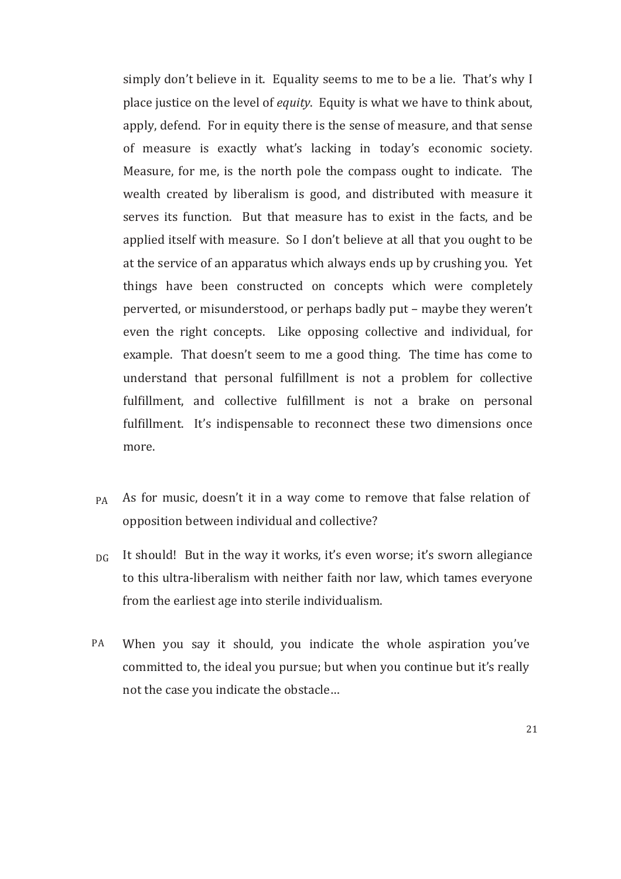simply don't believe in it. Equality seems to me to be a lie. That's why I place justice on the level of *equity*. Equity is what we have to think about, apply, defend. For in equity there is the sense of measure, and that sense of measure is exactly what's lacking in today's economic society. Measure, for me, is the north pole the compass ought to indicate. The wealth created by liberalism is good, and distributed with measure it serves its function. But that measure has to exist in the facts, and be applied itself with measure. So I don't believe at all that you ought to be at the service of an apparatus which always ends up by crushing you. Yet things have been constructed on concepts which were completely perverted, or misunderstood, or perhaps badly put – maybe they weren't even the right concepts. Like opposing collective and individual, for example. That doesn't seem to me a good thing. The time has come to understand that personal fulfillment is not a problem for collective fulfillment, and collective fulfillment is not a brake on personal fulfillment. It's indispensable to reconnect these two dimensions once more.

PA As for music, doesn't it in a way come to remove that false relation of opposition between individual and collective?

DG It should! But in the way it works, it's even worse; it's sworn allegiance to this ultra-liberalism with neither faith nor law, which tames everyone from the earliest age into sterile individualism.

PA When you say it should, you indicate the whole aspiration you've committed to, the ideal you pursue; but when you continue but it's really not the case you indicate the obstacle…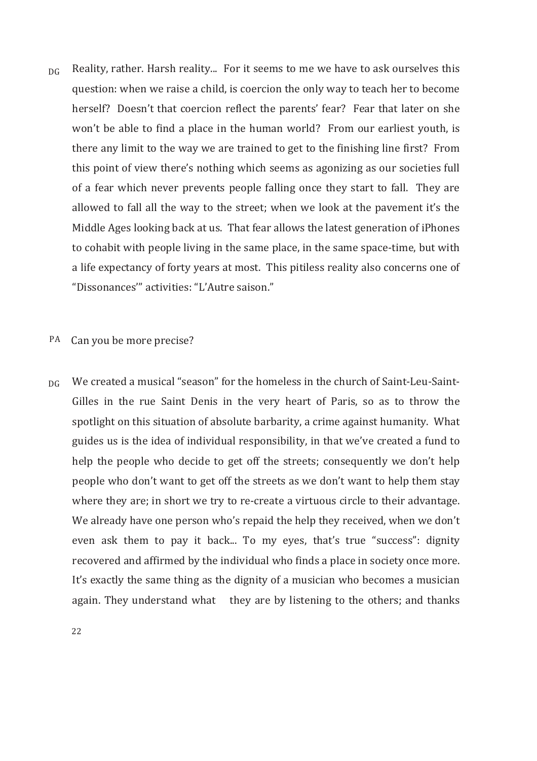DG Reality, rather. Harsh reality... For it seems to me we have to ask ourselves this question: when we raise a child, is coercion the only way to teach her to become herself? Doesn't that coercion reflect the parents' fear? Fear that later on she won't be able to find a place in the human world? From our earliest youth, is there any limit to the way we are trained to get to the finishing line first? From this point of view there's nothing which seems as agonizing as our societies full of a fear which never prevents people falling once they start to fall. They are allowed to fall all the way to the street; when we look at the pavement it's the Middle Ages looking back at us. That fear allows the latest generation of iPhones to cohabit with people living in the same place, in the same space-time, but with a life expectancy of forty years at most. This pitiless reality also concerns one of "Dissonances'" activities: "L'Autre saison."

PA Can you be more precise?

DG We created a musical "season" for the homeless in the church of Saint-Leu-Saint-Gilles in the rue Saint Denis in the very heart of Paris, so as to throw the spotlight on this situation of absolute barbarity, a crime against humanity. What guides us is the idea of individual responsibility, in that we've created a fund to help the people who decide to get off the streets; consequently we don't help people who don't want to get off the streets as we don't want to help them stay where they are; in short we try to re-create a virtuous circle to their advantage. We already have one person who's repaid the help they received, when we don't even ask them to pay it back... To my eyes, that's true "success": dignity recovered and affirmed by the individual who finds a place in society once more. It's exactly the same thing as the dignity of a musician who becomes a musician again. They understand what they are by listening to the others; and thanks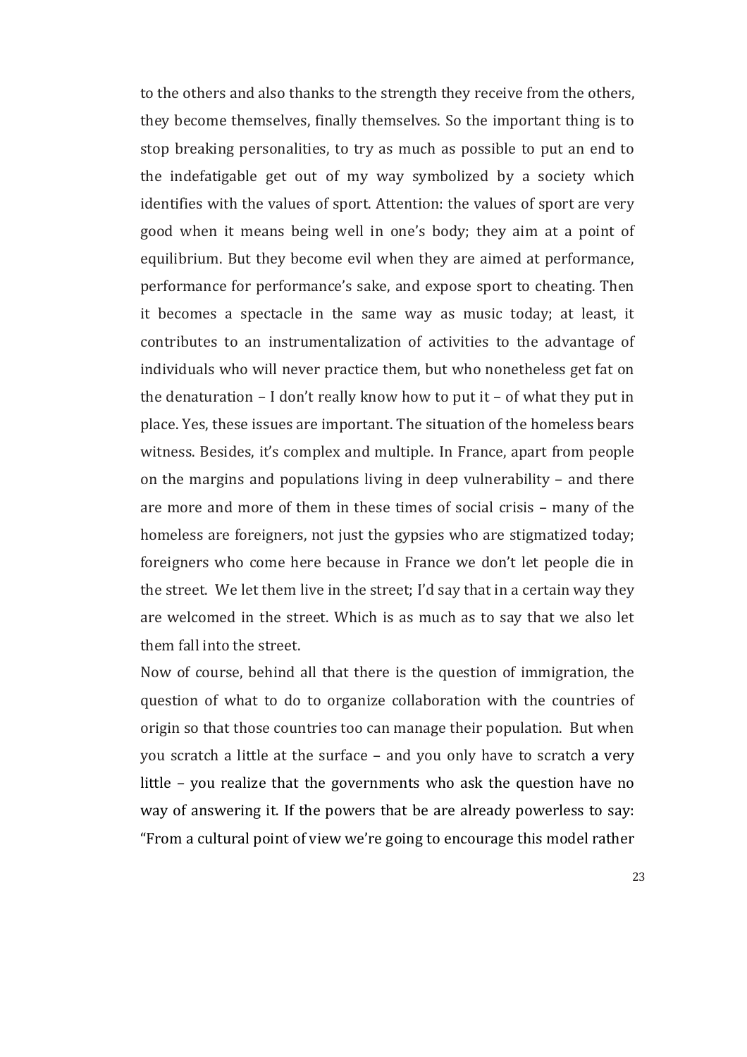to the others and also thanks to the strength they receive from the others, they become themselves, finally themselves. So the important thing is to stop breaking personalities, to try as much as possible to put an end to the indefatigable get out of my way symbolized by a society which identifies with the values of sport. Attention: the values of sport are very good when it means being well in one's body; they aim at a point of equilibrium. But they become evil when they are aimed at performance, performance for performance's sake, and expose sport to cheating. Then it becomes a spectacle in the same way as music today; at least, it contributes to an instrumentalization of activities to the advantage of individuals who will never practice them, but who nonetheless get fat on the denaturation – I don't really know how to put it – of what they put in place. Yes, these issues are important. The situation of the homeless bears witness. Besides, it's complex and multiple. In France, apart from people on the margins and populations living in deep vulnerability – and there are more and more of them in these times of social crisis – many of the homeless are foreigners, not just the gypsies who are stigmatized today; foreigners who come here because in France we don't let people die in the street. We let them live in the street; I'd say that in a certain way they are welcomed in the street. Which is as much as to say that we also let them fall into the street.

Now of course, behind all that there is the question of immigration, the question of what to do to organize collaboration with the countries of origin so that those countries too can manage their population. But when you scratch a little at the surface – and you only have to scratch a very little – you realize that the governments who ask the question have no way of answering it. If the powers that be are already powerless to say: "From a cultural point of view we're going to encourage this model rather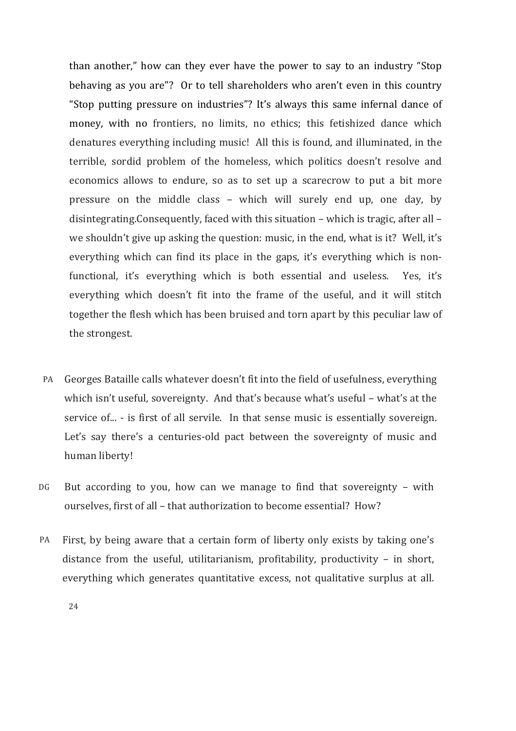than another," how can they ever have the power to say to an industry "Stop behaving as you are"? Or to tell shareholders who aren't even in this country "Stop putting pressure on industries"? It's always this same infernal dance of money, with no frontiers, no limits, no ethics; this fetishized dance which denatures everything including music! All this is found, and illuminated, in the terrible, sordid problem of the homeless, which politics doesn't resolve and economics allows to endure, so as to set up a scarecrow to put a bit more pressure on the middle class – which will surely end up, one day, by disintegrating.Consequently, faced with this situation – which is tragic, after all – we shouldn't give up asking the question: music, in the end, what is it? Well, it's everything which can find its place in the gaps, it's everything which is non-functional, it's everything which is both essential and useless. Yes, it's everything which doesn't fit into the frame of the useful, and it will stitch together the flesh which has been bruised and torn apart by this peculiar law of the strongest.

PA Georges Bataille calls whatever doesn't fit into the field of usefulness, everything which isn't useful, sovereignty. And that's because what's useful – what's at the service of... - is first of all servile. In that sense music is essentially sovereign. Let's say there's a centuries-old pact between the sovereignty of music and human liberty!

DG But according to you, how can we manage to find that sovereignty – with ourselves, first of all – that authorization to become essential? How?

PA First, by being aware that a certain form of liberty only exists by taking one's distance from the useful, utilitarianism, profitability, productivity – in short, everything which generates quantitative excess, not qualitative surplus at all.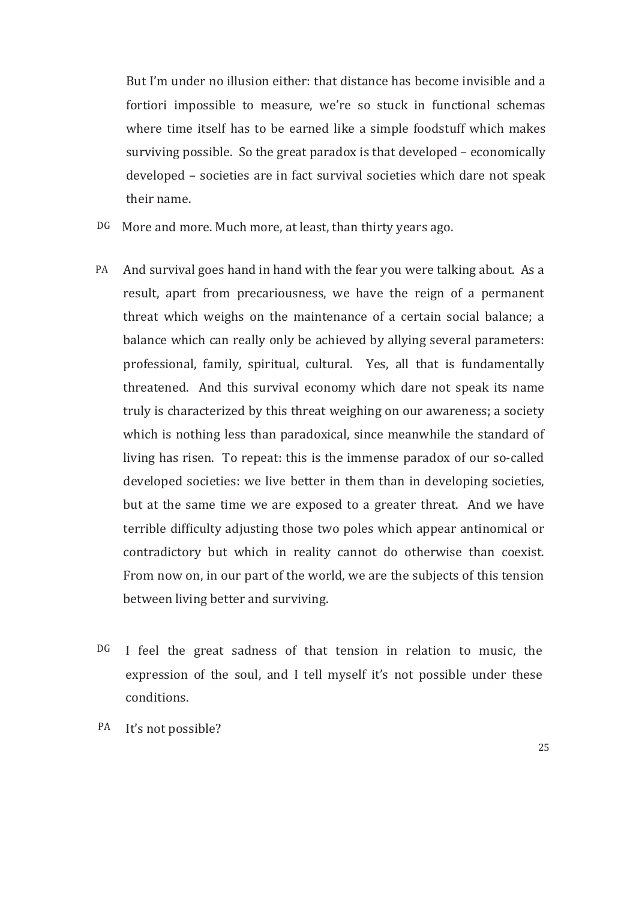But I'm under no illusion either: that distance has become invisible and a fortiori impossible to measure, we're so stuck in functional schemas where time itself has to be earned like a simple foodstuff which makes surviving possible. So the great paradox is that developed – economically developed – societies are in fact survival societies which dare not speak their name.

DG More and more. Much more, at least, than thirty years ago.

PA And survival goes hand in hand with the fear you were talking about. As a result, apart from precariousness, we have the reign of a permanent threat which weighs on the maintenance of a certain social balance; a balance which can really only be achieved by allying several parameters: professional, family, spiritual, cultural. Yes, all that is fundamentally threatened. And this survival economy which dare not speak its name truly is characterized by this threat weighing on our awareness; a society which is nothing less than paradoxical, since meanwhile the standard of living has risen. To repeat: this is the immense paradox of our so-called developed societies: we live better in them than in developing societies, but at the same time we are exposed to a greater threat. And we have terrible difficulty adjusting those two poles which appear antinomical or contradictory but which in reality cannot do otherwise than coexist. From now on, in our part of the world, we are the subjects of this tension between living better and surviving.

DG I feel the great sadness of that tension in relation to music, the expression of the soul, and I tell myself it's not possible under these conditions.

PA It's not possible?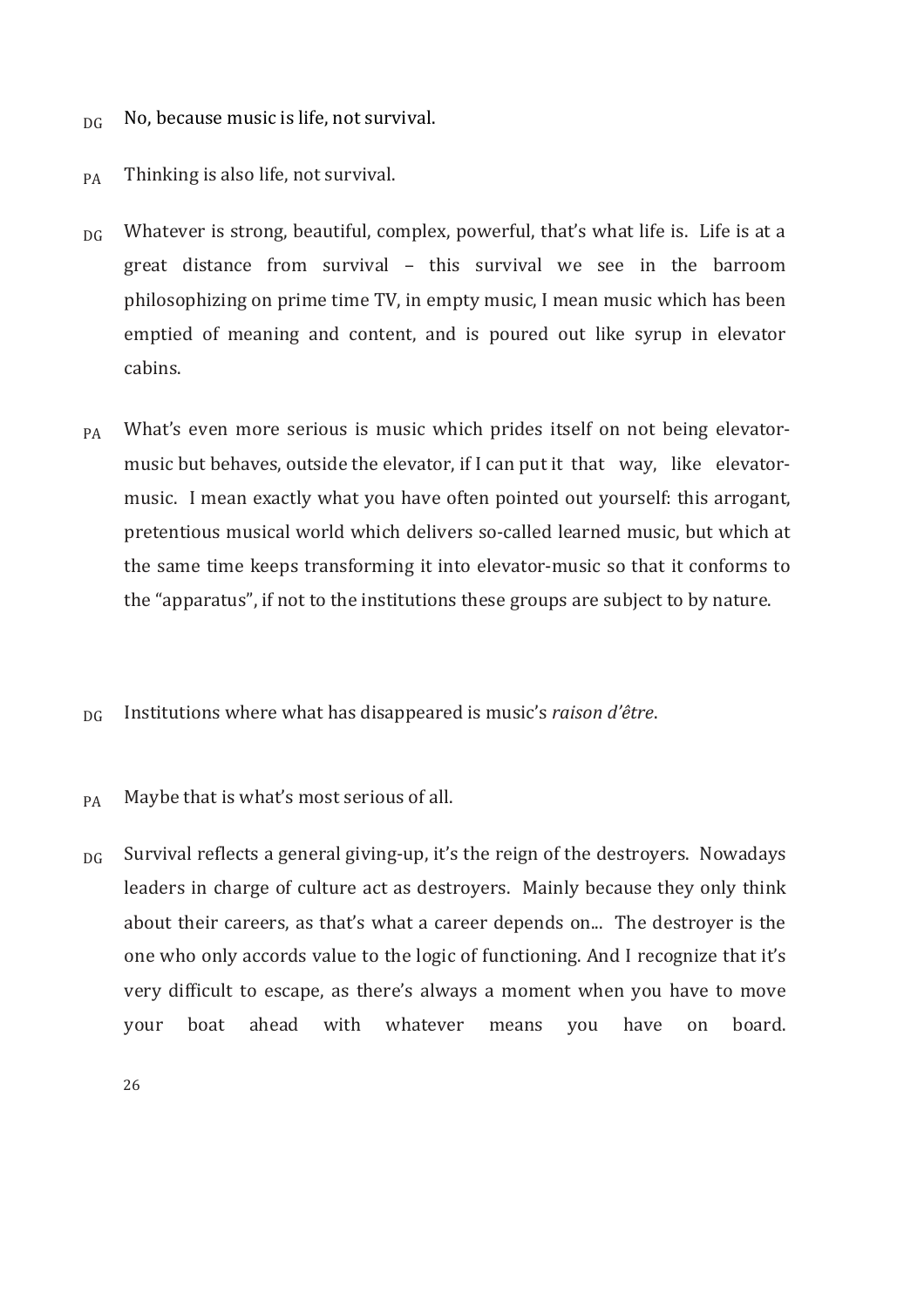DG No, because music is life, not survival.

PA Thinking is also life, not survival.

DG Whatever is strong, beautiful, complex, powerful, that's what life is. Life is at a great distance from survival – this survival we see in the barroom philosophizing on prime time TV, in empty music, I mean music which has been emptied of meaning and content, and is poured out like syrup in elevator cabins.

PA What's even more serious is music which prides itself on not being elevator-music but behaves, outside the elevator, if I can put it that way, like elevator-music. I mean exactly what you have often pointed out yourself: this arrogant, pretentious musical world which delivers so-called learned music, but which at the same time keeps transforming it into elevator-music so that it conforms to the "apparatus", if not to the institutions these groups are subject to by nature.

DG Institutions where what has disappeared is music's *raison d'être*.

PA Maybe that is what's most serious of all.

DG Survival reflects a general giving-up, it's the reign of the destroyers. Nowadays leaders in charge of culture act as destroyers. Mainly because they only think about their careers, as that's what a career depends on... The destroyer is the one who only accords value to the logic of functioning. And I recognize that it's very difficult to escape, as there's always a moment when you have to move your boat ahead with whatever means you have on board.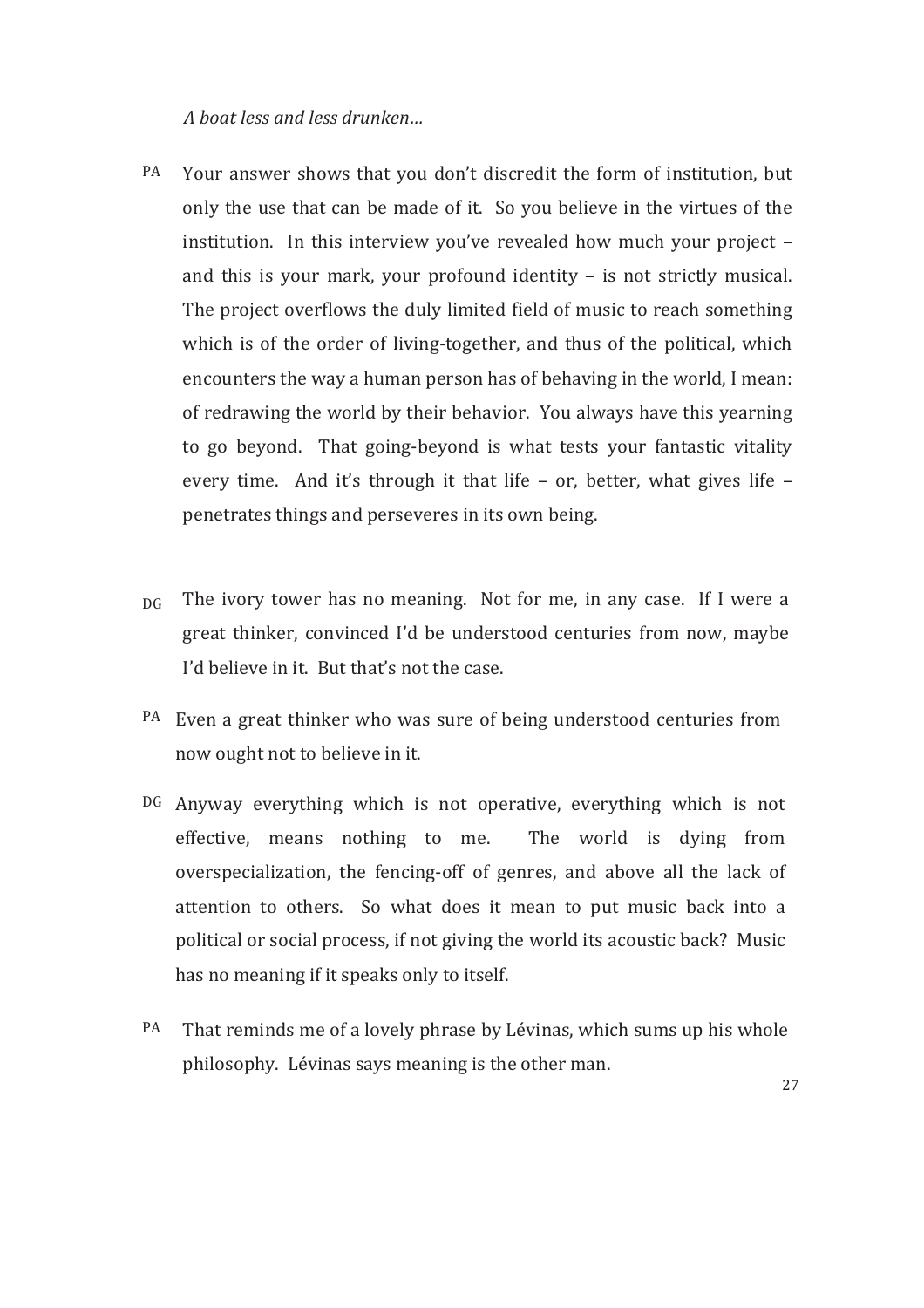*A boat less and less drunken…*

PA Your answer shows that you don't discredit the form of institution, but only the use that can be made of it. So you believe in the virtues of the institution. In this interview you've revealed how much your project – and this is your mark, your profound identity – is not strictly musical. The project overflows the duly limited field of music to reach something which is of the order of living-together, and thus of the political, which encounters the way a human person has of behaving in the world, I mean: of redrawing the world by their behavior. You always have this yearning to go beyond. That going-beyond is what tests your fantastic vitality every time. And it's through it that life – or, better, what gives life – penetrates things and perseveres in its own being.

DG The ivory tower has no meaning. Not for me, in any case. If I were a great thinker, convinced I'd be understood centuries from now, maybe I'd believe in it. But that's not the case.

PA Even a great thinker who was sure of being understood centuries from now ought not to believe in it.

DG Anyway everything which is not operative, everything which is not effective, means nothing to me. The world is dying from overspecialization, the fencing-off of genres, and above all the lack of attention to others. So what does it mean to put music back into a political or social process, if not giving the world its acoustic back? Music has no meaning if it speaks only to itself.

PA That reminds me of a lovely phrase by Lévinas, which sums up his whole philosophy. Lévinas says meaning is the other man.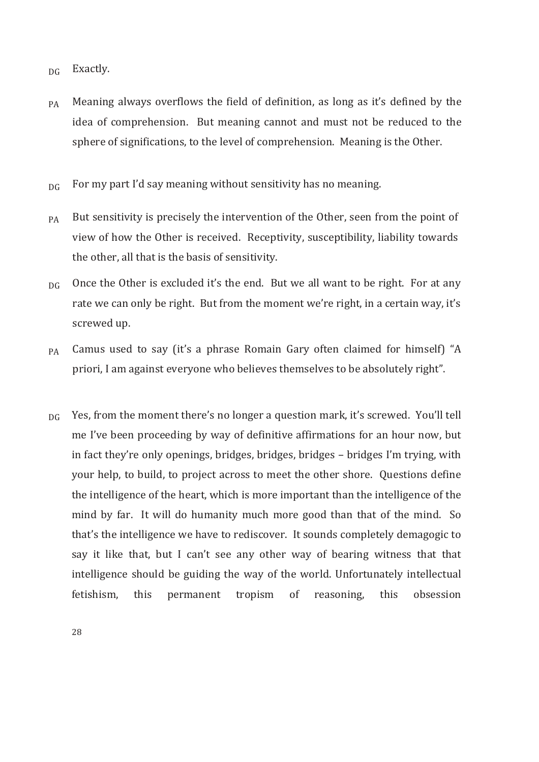DG Exactly.

PA Meaning always overflows the field of definition, as long as it's defined by the idea of comprehension. But meaning cannot and must not be reduced to the sphere of significations, to the level of comprehension. Meaning is the Other.

DG For my part I'd say meaning without sensitivity has no meaning.

PA But sensitivity is precisely the intervention of the Other, seen from the point of view of how the Other is received. Receptivity, susceptibility, liability towards the other, all that is the basis of sensitivity.

DG Once the Other is excluded it's the end. But we all want to be right. For at any rate we can only be right. But from the moment we're right, in a certain way, it's screwed up.

PA Camus used to say (it's a phrase Romain Gary often claimed for himself) "A priori, I am against everyone who believes themselves to be absolutely right".

DG Yes, from the moment there's no longer a question mark, it's screwed. You'll tell me I've been proceeding by way of definitive affirmations for an hour now, but in fact they're only openings, bridges, bridges, bridges – bridges I'm trying, with your help, to build, to project across to meet the other shore. Questions define the intelligence of the heart, which is more important than the intelligence of the mind by far. It will do humanity much more good than that of the mind. So that's the intelligence we have to rediscover. It sounds completely demagogic to say it like that, but I can't see any other way of bearing witness that that intelligence should be guiding the way of the world. Unfortunately intellectual fetishism, this permanent tropism of reasoning, this obsession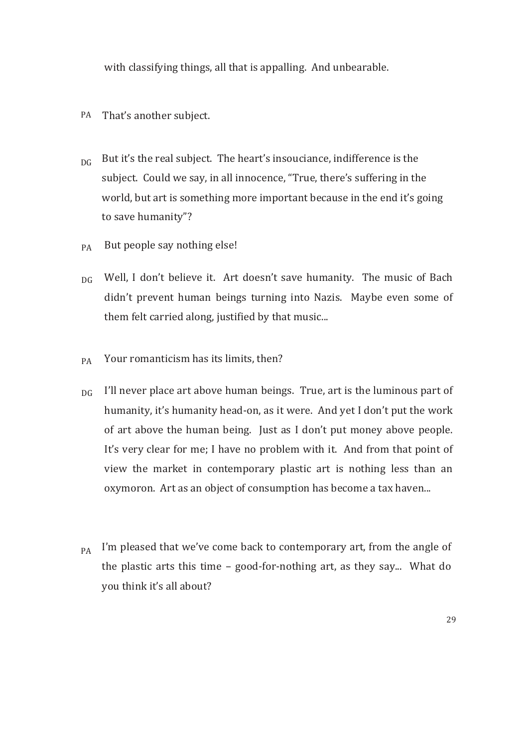with classifying things, all that is appalling. And unbearable.

PA That's another subject.

DG But it's the real subject. The heart's insouciance, indifference is the subject. Could we say, in all innocence, "True, there's suffering in the world, but art is something more important because in the end it's going to save humanity"?

PA But people say nothing else!

DG Well, I don't believe it. Art doesn't save humanity. The music of Bach didn't prevent human beings turning into Nazis. Maybe even some of them felt carried along, justified by that music...

PA Your romanticism has its limits, then?

DG I'll never place art above human beings. True, art is the luminous part of humanity, it's humanity head-on, as it were. And yet I don't put the work of art above the human being. Just as I don't put money above people. It's very clear for me; I have no problem with it. And from that point of view the market in contemporary plastic art is nothing less than an oxymoron. Art as an object of consumption has become a tax haven...

PA I'm pleased that we've come back to contemporary art, from the angle of the plastic arts this time – good-for-nothing art, as they say... What do you think it's all about?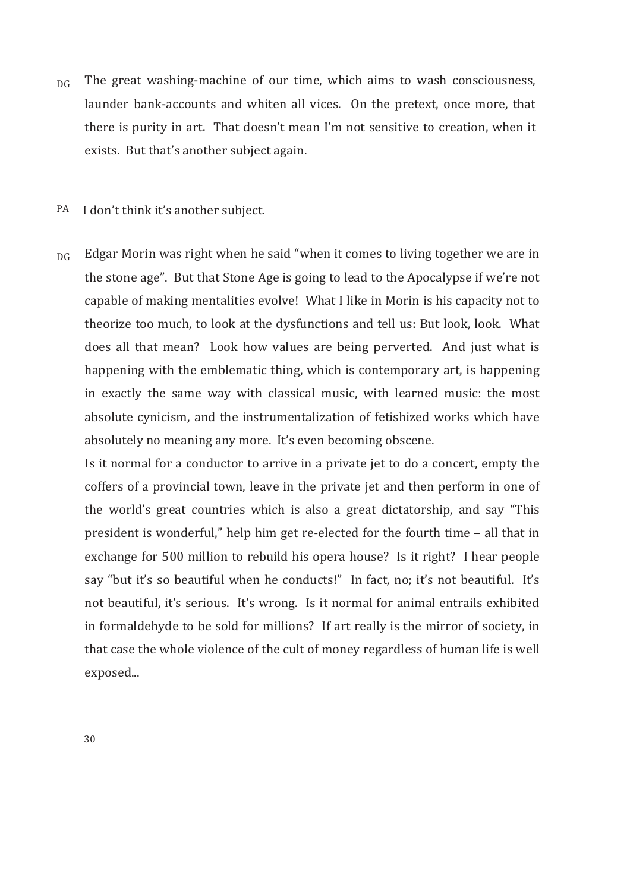DG The great washing-machine of our time, which aims to wash consciousness, launder bank-accounts and whiten all vices. On the pretext, once more, that there is purity in art. That doesn't mean I'm not sensitive to creation, when it exists. But that's another subject again.

PA I don't think it's another subject.

DG Edgar Morin was right when he said "when it comes to living together we are in the stone age". But that Stone Age is going to lead to the Apocalypse if we're not capable of making mentalities evolve! What I like in Morin is his capacity not to theorize too much, to look at the dysfunctions and tell us: But look, look. What does all that mean? Look how values are being perverted. And just what is happening with the emblematic thing, which is contemporary art, is happening in exactly the same way with classical music, with learned music: the most absolute cynicism, and the instrumentalization of fetishized works which have absolutely no meaning any more. It's even becoming obscene.

Is it normal for a conductor to arrive in a private jet to do a concert, empty the coffers of a provincial town, leave in the private jet and then perform in one of the world's great countries which is also a great dictatorship, and say "This president is wonderful," help him get re-elected for the fourth time – all that in exchange for 500 million to rebuild his opera house? Is it right? I hear people say "but it's so beautiful when he conducts!" In fact, no; it's not beautiful. It's not beautiful, it's serious. It's wrong. Is it normal for animal entrails exhibited in formaldehyde to be sold for millions? If art really is the mirror of society, in that case the whole violence of the cult of money regardless of human life is well exposed...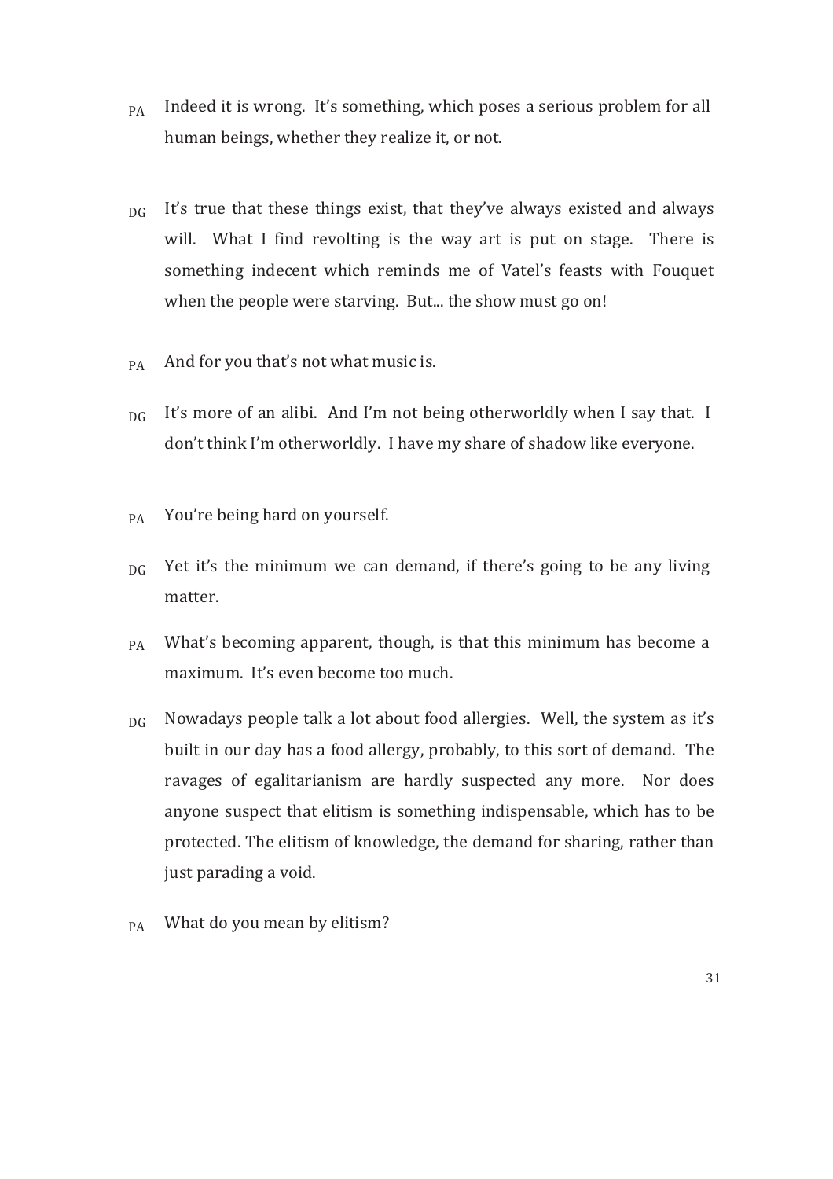PA Indeed it is wrong. It's something, which poses a serious problem for all human beings, whether they realize it, or not.

DG It's true that these things exist, that they've always existed and always will. What I find revolting is the way art is put on stage. There is something indecent which reminds me of Vatel's feasts with Fouquet when the people were starving. But... the show must go on!

PA And for you that's not what music is.

DG It's more of an alibi. And I'm not being otherworldly when I say that. I don't think I'm otherworldly. I have my share of shadow like everyone.

PA You're being hard on yourself.

DG Yet it's the minimum we can demand, if there's going to be any living matter.

PA What's becoming apparent, though, is that this minimum has become a maximum. It's even become too much.

DG Nowadays people talk a lot about food allergies. Well, the system as it's built in our day has a food allergy, probably, to this sort of demand. The ravages of egalitarianism are hardly suspected any more. Nor does anyone suspect that elitism is something indispensable, which has to be protected. The elitism of knowledge, the demand for sharing, rather than just parading a void.

PA What do you mean by elitism?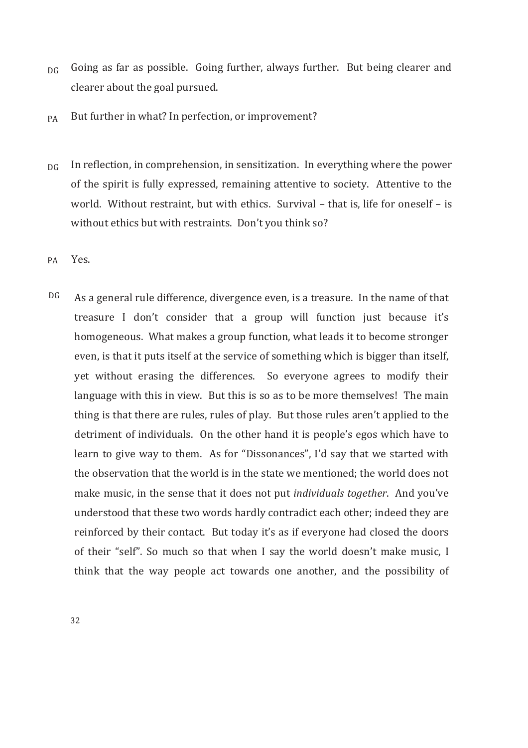DG Going as far as possible. Going further, always further. But being clearer and clearer about the goal pursued.

PA But further in what? In perfection, or improvement?

DG In reflection, in comprehension, in sensitization. In everything where the power of the spirit is fully expressed, remaining attentive to society. Attentive to the world. Without restraint, but with ethics. Survival – that is, life for oneself – is without ethics but with restraints. Don't you think so?

PA Yes.

DG As a general rule difference, divergence even, is a treasure. In the name of that treasure I don't consider that a group will function just because it's homogeneous. What makes a group function, what leads it to become stronger even, is that it puts itself at the service of something which is bigger than itself, yet without erasing the differences. So everyone agrees to modify their language with this in view. But this is so as to be more themselves! The main thing is that there are rules, rules of play. But those rules aren't applied to the detriment of individuals. On the other hand it is people's egos which have to learn to give way to them. As for "Dissonances", I'd say that we started with the observation that the world is in the state we mentioned; the world does not make music, in the sense that it does not put *individuals together*. And you've understood that these two words hardly contradict each other; indeed they are reinforced by their contact. But today it's as if everyone had closed the doors of their "self". So much so that when I say the world doesn't make music, I think that the way people act towards one another, and the possibility of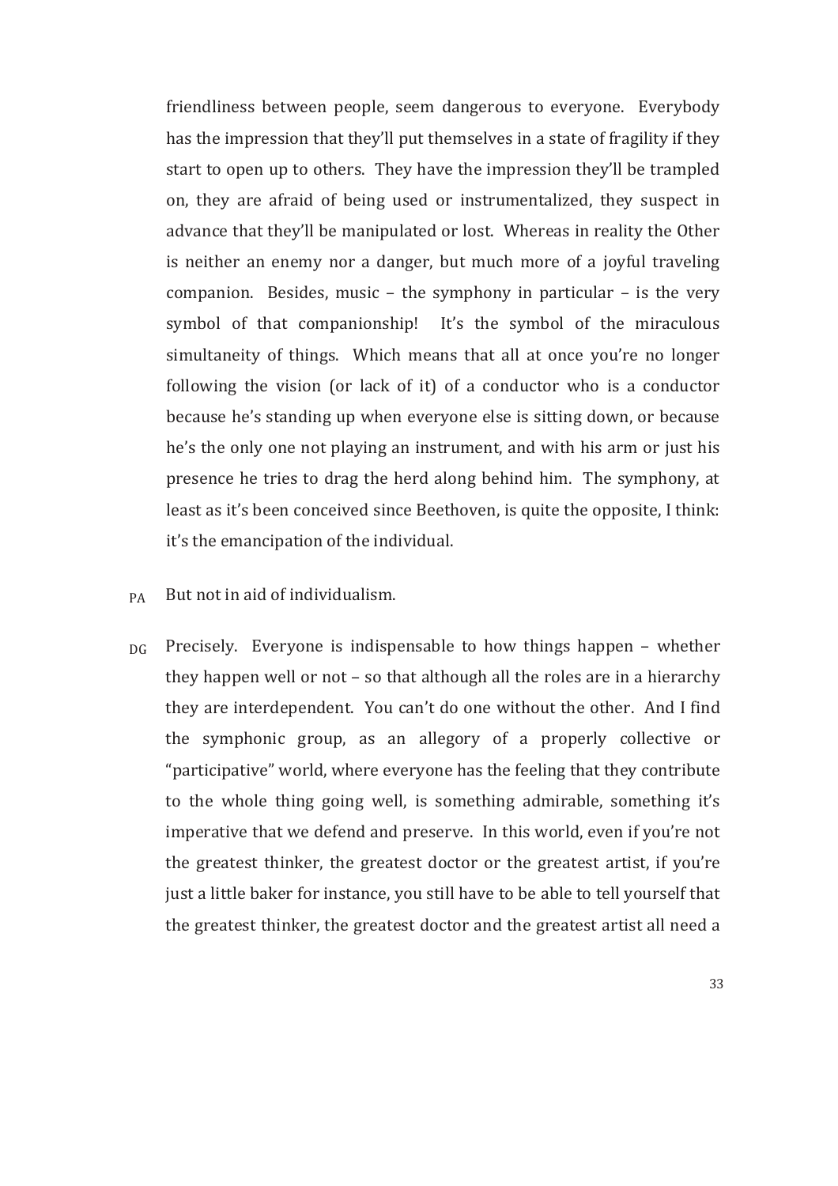friendliness between people, seem dangerous to everyone. Everybody has the impression that they'll put themselves in a state of fragility if they start to open up to others. They have the impression they'll be trampled on, they are afraid of being used or instrumentalized, they suspect in advance that they'll be manipulated or lost. Whereas in reality the Other is neither an enemy nor a danger, but much more of a joyful traveling companion. Besides, music – the symphony in particular – is the very symbol of that companionship! It's the symbol of the miraculous simultaneity of things. Which means that all at once you're no longer following the vision (or lack of it) of a conductor who is a conductor because he's standing up when everyone else is sitting down, or because he's the only one not playing an instrument, and with his arm or just his presence he tries to drag the herd along behind him. The symphony, at least as it's been conceived since Beethoven, is quite the opposite, I think: it's the emancipation of the individual.

PA But not in aid of individualism.

DG Precisely. Everyone is indispensable to how things happen – whether they happen well or not – so that although all the roles are in a hierarchy they are interdependent. You can't do one without the other. And I find the symphonic group, as an allegory of a properly collective or "participative" world, where everyone has the feeling that they contribute to the whole thing going well, is something admirable, something it's imperative that we defend and preserve. In this world, even if you're not the greatest thinker, the greatest doctor or the greatest artist, if you're just a little baker for instance, you still have to be able to tell yourself that the greatest thinker, the greatest doctor and the greatest artist all need a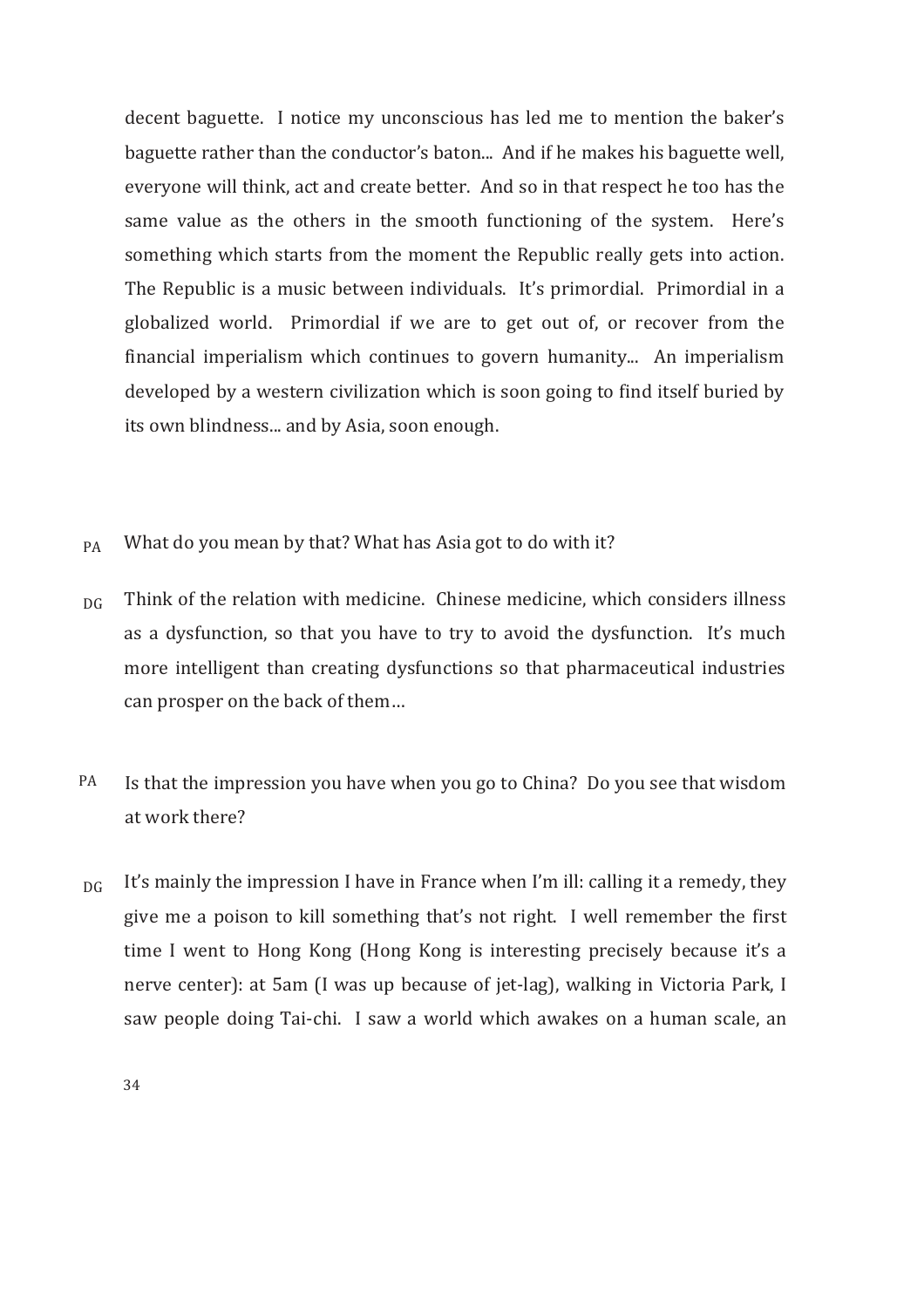decent baguette. I notice my unconscious has led me to mention the baker's baguette rather than the conductor's baton... And if he makes his baguette well, everyone will think, act and create better. And so in that respect he too has the same value as the others in the smooth functioning of the system. Here's something which starts from the moment the Republic really gets into action. The Republic is a music between individuals. It's primordial. Primordial in a globalized world. Primordial if we are to get out of, or recover from the financial imperialism which continues to govern humanity... An imperialism developed by a western civilization which is soon going to find itself buried by its own blindness... and by Asia, soon enough.

PA What do you mean by that? What has Asia got to do with it?

DG Think of the relation with medicine. Chinese medicine, which considers illness as a dysfunction, so that you have to try to avoid the dysfunction. It's much more intelligent than creating dysfunctions so that pharmaceutical industries can prosper on the back of them…

PA Is that the impression you have when you go to China? Do you see that wisdom at work there?

DG It's mainly the impression I have in France when I'm ill: calling it a remedy, they give me a poison to kill something that's not right. I well remember the first time I went to Hong Kong (Hong Kong is interesting precisely because it's a nerve center): at 5am (I was up because of jet-lag), walking in Victoria Park, I saw people doing Tai-chi. I saw a world which awakes on a human scale, an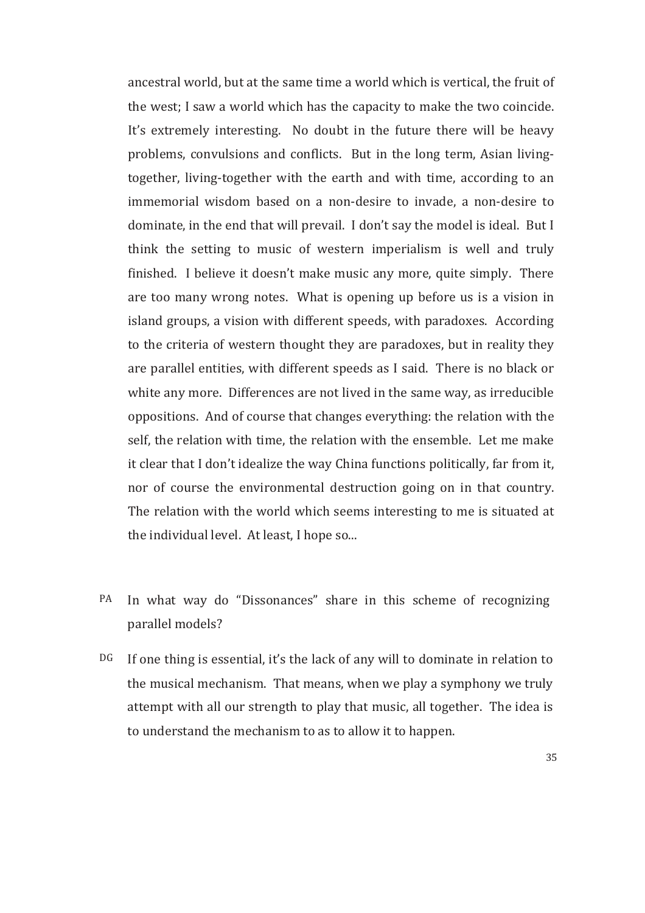ancestral world, but at the same time a world which is vertical, the fruit of the west; I saw a world which has the capacity to make the two coincide. It's extremely interesting. No doubt in the future there will be heavy problems, convulsions and conflicts. But in the long term, Asian living-together, living-together with the earth and with time, according to an immemorial wisdom based on a non-desire to invade, a non-desire to dominate, in the end that will prevail. I don't say the model is ideal. But I think the setting to music of western imperialism is well and truly finished. I believe it doesn't make music any more, quite simply. There are too many wrong notes. What is opening up before us is a vision in island groups, a vision with different speeds, with paradoxes. According to the criteria of western thought they are paradoxes, but in reality they are parallel entities, with different speeds as I said. There is no black or white any more. Differences are not lived in the same way, as irreducible oppositions. And of course that changes everything: the relation with the self, the relation with time, the relation with the ensemble. Let me make it clear that I don't idealize the way China functions politically, far from it, nor of course the environmental destruction going on in that country. The relation with the world which seems interesting to me is situated at the individual level. At least, I hope so...

PA In what way do "Dissonances" share in this scheme of recognizing parallel models?

DG If one thing is essential, it's the lack of any will to dominate in relation to the musical mechanism. That means, when we play a symphony we truly attempt with all our strength to play that music, all together. The idea is to understand the mechanism to as to allow it to happen.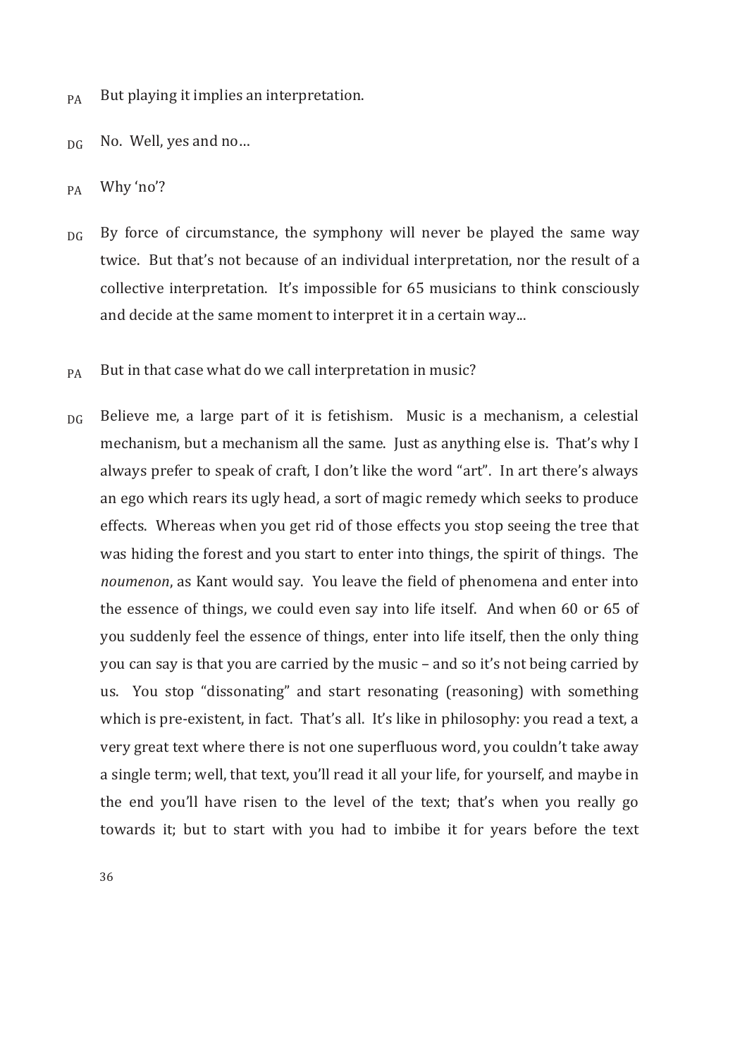PA But playing it implies an interpretation.

DG No. Well, yes and no…

PA Why 'no'?

DG By force of circumstance, the symphony will never be played the same way twice. But that's not because of an individual interpretation, nor the result of a collective interpretation. It's impossible for 65 musicians to think consciously and decide at the same moment to interpret it in a certain way...

PA But in that case what do we call interpretation in music?

DG Believe me, a large part of it is fetishism. Music is a mechanism, a celestial mechanism, but a mechanism all the same. Just as anything else is. That's why I always prefer to speak of craft, I don't like the word "art". In art there's always an ego which rears its ugly head, a sort of magic remedy which seeks to produce effects. Whereas when you get rid of those effects you stop seeing the tree that was hiding the forest and you start to enter into things, the spirit of things. The *noumenon*, as Kant would say. You leave the field of phenomena and enter into the essence of things, we could even say into life itself. And when 60 or 65 of you suddenly feel the essence of things, enter into life itself, then the only thing you can say is that you are carried by the music – and so it's not being carried by us. You stop "dissonating" and start resonating (reasoning) with something which is pre-existent, in fact. That's all. It's like in philosophy: you read a text, a very great text where there is not one superfluous word, you couldn't take away a single term; well, that text, you'll read it all your life, for yourself, and maybe in the end you'll have risen to the level of the text; that's when you really go towards it; but to start with you had to imbibe it for years before the text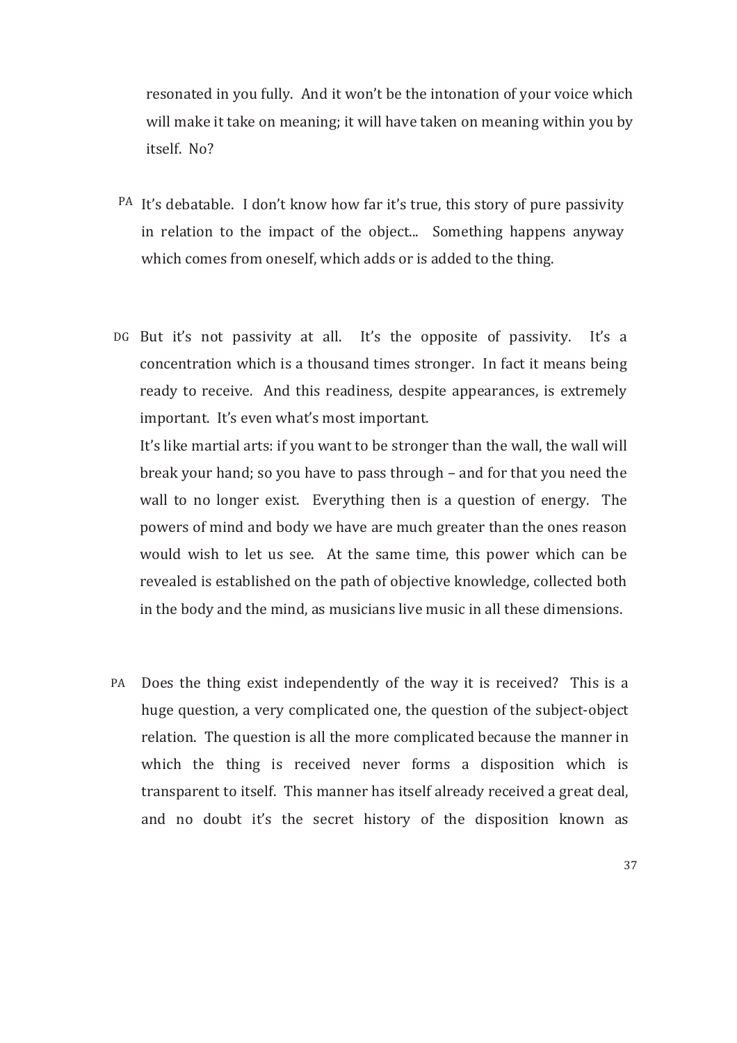resonated in you fully. And it won't be the intonation of your voice which will make it take on meaning; it will have taken on meaning within you by itself. No?

PA It's debatable. I don't know how far it's true, this story of pure passivity in relation to the impact of the object... Something happens anyway which comes from oneself, which adds or is added to the thing.

DG But it's not passivity at all. It's the opposite of passivity. It's a concentration which is a thousand times stronger. In fact it means being ready to receive. And this readiness, despite appearances, is extremely important. It's even what's most important.

It's like martial arts: if you want to be stronger than the wall, the wall will break your hand; so you have to pass through – and for that you need the wall to no longer exist. Everything then is a question of energy. The powers of mind and body we have are much greater than the ones reason would wish to let us see. At the same time, this power which can be revealed is established on the path of objective knowledge, collected both in the body and the mind, as musicians live music in all these dimensions.

PA Does the thing exist independently of the way it is received? This is a huge question, a very complicated one, the question of the subject-object relation. The question is all the more complicated because the manner in which the thing is received never forms a disposition which is transparent to itself. This manner has itself already received a great deal, and no doubt it's the secret history of the disposition known as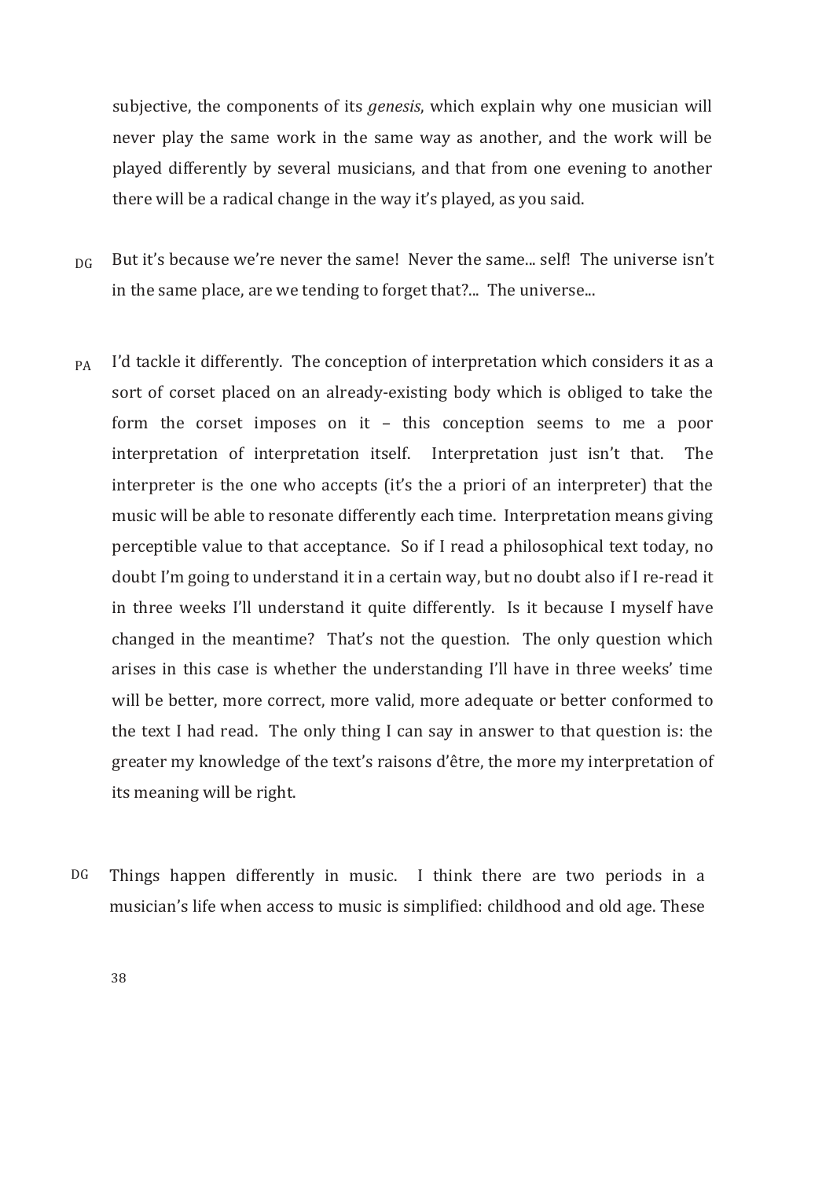subjective, the components of its *genesis*, which explain why one musician will never play the same work in the same way as another, and the work will be played differently by several musicians, and that from one evening to another there will be a radical change in the way it's played, as you said.

DG But it's because we're never the same! Never the same... self! The universe isn't in the same place, are we tending to forget that?... The universe...

PA I'd tackle it differently. The conception of interpretation which considers it as a sort of corset placed on an already-existing body which is obliged to take the form the corset imposes on it – this conception seems to me a poor interpretation of interpretation itself. Interpretation just isn't that. The interpreter is the one who accepts (it's the a priori of an interpreter) that the music will be able to resonate differently each time. Interpretation means giving perceptible value to that acceptance. So if I read a philosophical text today, no doubt I'm going to understand it in a certain way, but no doubt also if I re-read it in three weeks I'll understand it quite differently. Is it because I myself have changed in the meantime? That's not the question. The only question which arises in this case is whether the understanding I'll have in three weeks' time will be better, more correct, more valid, more adequate or better conformed to the text I had read. The only thing I can say in answer to that question is: the greater my knowledge of the text's raisons d'être, the more my interpretation of its meaning will be right.

DG Things happen differently in music. I think there are two periods in a musician's life when access to music is simplified: childhood and old age. These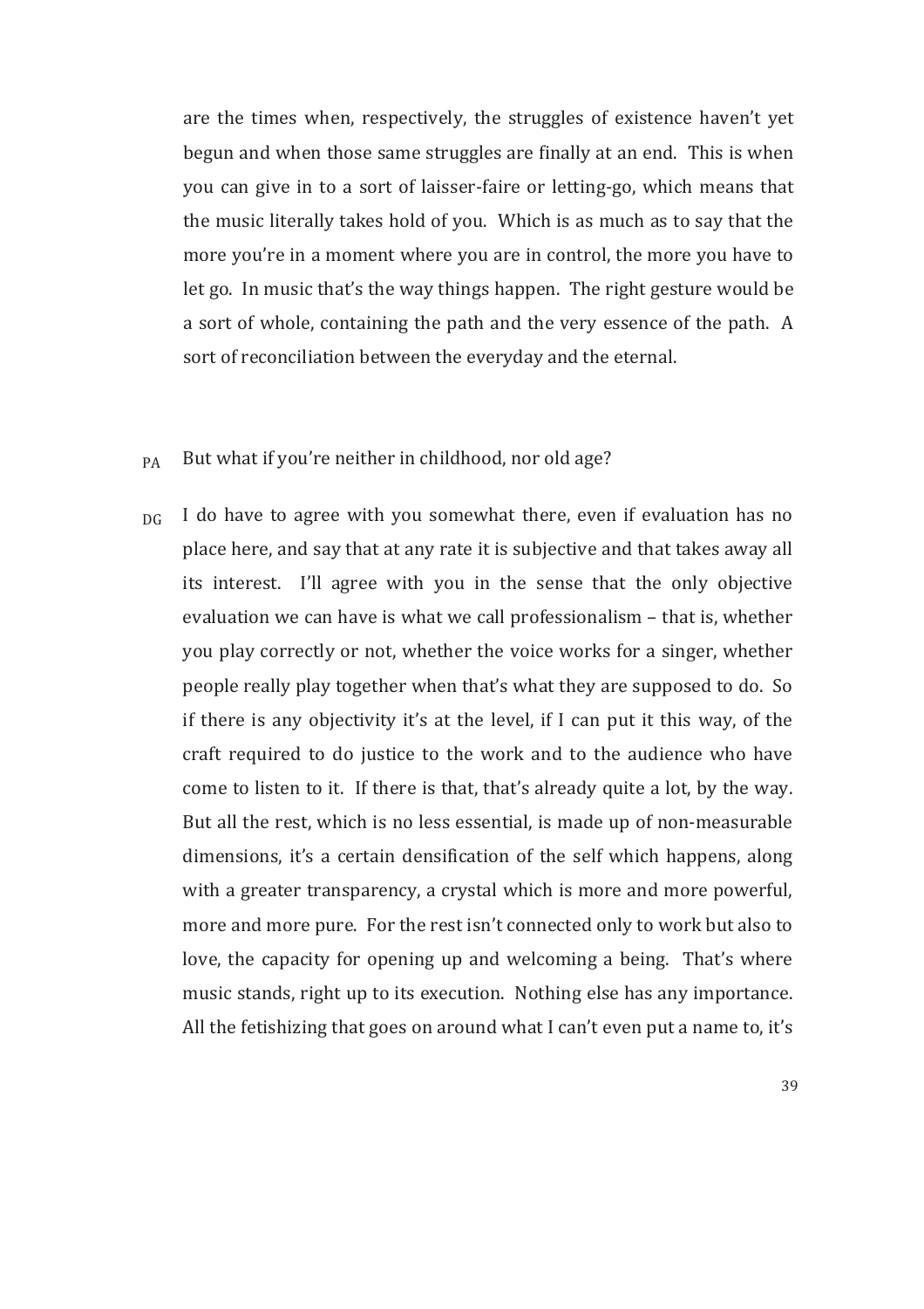are the times when, respectively, the struggles of existence haven't yet begun and when those same struggles are finally at an end. This is when you can give in to a sort of laisser-faire or letting-go, which means that the music literally takes hold of you. Which is as much as to say that the more you're in a moment where you are in control, the more you have to let go. In music that's the way things happen. The right gesture would be a sort of whole, containing the path and the very essence of the path. A sort of reconciliation between the everyday and the eternal.

PA But what if you're neither in childhood, nor old age?

DG I do have to agree with you somewhat there, even if evaluation has no place here, and say that at any rate it is subjective and that takes away all its interest. I'll agree with you in the sense that the only objective evaluation we can have is what we call professionalism – that is, whether you play correctly or not, whether the voice works for a singer, whether people really play together when that's what they are supposed to do. So if there is any objectivity it's at the level, if I can put it this way, of the craft required to do justice to the work and to the audience who have come to listen to it. If there is that, that's already quite a lot, by the way. But all the rest, which is no less essential, is made up of non-measurable dimensions, it's a certain densification of the self which happens, along with a greater transparency, a crystal which is more and more powerful, more and more pure. For the rest isn't connected only to work but also to love, the capacity for opening up and welcoming a being. That's where music stands, right up to its execution. Nothing else has any importance. All the fetishizing that goes on around what I can't even put a name to, it's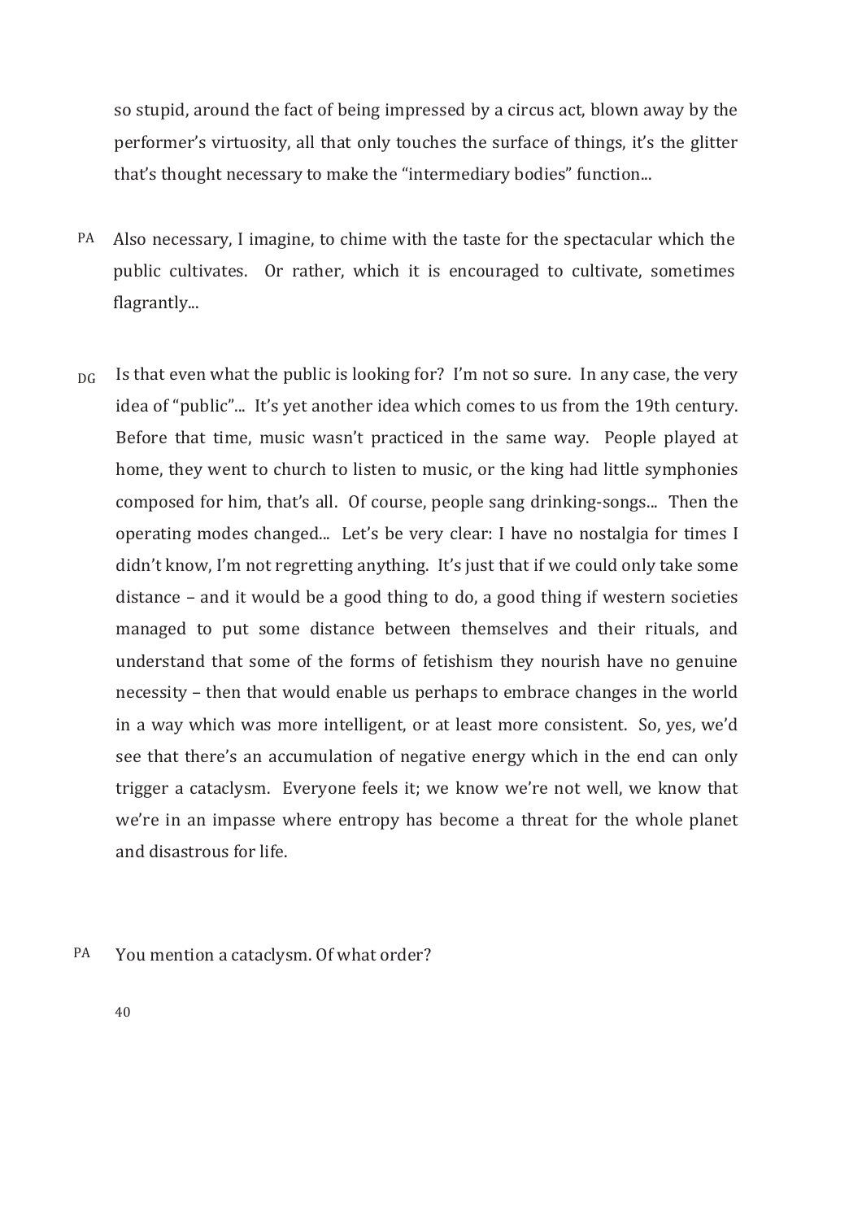so stupid, around the fact of being impressed by a circus act, blown away by the performer's virtuosity, all that only touches the surface of things, it's the glitter that's thought necessary to make the "intermediary bodies" function...

PA Also necessary, I imagine, to chime with the taste for the spectacular which the public cultivates. Or rather, which it is encouraged to cultivate, sometimes flagrantly...

DG Is that even what the public is looking for? I'm not so sure. In any case, the very idea of "public"... It's yet another idea which comes to us from the 19th century. Before that time, music wasn't practiced in the same way. People played at home, they went to church to listen to music, or the king had little symphonies composed for him, that's all. Of course, people sang drinking-songs... Then the operating modes changed... Let's be very clear: I have no nostalgia for times I didn't know, I'm not regretting anything. It's just that if we could only take some distance – and it would be a good thing to do, a good thing if western societies managed to put some distance between themselves and their rituals, and understand that some of the forms of fetishism they nourish have no genuine necessity – then that would enable us perhaps to embrace changes in the world in a way which was more intelligent, or at least more consistent. So, yes, we'd see that there's an accumulation of negative energy which in the end can only trigger a cataclysm. Everyone feels it; we know we're not well, we know that we're in an impasse where entropy has become a threat for the whole planet and disastrous for life.

PA You mention a cataclysm. Of what order?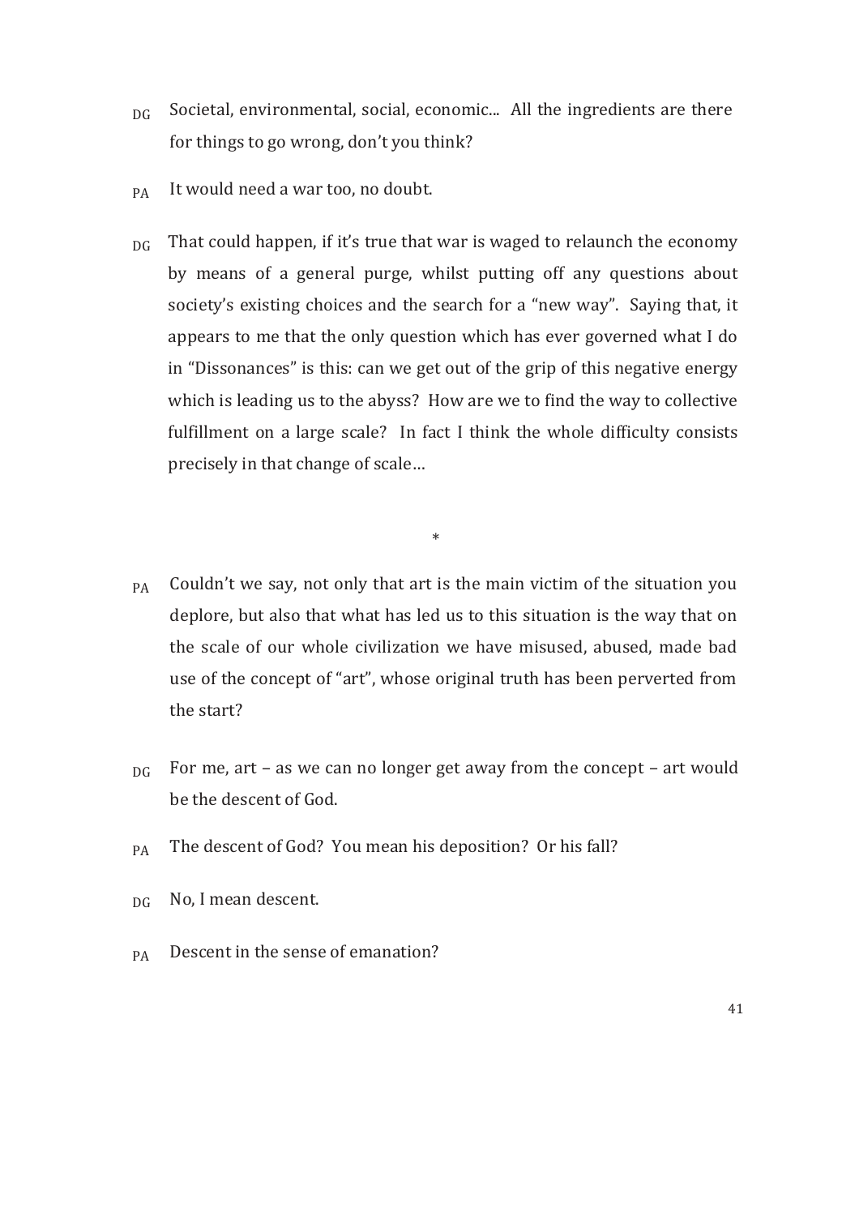DG Societal, environmental, social, economic... All the ingredients are there for things to go wrong, don't you think?

PA It would need a war too, no doubt.

DG That could happen, if it's true that war is waged to relaunch the economy by means of a general purge, whilst putting off any questions about society's existing choices and the search for a "new way". Saying that, it appears to me that the only question which has ever governed what I do in "Dissonances" is this: can we get out of the grip of this negative energy which is leading us to the abyss? How are we to find the way to collective fulfillment on a large scale? In fact I think the whole difficulty consists precisely in that change of scale…

*

PA Couldn't we say, not only that art is the main victim of the situation you deplore, but also that what has led us to this situation is the way that on the scale of our whole civilization we have misused, abused, made bad use of the concept of "art", whose original truth has been perverted from the start?

DG For me, art – as we can no longer get away from the concept – art would be the descent of God.

PA The descent of God? You mean his deposition? Or his fall?

DG No, I mean descent.

PA Descent in the sense of emanation?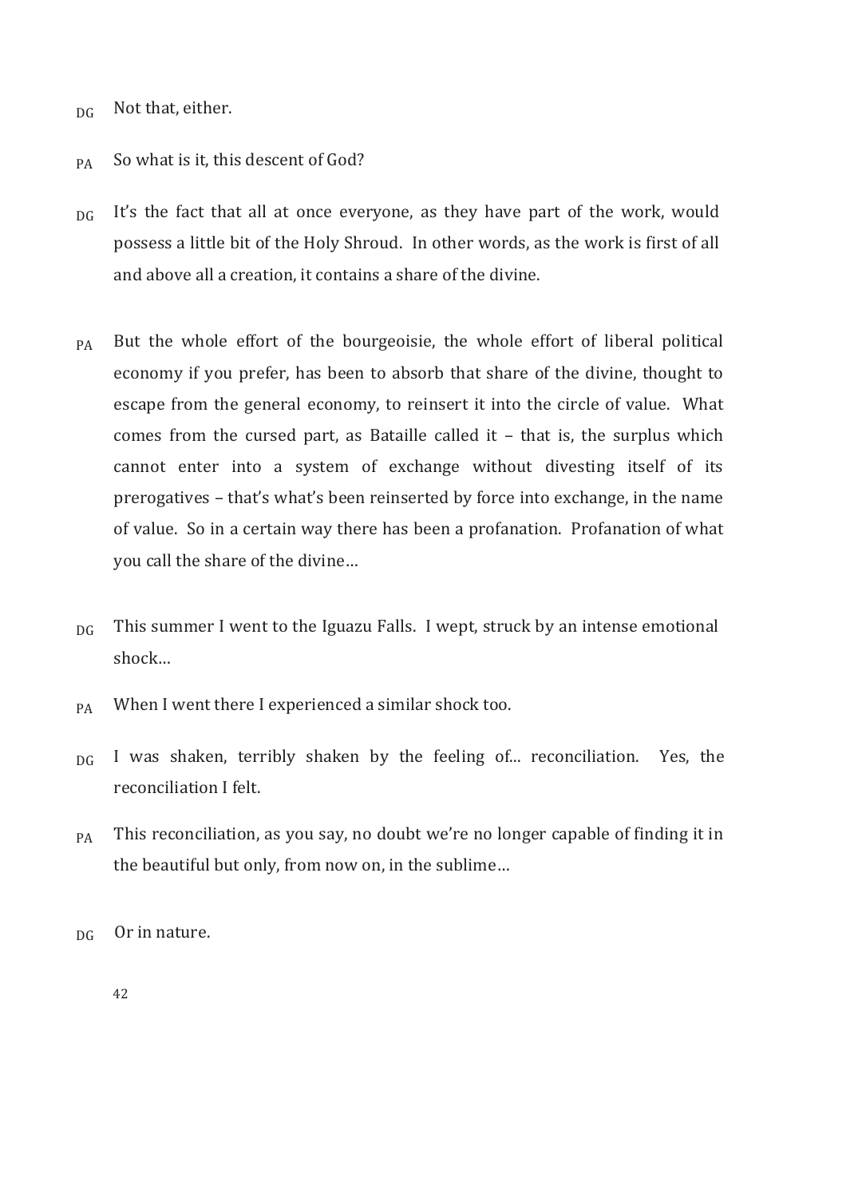DG Not that, either.

PA So what is it, this descent of God?

DG It's the fact that all at once everyone, as they have part of the work, would possess a little bit of the Holy Shroud. In other words, as the work is first of all and above all a creation, it contains a share of the divine.

PA But the whole effort of the bourgeoisie, the whole effort of liberal political economy if you prefer, has been to absorb that share of the divine, thought to escape from the general economy, to reinsert it into the circle of value. What comes from the cursed part, as Bataille called it – that is, the surplus which cannot enter into a system of exchange without divesting itself of its prerogatives – that's what's been reinserted by force into exchange, in the name of value. So in a certain way there has been a profanation. Profanation of what you call the share of the divine…

DG This summer I went to the Iguazu Falls. I wept, struck by an intense emotional shock…

PA When I went there I experienced a similar shock too.

DG I was shaken, terribly shaken by the feeling of... reconciliation. Yes, the reconciliation I felt.

PA This reconciliation, as you say, no doubt we're no longer capable of finding it in the beautiful but only, from now on, in the sublime…

DG Or in nature.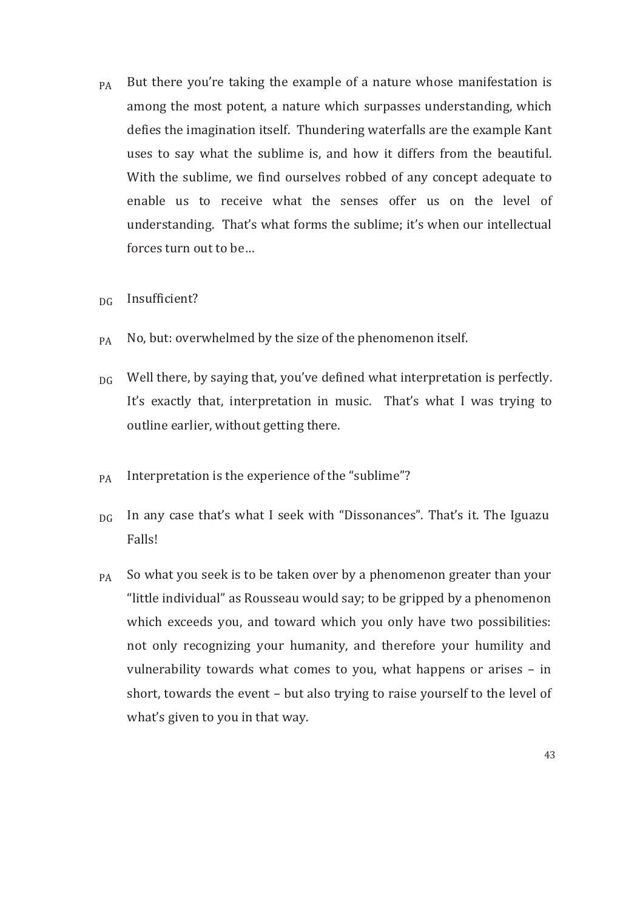PA But there you're taking the example of a nature whose manifestation is among the most potent, a nature which surpasses understanding, which defies the imagination itself. Thundering waterfalls are the example Kant uses to say what the sublime is, and how it differs from the beautiful. With the sublime, we find ourselves robbed of any concept adequate to enable us to receive what the senses offer us on the level of understanding. That's what forms the sublime; it's when our intellectual forces turn out to be…

DG Insufficient?

PA No, but: overwhelmed by the size of the phenomenon itself.

DG Well there, by saying that, you've defined what interpretation is perfectly. It's exactly that, interpretation in music. That's what I was trying to outline earlier, without getting there.

PA Interpretation is the experience of the "sublime"?

DG In any case that's what I seek with "Dissonances". That's it. The Iguazu Falls!

PA So what you seek is to be taken over by a phenomenon greater than your "little individual" as Rousseau would say; to be gripped by a phenomenon which exceeds you, and toward which you only have two possibilities: not only recognizing your humanity, and therefore your humility and vulnerability towards what comes to you, what happens or arises – in short, towards the event – but also trying to raise yourself to the level of what's given to you in that way.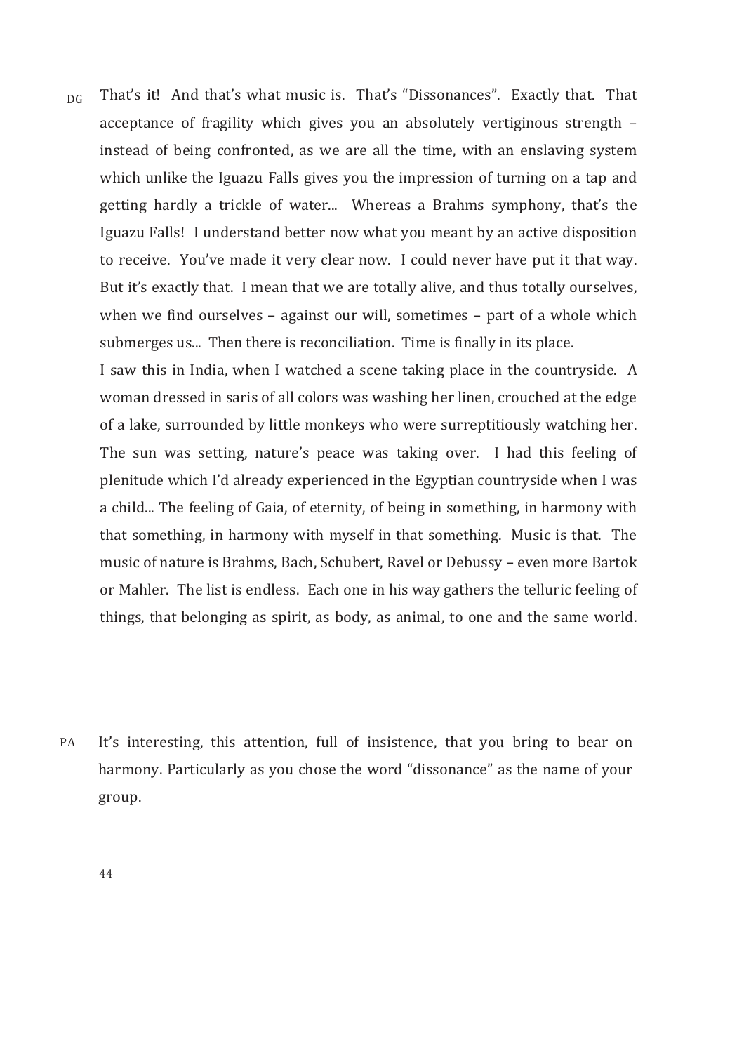DG That's it! And that's what music is. That's "Dissonances". Exactly that. That acceptance of fragility which gives you an absolutely vertiginous strength – instead of being confronted, as we are all the time, with an enslaving system which unlike the Iguazu Falls gives you the impression of turning on a tap and getting hardly a trickle of water... Whereas a Brahms symphony, that's the Iguazu Falls! I understand better now what you meant by an active disposition to receive. You've made it very clear now. I could never have put it that way. But it's exactly that. I mean that we are totally alive, and thus totally ourselves, when we find ourselves – against our will, sometimes – part of a whole which submerges us... Then there is reconciliation. Time is finally in its place.

I saw this in India, when I watched a scene taking place in the countryside. A woman dressed in saris of all colors was washing her linen, crouched at the edge of a lake, surrounded by little monkeys who were surreptitiously watching her. The sun was setting, nature's peace was taking over. I had this feeling of plenitude which I'd already experienced in the Egyptian countryside when I was a child... The feeling of Gaia, of eternity, of being in something, in harmony with that something, in harmony with myself in that something. Music is that. The music of nature is Brahms, Bach, Schubert, Ravel or Debussy – even more Bartok or Mahler. The list is endless. Each one in his way gathers the telluric feeling of things, that belonging as spirit, as body, as animal, to one and the same world.

PA It's interesting, this attention, full of insistence, that you bring to bear on harmony. Particularly as you chose the word "dissonance" as the name of your group.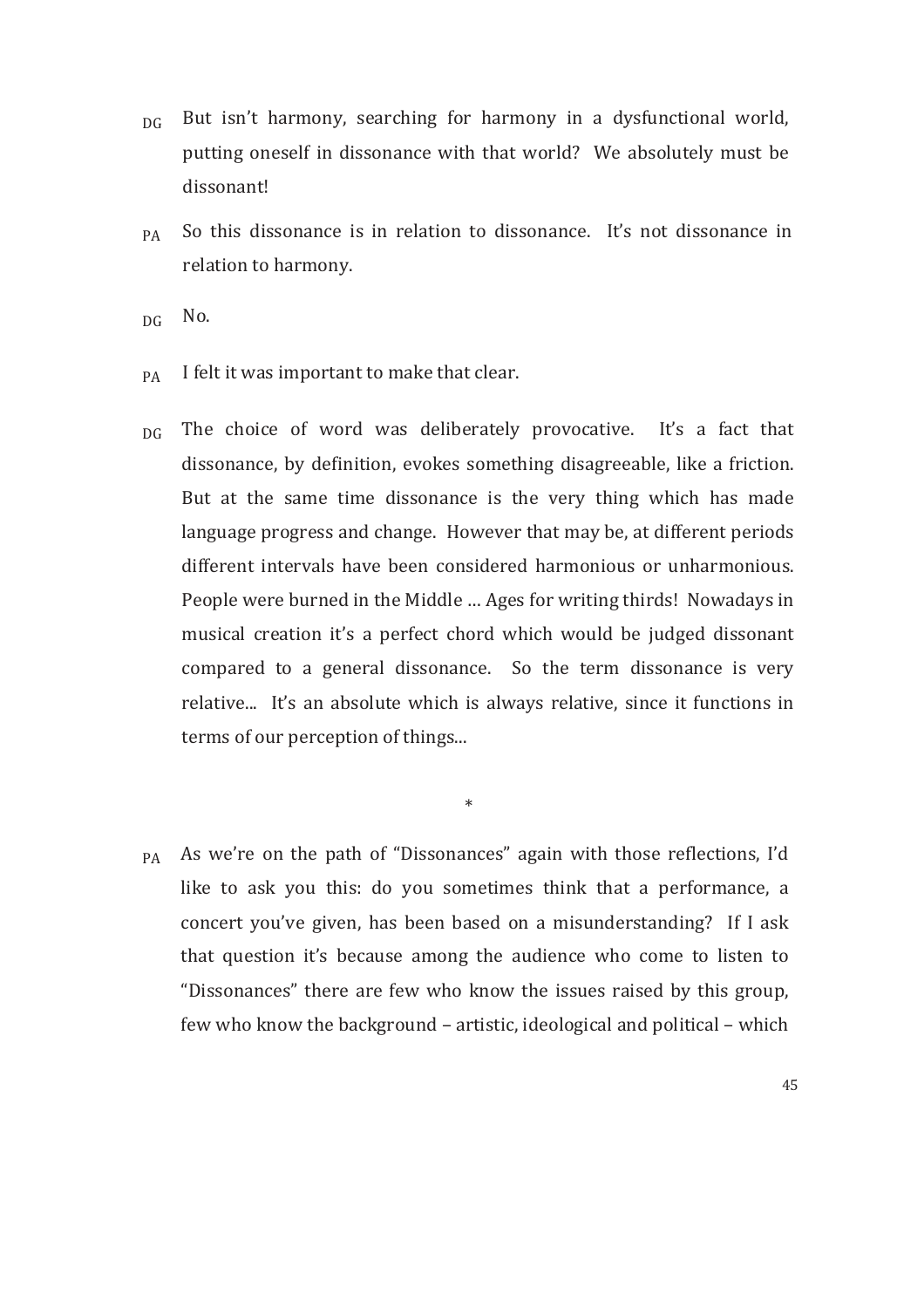DG But isn't harmony, searching for harmony in a dysfunctional world, putting oneself in dissonance with that world? We absolutely must be dissonant!

PA So this dissonance is in relation to dissonance. It's not dissonance in relation to harmony.

DG No.

PA I felt it was important to make that clear.

DG The choice of word was deliberately provocative. It's a fact that dissonance, by definition, evokes something disagreeable, like a friction. But at the same time dissonance is the very thing which has made language progress and change. However that may be, at different periods different intervals have been considered harmonious or unharmonious. People were burned in the Middle … Ages for writing thirds! Nowadays in musical creation it's a perfect chord which would be judged dissonant compared to a general dissonance. So the term dissonance is very relative... It's an absolute which is always relative, since it functions in terms of our perception of things...

*

PA As we're on the path of "Dissonances" again with those reflections, I'd like to ask you this: do you sometimes think that a performance, a concert you've given, has been based on a misunderstanding? If I ask that question it's because among the audience who come to listen to "Dissonances" there are few who know the issues raised by this group, few who know the background – artistic, ideological and political – which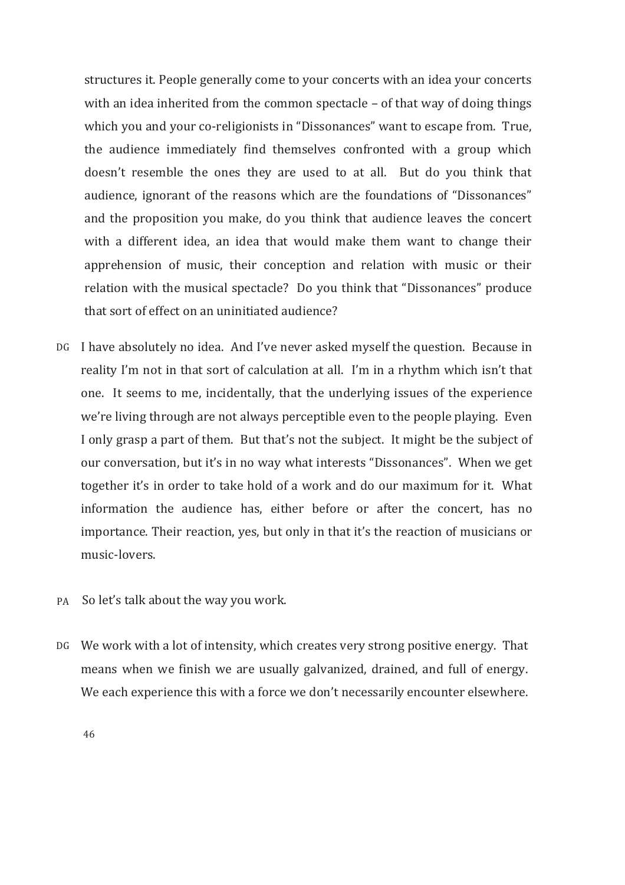structures it. People generally come to your concerts with an idea your concerts with an idea inherited from the common spectacle – of that way of doing things which you and your co-religionists in "Dissonances" want to escape from. True, the audience immediately find themselves confronted with a group which doesn't resemble the ones they are used to at all. But do you think that audience, ignorant of the reasons which are the foundations of "Dissonances" and the proposition you make, do you think that audience leaves the concert with a different idea, an idea that would make them want to change their apprehension of music, their conception and relation with music or their relation with the musical spectacle? Do you think that "Dissonances" produce that sort of effect on an uninitiated audience?

DG I have absolutely no idea. And I've never asked myself the question. Because in reality I'm not in that sort of calculation at all. I'm in a rhythm which isn't that one. It seems to me, incidentally, that the underlying issues of the experience we're living through are not always perceptible even to the people playing. Even I only grasp a part of them. But that's not the subject. It might be the subject of our conversation, but it's in no way what interests "Dissonances". When we get together it's in order to take hold of a work and do our maximum for it. What information the audience has, either before or after the concert, has no importance. Their reaction, yes, but only in that it's the reaction of musicians or music-lovers.

PA So let's talk about the way you work.

DG We work with a lot of intensity, which creates very strong positive energy. That means when we finish we are usually galvanized, drained, and full of energy. We each experience this with a force we don't necessarily encounter elsewhere.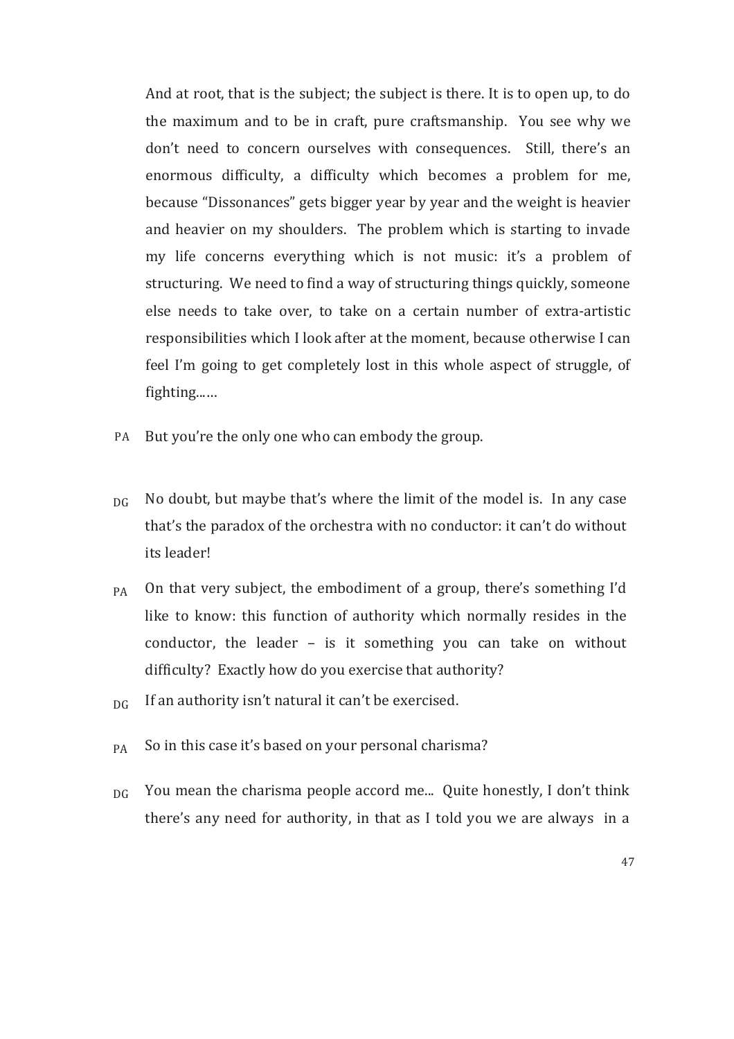And at root, that is the subject; the subject is there. It is to open up, to do the maximum and to be in craft, pure craftsmanship. You see why we don't need to concern ourselves with consequences. Still, there's an enormous difficulty, a difficulty which becomes a problem for me, because "Dissonances" gets bigger year by year and the weight is heavier and heavier on my shoulders. The problem which is starting to invade my life concerns everything which is not music: it's a problem of structuring. We need to find a way of structuring things quickly, someone else needs to take over, to take on a certain number of extra-artistic responsibilities which I look after at the moment, because otherwise I can feel I'm going to get completely lost in this whole aspect of struggle, of fighting……

PA But you're the only one who can embody the group.

DG No doubt, but maybe that's where the limit of the model is. In any case that's the paradox of the orchestra with no conductor: it can't do without its leader!

PA On that very subject, the embodiment of a group, there's something I'd like to know: this function of authority which normally resides in the conductor, the leader – is it something you can take on without difficulty? Exactly how do you exercise that authority?

DG If an authority isn't natural it can't be exercised.

PA So in this case it's based on your personal charisma?

DG You mean the charisma people accord me... Quite honestly, I don't think there's any need for authority, in that as I told you we are always in a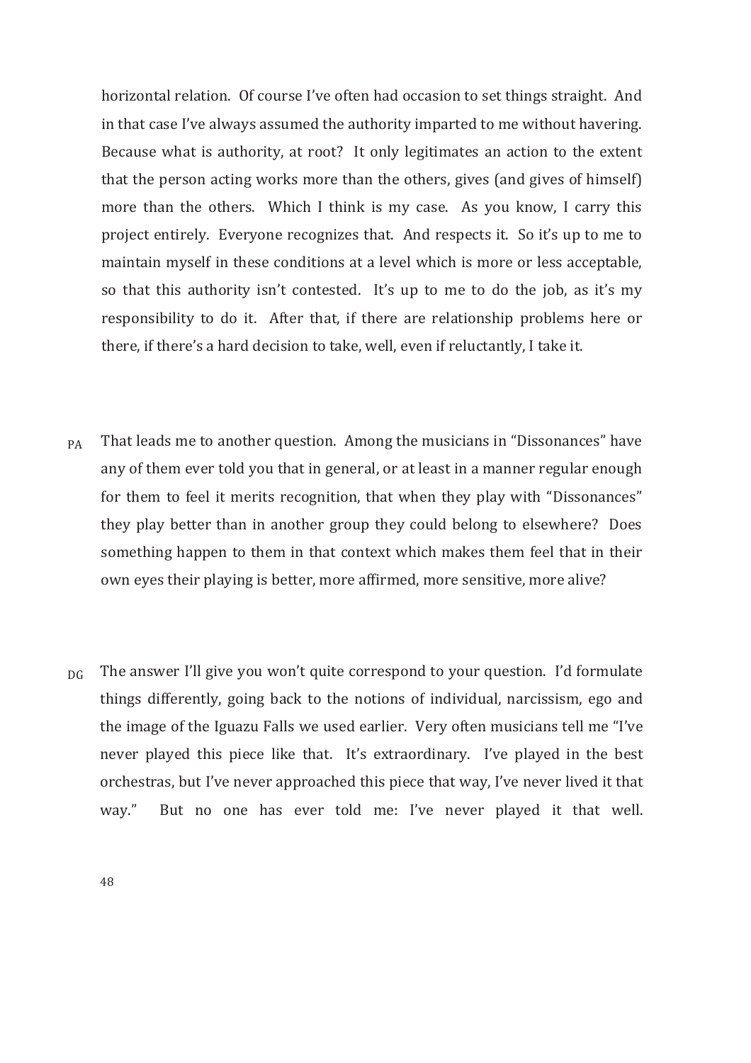horizontal relation. Of course I've often had occasion to set things straight. And in that case I've always assumed the authority imparted to me without havering. Because what is authority, at root? It only legitimates an action to the extent that the person acting works more than the others, gives (and gives of himself) more than the others. Which I think is my case. As you know, I carry this project entirely. Everyone recognizes that. And respects it. So it's up to me to maintain myself in these conditions at a level which is more or less acceptable, so that this authority isn't contested. It's up to me to do the job, as it's my responsibility to do it. After that, if there are relationship problems here or there, if there's a hard decision to take, well, even if reluctantly, I take it.

PA That leads me to another question. Among the musicians in "Dissonances" have any of them ever told you that in general, or at least in a manner regular enough for them to feel it merits recognition, that when they play with "Dissonances" they play better than in another group they could belong to elsewhere? Does something happen to them in that context which makes them feel that in their own eyes their playing is better, more affirmed, more sensitive, more alive?

DG The answer I'll give you won't quite correspond to your question. I'd formulate things differently, going back to the notions of individual, narcissism, ego and the image of the Iguazu Falls we used earlier. Very often musicians tell me "I've never played this piece like that. It's extraordinary. I've played in the best orchestras, but I've never approached this piece that way, I've never lived it that way." But no one has ever told me: I've never played it that well.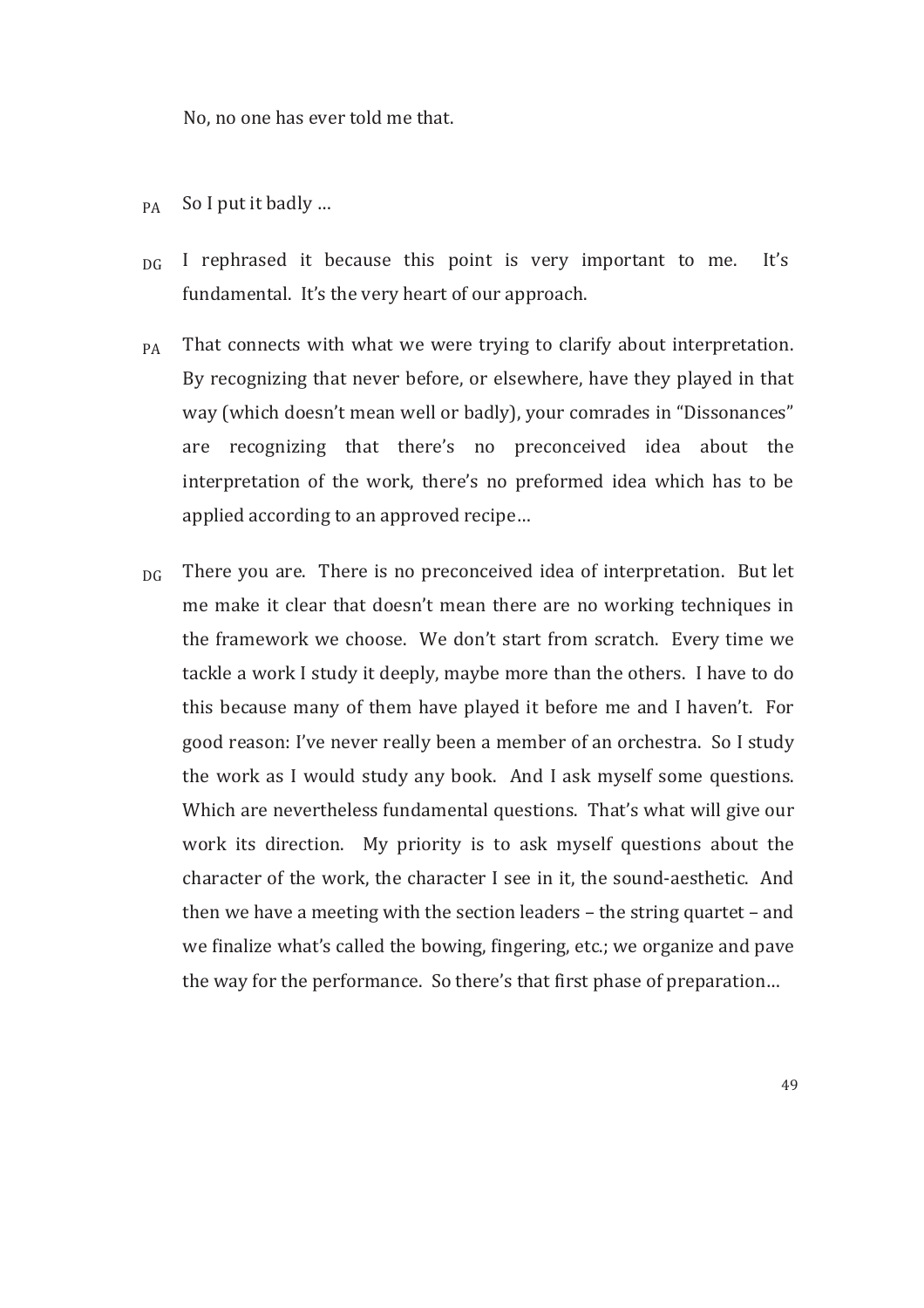No, no one has ever told me that.

PA So I put it badly …

DG I rephrased it because this point is very important to me. It's fundamental. It's the very heart of our approach.

PA That connects with what we were trying to clarify about interpretation. By recognizing that never before, or elsewhere, have they played in that way (which doesn't mean well or badly), your comrades in "Dissonances" are recognizing that there's no preconceived idea about the interpretation of the work, there's no preformed idea which has to be applied according to an approved recipe…

DG There you are. There is no preconceived idea of interpretation. But let me make it clear that doesn't mean there are no working techniques in the framework we choose. We don't start from scratch. Every time we tackle a work I study it deeply, maybe more than the others. I have to do this because many of them have played it before me and I haven't. For good reason: I've never really been a member of an orchestra. So I study the work as I would study any book. And I ask myself some questions. Which are nevertheless fundamental questions. That's what will give our work its direction. My priority is to ask myself questions about the character of the work, the character I see in it, the sound-aesthetic. And then we have a meeting with the section leaders – the string quartet – and we finalize what's called the bowing, fingering, etc.; we organize and pave the way for the performance. So there's that first phase of preparation…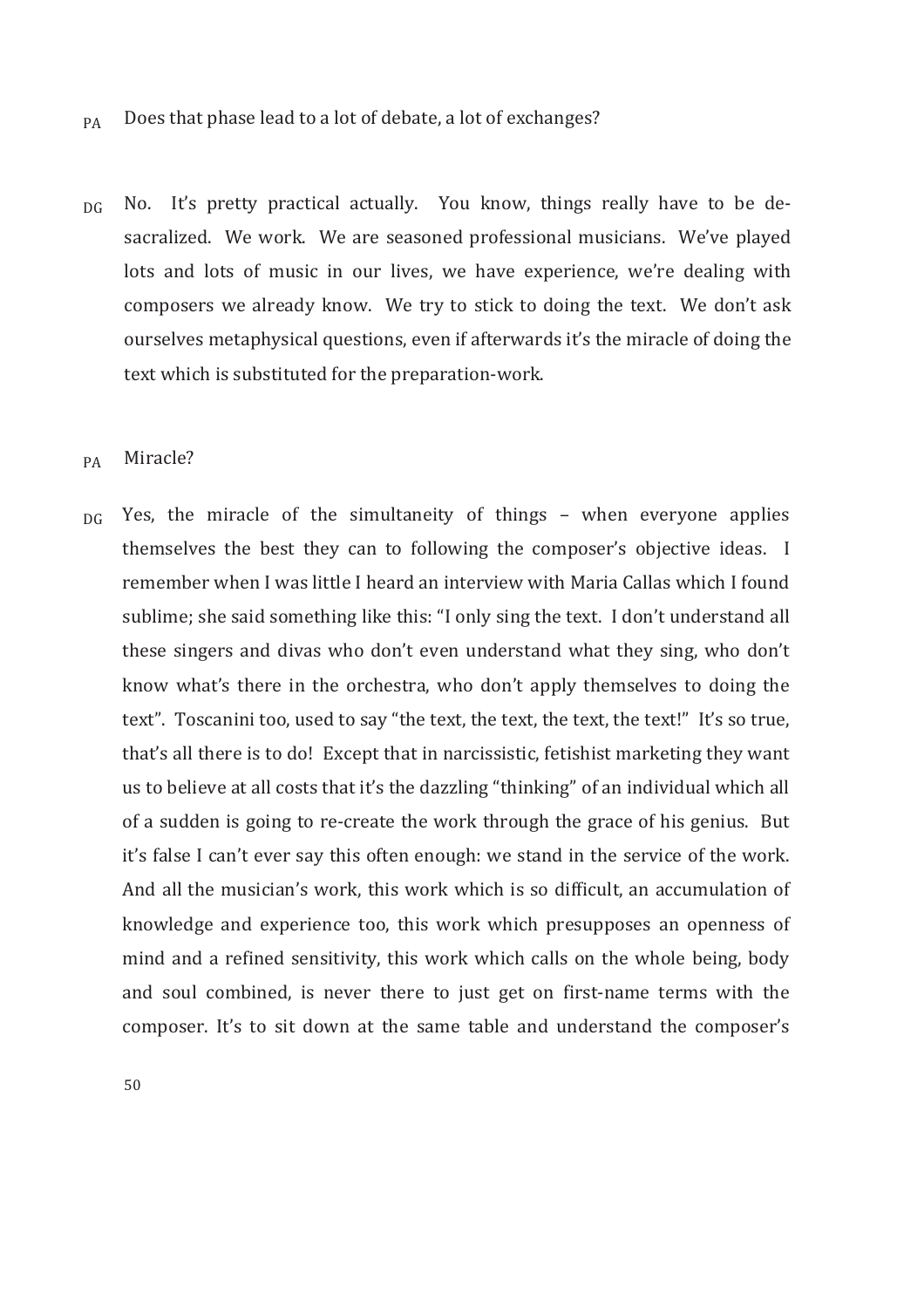PA Does that phase lead to a lot of debate, a lot of exchanges?

DG No. It's pretty practical actually. You know, things really have to be de-sacralized. We work. We are seasoned professional musicians. We've played lots and lots of music in our lives, we have experience, we're dealing with composers we already know. We try to stick to doing the text. We don't ask ourselves metaphysical questions, even if afterwards it's the miracle of doing the text which is substituted for the preparation-work.

PA Miracle?

DG Yes, the miracle of the simultaneity of things – when everyone applies themselves the best they can to following the composer's objective ideas. I remember when I was little I heard an interview with Maria Callas which I found sublime; she said something like this: "I only sing the text. I don't understand all these singers and divas who don't even understand what they sing, who don't know what's there in the orchestra, who don't apply themselves to doing the text". Toscanini too, used to say "the text, the text, the text, the text!" It's so true, that's all there is to do! Except that in narcissistic, fetishist marketing they want us to believe at all costs that it's the dazzling "thinking" of an individual which all of a sudden is going to re-create the work through the grace of his genius. But it's false I can't ever say this often enough: we stand in the service of the work. And all the musician's work, this work which is so difficult, an accumulation of knowledge and experience too, this work which presupposes an openness of mind and a refined sensitivity, this work which calls on the whole being, body and soul combined, is never there to just get on first-name terms with the composer. It's to sit down at the same table and understand the composer's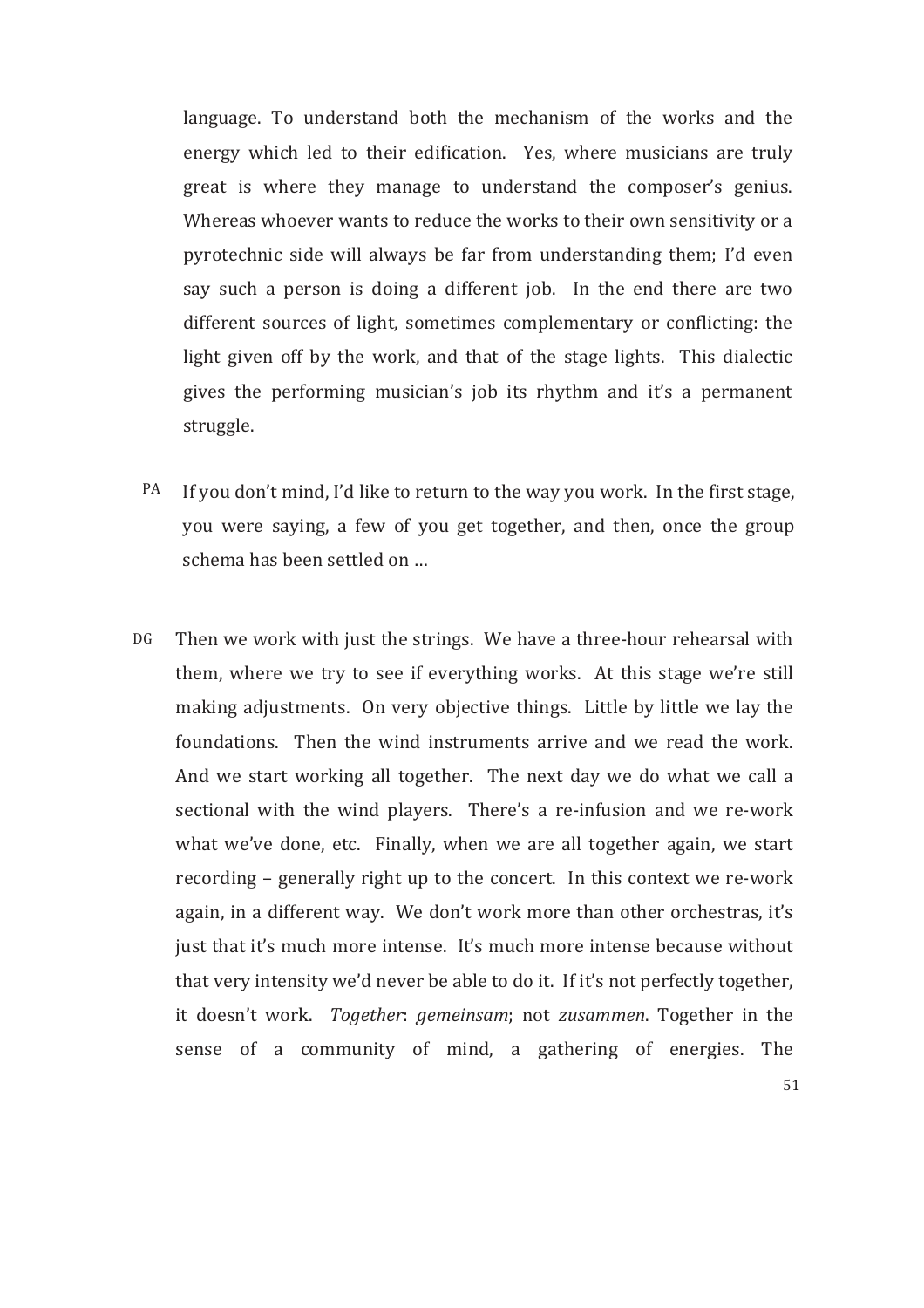language. To understand both the mechanism of the works and the energy which led to their edification. Yes, where musicians are truly great is where they manage to understand the composer's genius. Whereas whoever wants to reduce the works to their own sensitivity or a pyrotechnic side will always be far from understanding them; I'd even say such a person is doing a different job. In the end there are two different sources of light, sometimes complementary or conflicting: the light given off by the work, and that of the stage lights. This dialectic gives the performing musician's job its rhythm and it's a permanent struggle.

PA If you don't mind, I'd like to return to the way you work. In the first stage, you were saying, a few of you get together, and then, once the group schema has been settled on …

DG Then we work with just the strings. We have a three-hour rehearsal with them, where we try to see if everything works. At this stage we're still making adjustments. On very objective things. Little by little we lay the foundations. Then the wind instruments arrive and we read the work. And we start working all together. The next day we do what we call a sectional with the wind players. There's a re-infusion and we re-work what we've done, etc. Finally, when we are all together again, we start recording – generally right up to the concert. In this context we re-work again, in a different way. We don't work more than other orchestras, it's just that it's much more intense. It's much more intense because without that very intensity we'd never be able to do it. If it's not perfectly together, it doesn't work. *Together*: *gemeinsam*; not *zusammen*. Together in the sense of a community of mind, a gathering of energies. The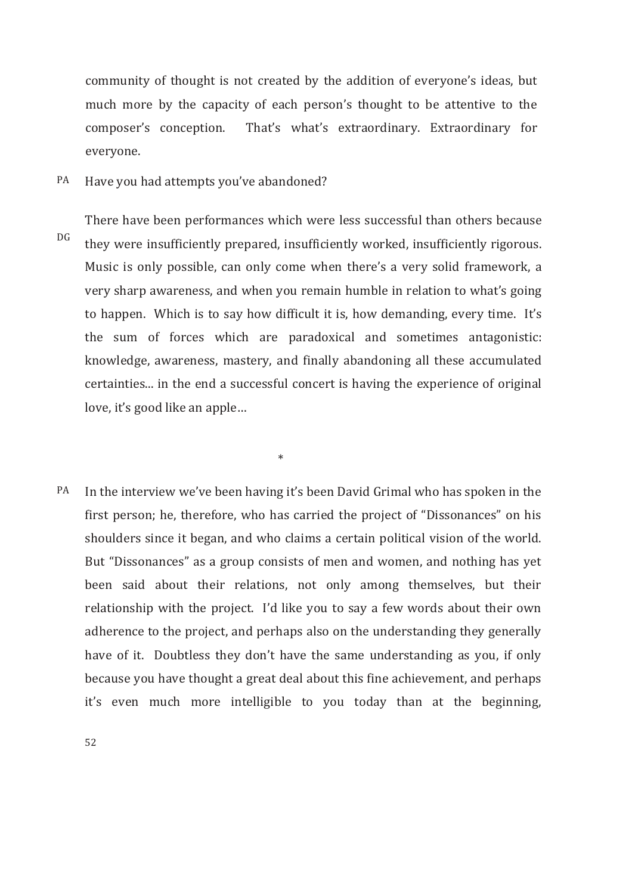community of thought is not created by the addition of everyone's ideas, but much more by the capacity of each person's thought to be attentive to the composer's conception. That's what's extraordinary. Extraordinary for everyone.

PA Have you had attempts you've abandoned?

DG There have been performances which were less successful than others because they were insufficiently prepared, insufficiently worked, insufficiently rigorous. Music is only possible, can only come when there's a very solid framework, a very sharp awareness, and when you remain humble in relation to what's going to happen. Which is to say how difficult it is, how demanding, every time. It's the sum of forces which are paradoxical and sometimes antagonistic: knowledge, awareness, mastery, and finally abandoning all these accumulated certainties... in the end a successful concert is having the experience of original love, it's good like an apple…

*

PA In the interview we've been having it's been David Grimal who has spoken in the first person; he, therefore, who has carried the project of "Dissonances" on his shoulders since it began, and who claims a certain political vision of the world. But "Dissonances" as a group consists of men and women, and nothing has yet been said about their relations, not only among themselves, but their relationship with the project. I'd like you to say a few words about their own adherence to the project, and perhaps also on the understanding they generally have of it. Doubtless they don't have the same understanding as you, if only because you have thought a great deal about this fine achievement, and perhaps it's even much more intelligible to you today than at the beginning,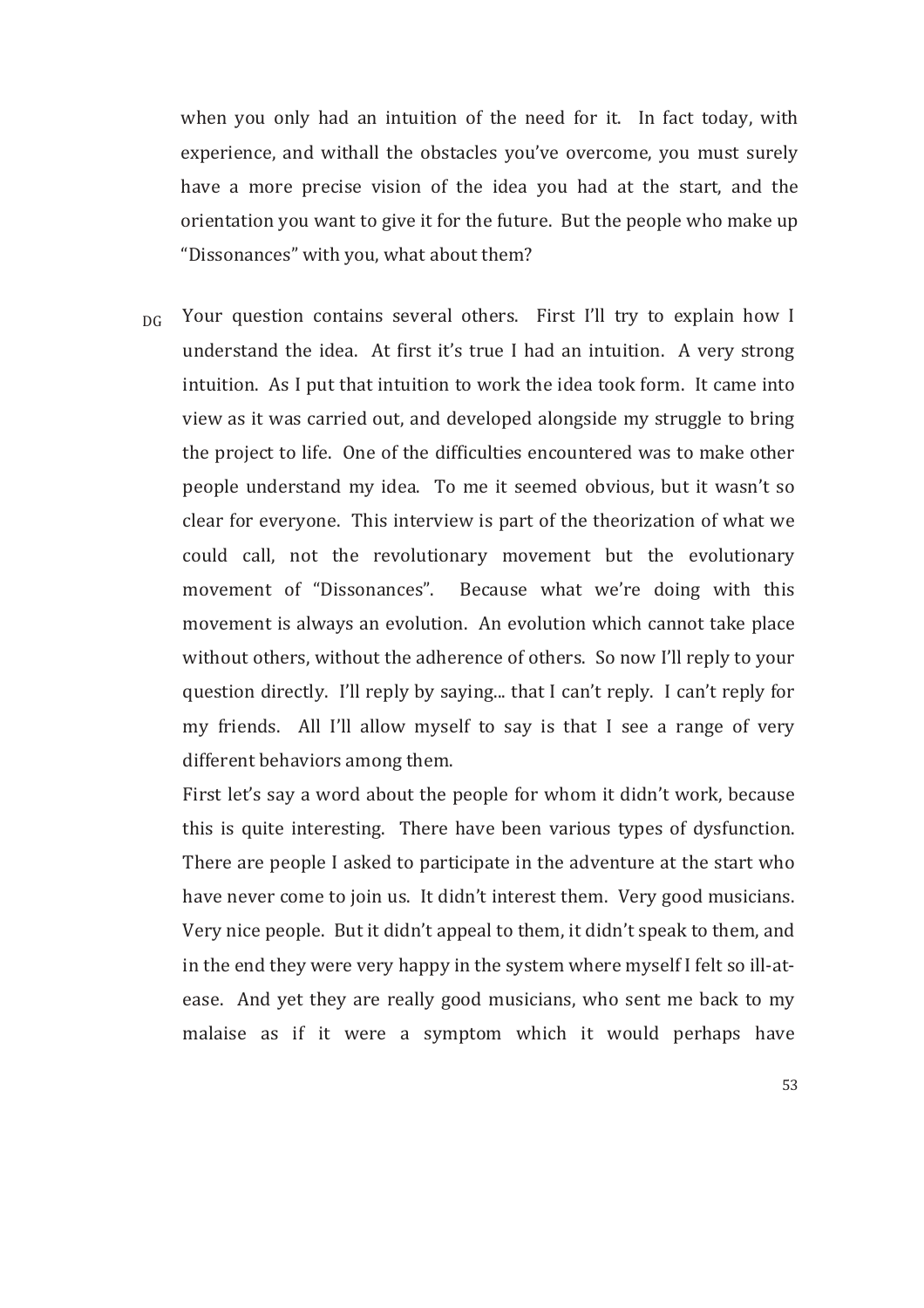when you only had an intuition of the need for it. In fact today, with experience, and withall the obstacles you've overcome, you must surely have a more precise vision of the idea you had at the start, and the orientation you want to give it for the future. But the people who make up "Dissonances" with you, what about them?

DG Your question contains several others. First I'll try to explain how I understand the idea. At first it's true I had an intuition. A very strong intuition. As I put that intuition to work the idea took form. It came into view as it was carried out, and developed alongside my struggle to bring the project to life. One of the difficulties encountered was to make other people understand my idea. To me it seemed obvious, but it wasn't so clear for everyone. This interview is part of the theorization of what we could call, not the revolutionary movement but the evolutionary movement of "Dissonances". Because what we're doing with this movement is always an evolution. An evolution which cannot take place without others, without the adherence of others. So now I'll reply to your question directly. I'll reply by saying... that I can't reply. I can't reply for my friends. All I'll allow myself to say is that I see a range of very different behaviors among them.

First let's say a word about the people for whom it didn't work, because this is quite interesting. There have been various types of dysfunction. There are people I asked to participate in the adventure at the start who have never come to join us. It didn't interest them. Very good musicians. Very nice people. But it didn't appeal to them, it didn't speak to them, and in the end they were very happy in the system where myself I felt so ill-at-ease. And yet they are really good musicians, who sent me back to my malaise as if it were a symptom which it would perhaps have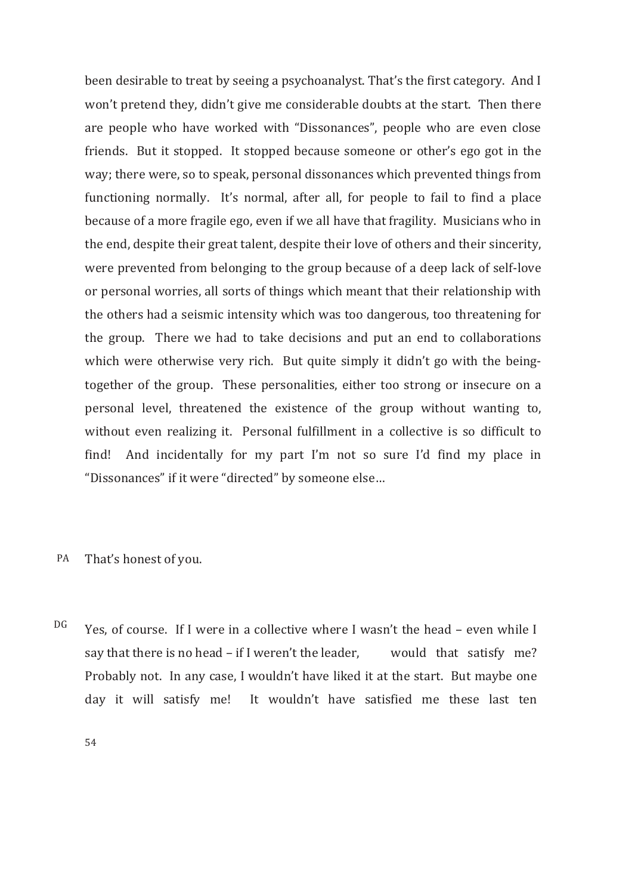been desirable to treat by seeing a psychoanalyst. That's the first category. And I won't pretend they, didn't give me considerable doubts at the start. Then there are people who have worked with "Dissonances", people who are even close friends. But it stopped. It stopped because someone or other's ego got in the way; there were, so to speak, personal dissonances which prevented things from functioning normally. It's normal, after all, for people to fail to find a place because of a more fragile ego, even if we all have that fragility. Musicians who in the end, despite their great talent, despite their love of others and their sincerity, were prevented from belonging to the group because of a deep lack of self-love or personal worries, all sorts of things which meant that their relationship with the others had a seismic intensity which was too dangerous, too threatening for the group. There we had to take decisions and put an end to collaborations which were otherwise very rich. But quite simply it didn't go with the being-together of the group. These personalities, either too strong or insecure on a personal level, threatened the existence of the group without wanting to, without even realizing it. Personal fulfillment in a collective is so difficult to find! And incidentally for my part I'm not so sure I'd find my place in "Dissonances" if it were "directed" by someone else…

PA That's honest of you.

DG Yes, of course. If I were in a collective where I wasn't the head – even while I say that there is no head – if I weren't the leader, would that satisfy me? Probably not. In any case, I wouldn't have liked it at the start. But maybe one day it will satisfy me! It wouldn't have satisfied me these last ten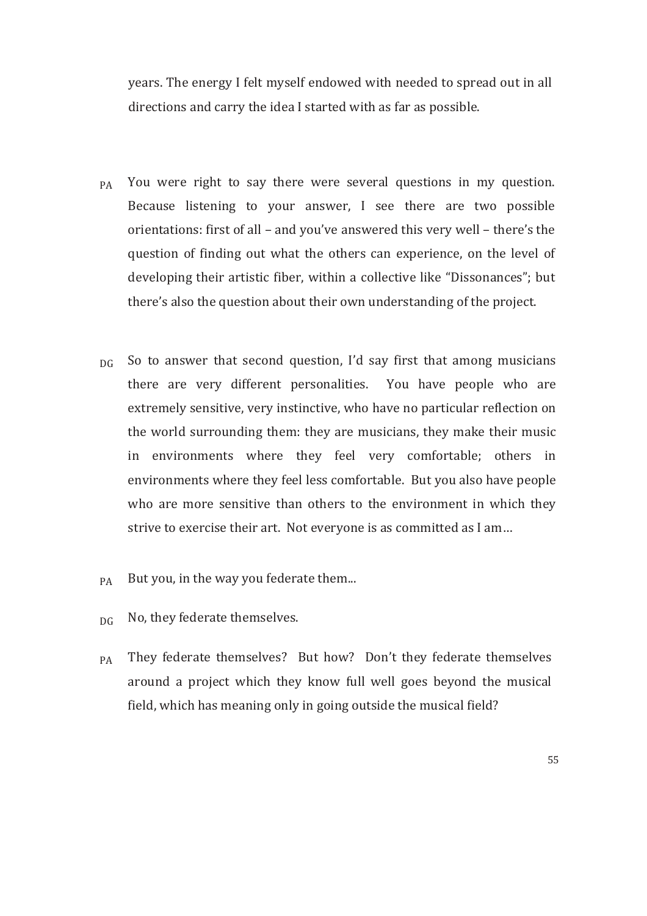years. The energy I felt myself endowed with needed to spread out in all directions and carry the idea I started with as far as possible.

PA You were right to say there were several questions in my question. Because listening to your answer, I see there are two possible orientations: first of all – and you've answered this very well – there's the question of finding out what the others can experience, on the level of developing their artistic fiber, within a collective like "Dissonances"; but there's also the question about their own understanding of the project.

DG So to answer that second question, I'd say first that among musicians there are very different personalities. You have people who are extremely sensitive, very instinctive, who have no particular reflection on the world surrounding them: they are musicians, they make their music in environments where they feel very comfortable; others in environments where they feel less comfortable. But you also have people who are more sensitive than others to the environment in which they strive to exercise their art. Not everyone is as committed as I am…

PA But you, in the way you federate them...

DG No, they federate themselves.

PA They federate themselves? But how? Don't they federate themselves around a project which they know full well goes beyond the musical field, which has meaning only in going outside the musical field?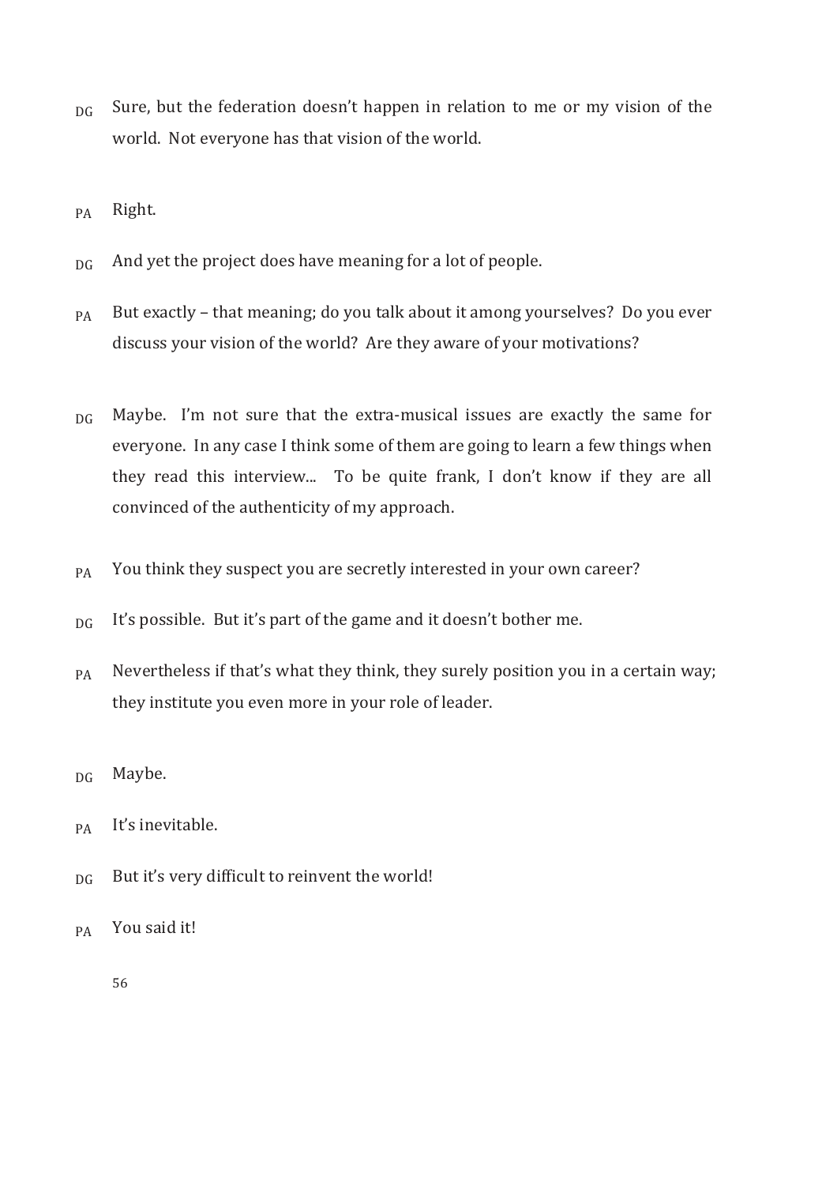DG Sure, but the federation doesn't happen in relation to me or my vision of the world. Not everyone has that vision of the world.

PA Right.

DG And yet the project does have meaning for a lot of people.

PA But exactly – that meaning; do you talk about it among yourselves? Do you ever discuss your vision of the world? Are they aware of your motivations?

DG Maybe. I'm not sure that the extra-musical issues are exactly the same for everyone. In any case I think some of them are going to learn a few things when they read this interview... To be quite frank, I don't know if they are all convinced of the authenticity of my approach.

PA You think they suspect you are secretly interested in your own career?

DG It's possible. But it's part of the game and it doesn't bother me.

PA Nevertheless if that's what they think, they surely position you in a certain way; they institute you even more in your role of leader.

DG Maybe.

PA It's inevitable.

DG But it's very difficult to reinvent the world!

PA You said it!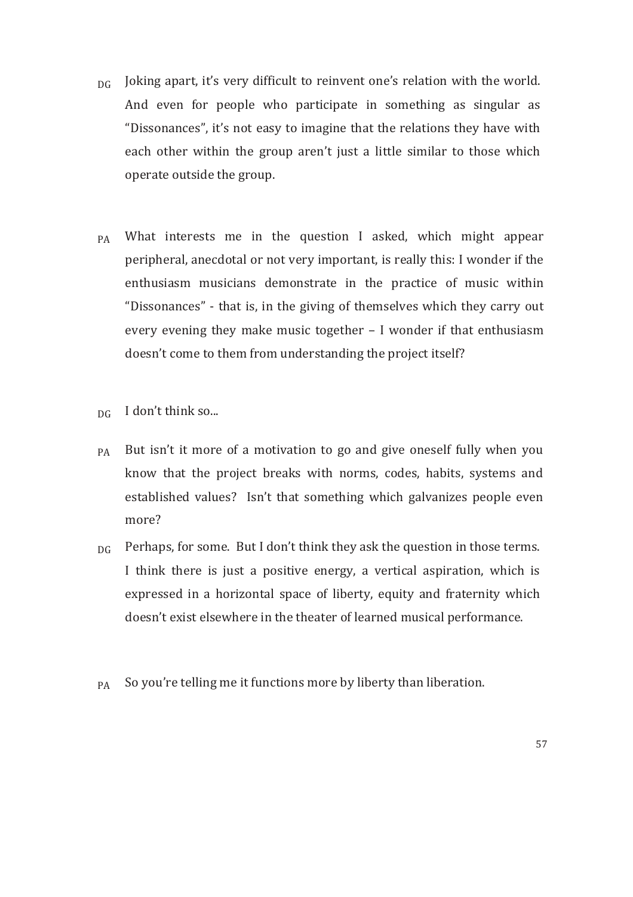DG Joking apart, it's very difficult to reinvent one's relation with the world. And even for people who participate in something as singular as "Dissonances", it's not easy to imagine that the relations they have with each other within the group aren't just a little similar to those which operate outside the group.

PA What interests me in the question I asked, which might appear peripheral, anecdotal or not very important, is really this: I wonder if the enthusiasm musicians demonstrate in the practice of music within "Dissonances" - that is, in the giving of themselves which they carry out every evening they make music together – I wonder if that enthusiasm doesn't come to them from understanding the project itself?

DG I don't think so...

PA But isn't it more of a motivation to go and give oneself fully when you know that the project breaks with norms, codes, habits, systems and established values? Isn't that something which galvanizes people even more?

DG Perhaps, for some. But I don't think they ask the question in those terms. I think there is just a positive energy, a vertical aspiration, which is expressed in a horizontal space of liberty, equity and fraternity which doesn't exist elsewhere in the theater of learned musical performance.

PA So you're telling me it functions more by liberty than liberation.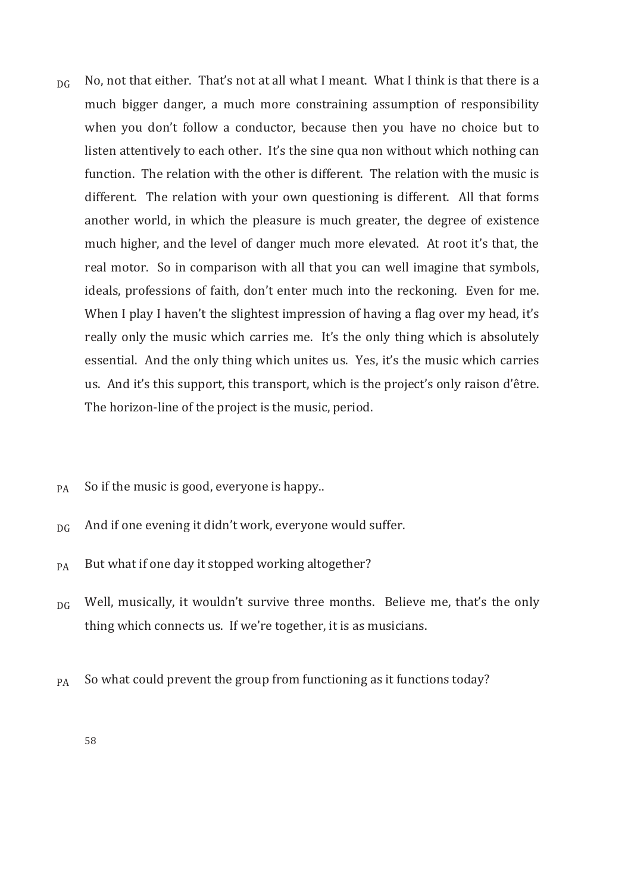DG No, not that either. That's not at all what I meant. What I think is that there is a much bigger danger, a much more constraining assumption of responsibility when you don't follow a conductor, because then you have no choice but to listen attentively to each other. It's the sine qua non without which nothing can function. The relation with the other is different. The relation with the music is different. The relation with your own questioning is different. All that forms another world, in which the pleasure is much greater, the degree of existence much higher, and the level of danger much more elevated. At root it's that, the real motor. So in comparison with all that you can well imagine that symbols, ideals, professions of faith, don't enter much into the reckoning. Even for me. When I play I haven't the slightest impression of having a flag over my head, it's really only the music which carries me. It's the only thing which is absolutely essential. And the only thing which unites us. Yes, it's the music which carries us. And it's this support, this transport, which is the project's only raison d'être. The horizon-line of the project is the music, period.

PA So if the music is good, everyone is happy..

DG And if one evening it didn't work, everyone would suffer.

PA But what if one day it stopped working altogether?

DG Well, musically, it wouldn't survive three months. Believe me, that's the only thing which connects us. If we're together, it is as musicians.

PA So what could prevent the group from functioning as it functions today?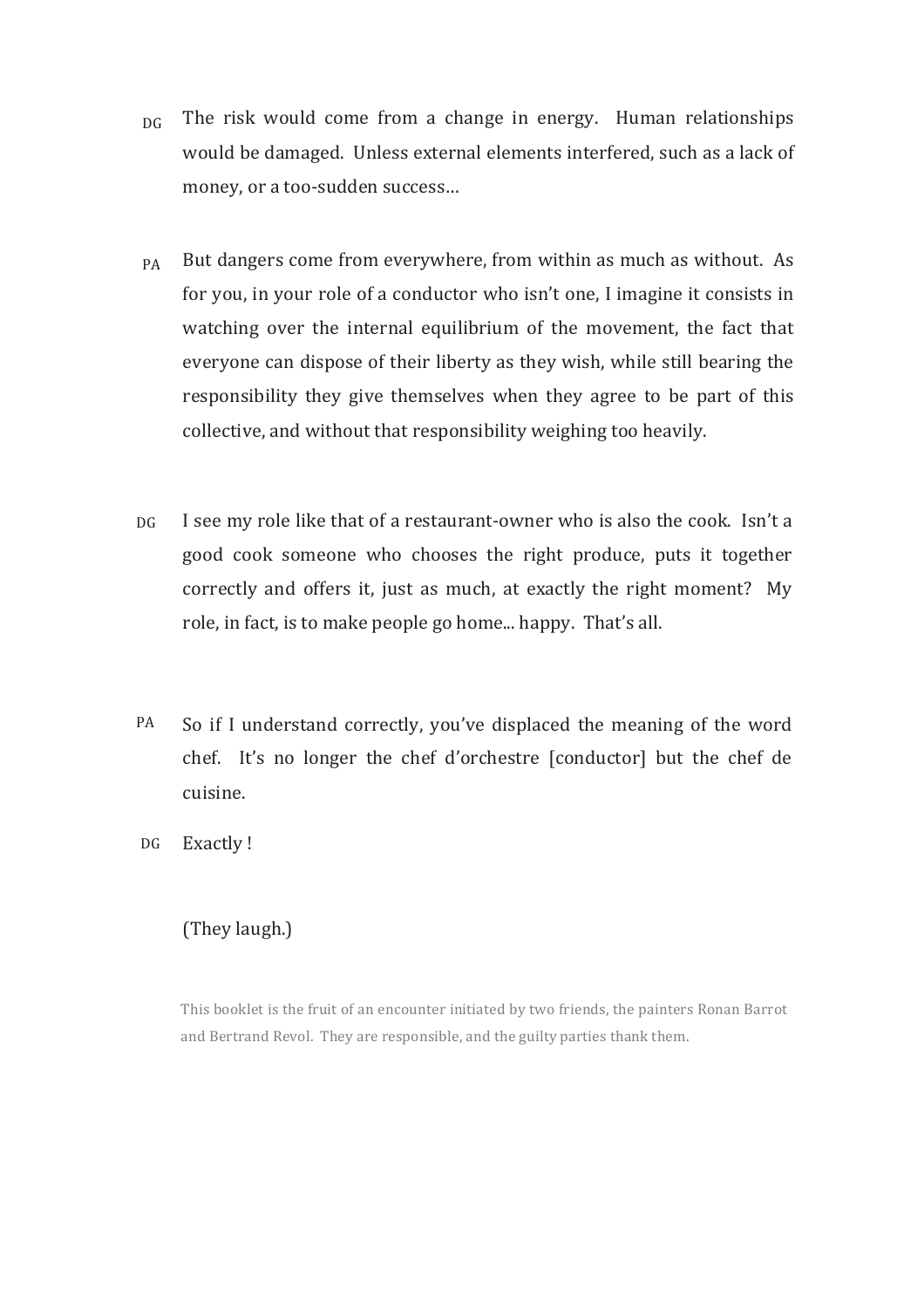DG The risk would come from a change in energy. Human relationships would be damaged. Unless external elements interfered, such as a lack of money, or a too-sudden success…

PA But dangers come from everywhere, from within as much as without. As for you, in your role of a conductor who isn't one, I imagine it consists in watching over the internal equilibrium of the movement, the fact that everyone can dispose of their liberty as they wish, while still bearing the responsibility they give themselves when they agree to be part of this collective, and without that responsibility weighing too heavily.

DG I see my role like that of a restaurant-owner who is also the cook. Isn't a good cook someone who chooses the right produce, puts it together correctly and offers it, just as much, at exactly the right moment? My role, in fact, is to make people go home... happy. That's all.

PA So if I understand correctly, you've displaced the meaning of the word chef. It's no longer the chef d'orchestre [conductor] but the chef de cuisine.

DG Exactly !

(They laugh.)

This booklet is the fruit of an encounter initiated by two friends, the painters Ronan Barrot and Bertrand Revol. They are responsible, and the guilty parties thank them.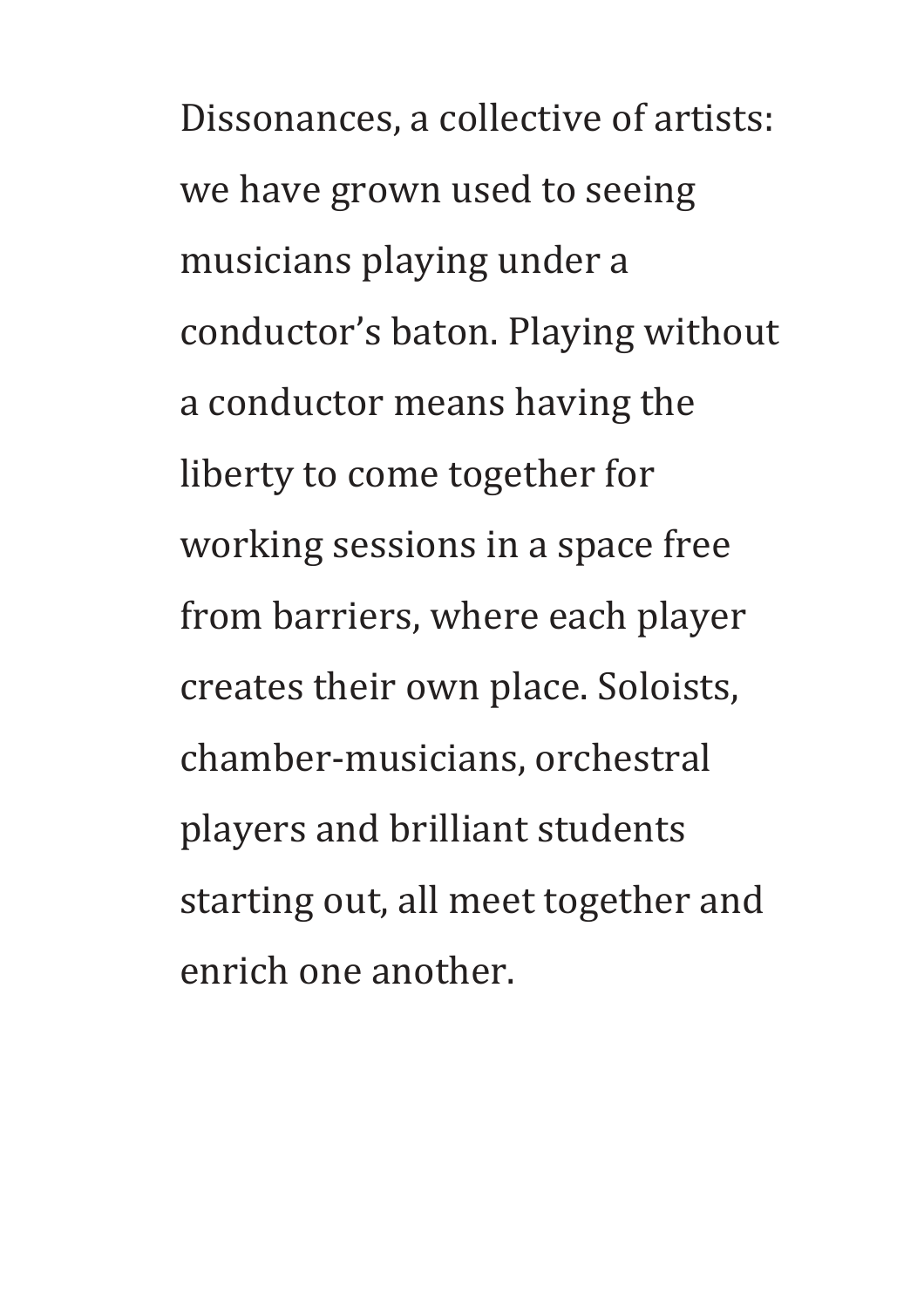Dissonances, a collective of artists: we have grown used to seeing musicians playing under a conductor's baton. Playing without a conductor means having the liberty to come together for working sessions in a space free from barriers, where each player creates their own place. Soloists, chamber-musicians, orchestral players and brilliant students starting out, all meet together and enrich one another.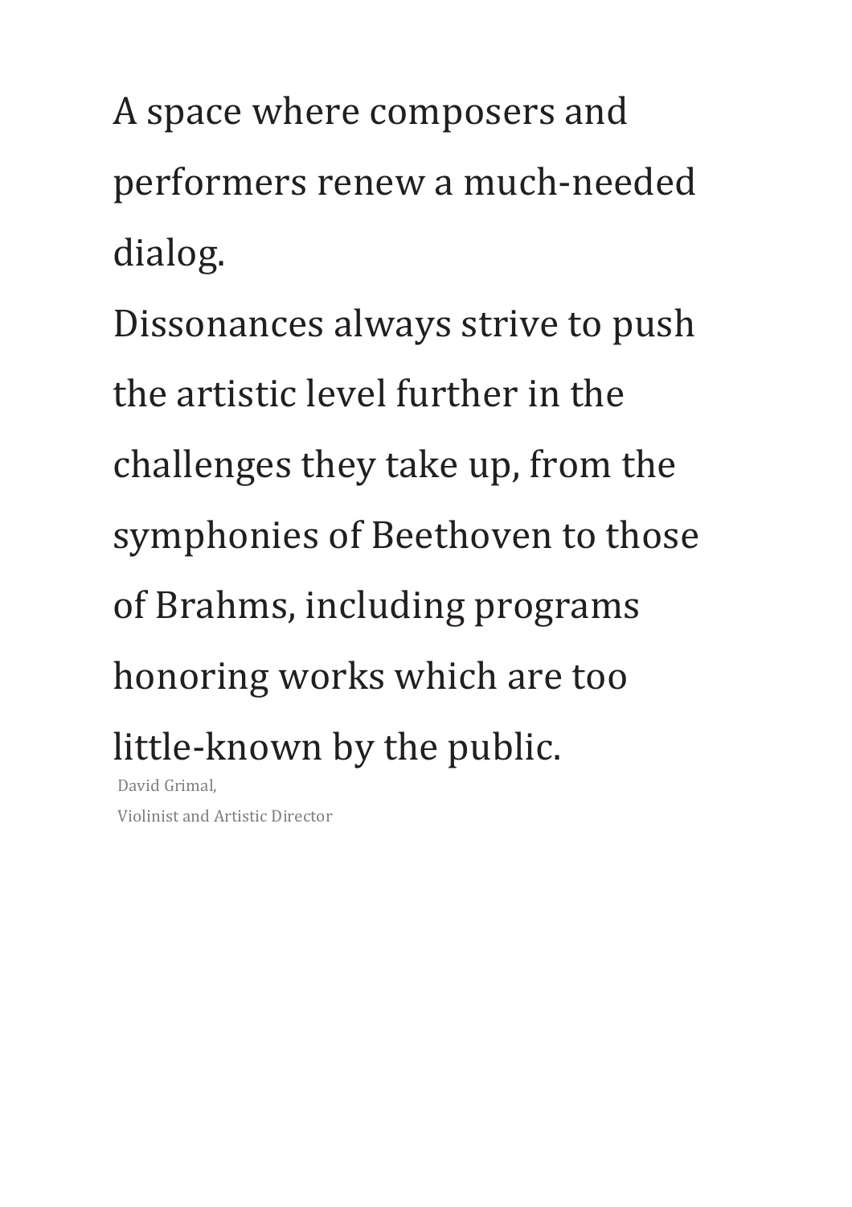A space where composers and performers renew a much-needed dialog.

Dissonances always strive to push the artistic level further in the challenges they take up, from the symphonies of Beethoven to those of Brahms, including programs honoring works which are too little-known by the public.

David Grimal,
Violinist and Artistic Director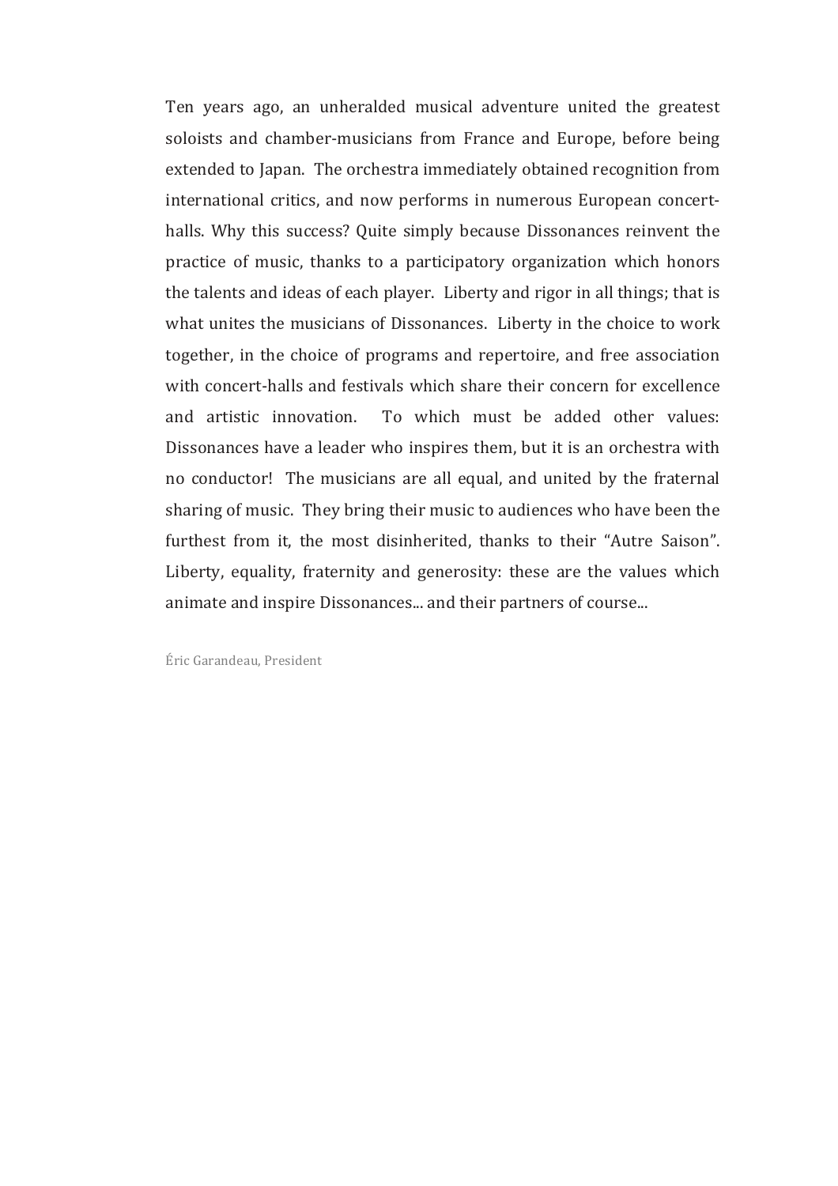Ten years ago, an unheralded musical adventure united the greatest soloists and chamber-musicians from France and Europe, before being extended to Japan. The orchestra immediately obtained recognition from international critics, and now performs in numerous European concert-halls. Why this success? Quite simply because Dissonances reinvent the practice of music, thanks to a participatory organization which honors the talents and ideas of each player. Liberty and rigor in all things; that is what unites the musicians of Dissonances. Liberty in the choice to work together, in the choice of programs and repertoire, and free association with concert-halls and festivals which share their concern for excellence and artistic innovation. To which must be added other values: Dissonances have a leader who inspires them, but it is an orchestra with no conductor! The musicians are all equal, and united by the fraternal sharing of music. They bring their music to audiences who have been the furthest from it, the most disinherited, thanks to their "Autre Saison". Liberty, equality, fraternity and generosity: these are the values which animate and inspire Dissonances... and their partners of course...

Éric Garandeau, President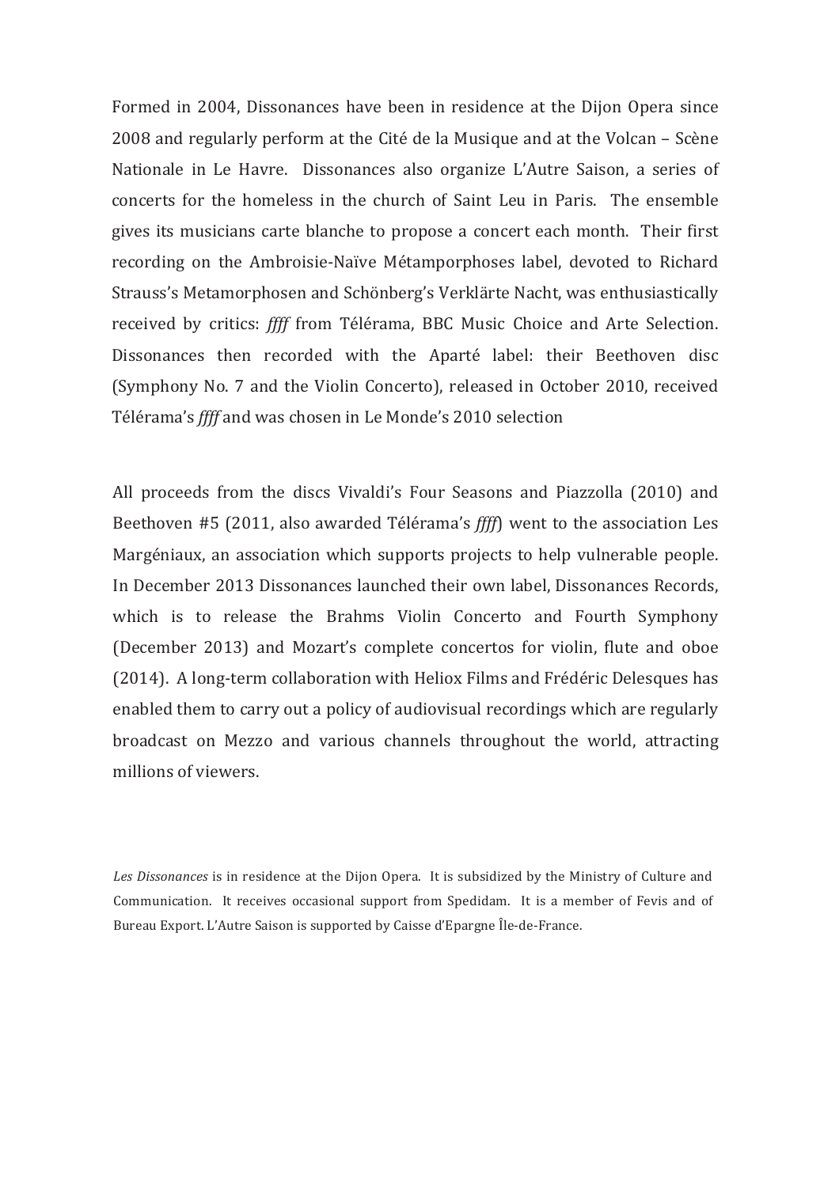Formed in 2004, Dissonances have been in residence at the Dijon Opera since 2008 and regularly perform at the Cité de la Musique and at the Volcan – Scène Nationale in Le Havre. Dissonances also organize L'Autre Saison, a series of concerts for the homeless in the church of Saint Leu in Paris. The ensemble gives its musicians carte blanche to propose a concert each month. Their first recording on the Ambroisie-Naïve Métamporphoses label, devoted to Richard Strauss's Metamorphosen and Schönberg's Verklärte Nacht, was enthusiastically received by critics: *ffff* from Télérama, BBC Music Choice and Arte Selection. Dissonances then recorded with the Aparté label: their Beethoven disc (Symphony No. 7 and the Violin Concerto), released in October 2010, received Télérama's *ffff* and was chosen in Le Monde's 2010 selection

All proceeds from the discs Vivaldi's Four Seasons and Piazzolla (2010) and Beethoven #5 (2011, also awarded Télérama's *ffff*) went to the association Les Margéniaux, an association which supports projects to help vulnerable people. In December 2013 Dissonances launched their own label, Dissonances Records, which is to release the Brahms Violin Concerto and Fourth Symphony (December 2013) and Mozart's complete concertos for violin, flute and oboe (2014). A long-term collaboration with Heliox Films and Frédéric Delesques has enabled them to carry out a policy of audiovisual recordings which are regularly broadcast on Mezzo and various channels throughout the world, attracting millions of viewers.

*Les Dissonances* is in residence at the Dijon Opera. It is subsidized by the Ministry of Culture and Communication. It receives occasional support from Spedidam. It is a member of Fevis and of Bureau Export. L'Autre Saison is supported by Caisse d'Epargne Île-de-France.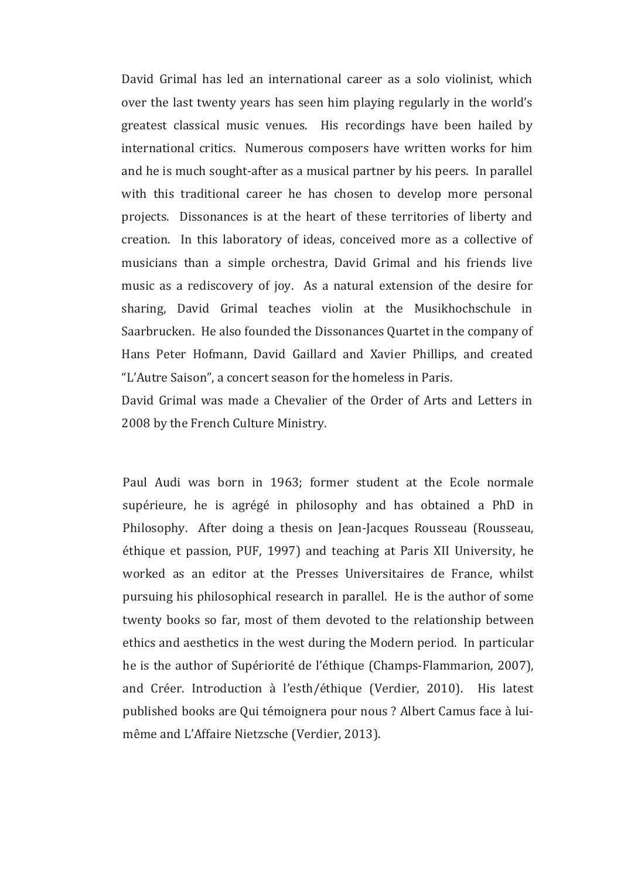David Grimal has led an international career as a solo violinist, which over the last twenty years has seen him playing regularly in the world's greatest classical music venues. His recordings have been hailed by international critics. Numerous composers have written works for him and he is much sought-after as a musical partner by his peers. In parallel with this traditional career he has chosen to develop more personal projects. Dissonances is at the heart of these territories of liberty and creation. In this laboratory of ideas, conceived more as a collective of musicians than a simple orchestra, David Grimal and his friends live music as a rediscovery of joy. As a natural extension of the desire for sharing, David Grimal teaches violin at the Musikhochschule in Saarbrucken. He also founded the Dissonances Quartet in the company of Hans Peter Hofmann, David Gaillard and Xavier Phillips, and created "L'Autre Saison", a concert season for the homeless in Paris.
David Grimal was made a Chevalier of the Order of Arts and Letters in 2008 by the French Culture Ministry.

Paul Audi was born in 1963; former student at the Ecole normale supérieure, he is agrégé in philosophy and has obtained a PhD in Philosophy. After doing a thesis on Jean-Jacques Rousseau (Rousseau, éthique et passion, PUF, 1997) and teaching at Paris XII University, he worked as an editor at the Presses Universitaires de France, whilst pursuing his philosophical research in parallel. He is the author of some twenty books so far, most of them devoted to the relationship between ethics and aesthetics in the west during the Modern period. In particular he is the author of Supériorité de l'éthique (Champs-Flammarion, 2007), and Créer. Introduction à l'esth/éthique (Verdier, 2010). His latest published books are Qui témoignera pour nous ? Albert Camus face à lui-même and L'Affaire Nietzsche (Verdier, 2013).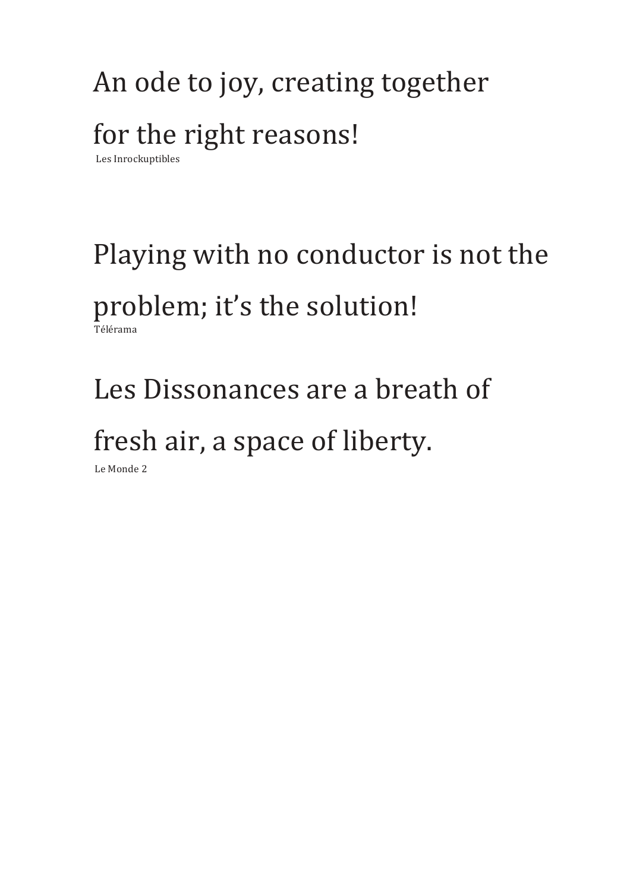An ode to joy, creating together for the right reasons!

Les Inrockuptibles

Playing with no conductor is not the problem; it's the solution!

Télérama

Les Dissonances are a breath of fresh air, a space of liberty.

Le Monde 2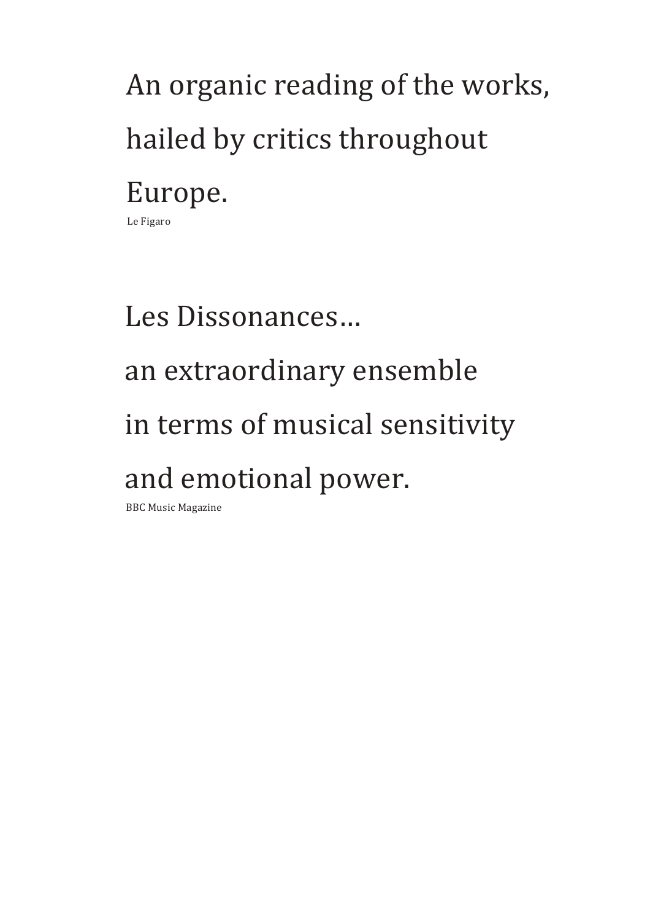An organic reading of the works,

hailed by critics throughout

Europe.

Le Figaro

Les Dissonances…

an extraordinary ensemble

in terms of musical sensitivity

and emotional power.

BBC Music Magazine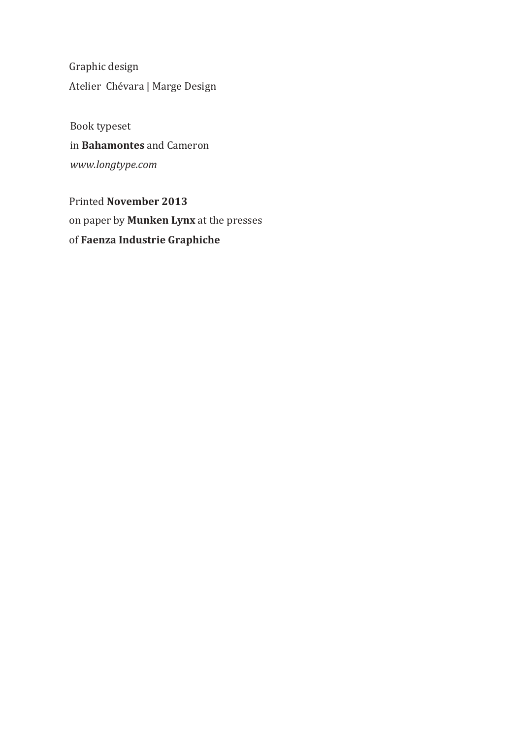Graphic design
Atelier  Chévara | Marge Design

Book typeset
in **Bahamontes** and Cameron
*www.longtype.com*

Printed **November 2013**
on paper by **Munken Lynx** at the presses
of **Faenza Industrie Graphiche**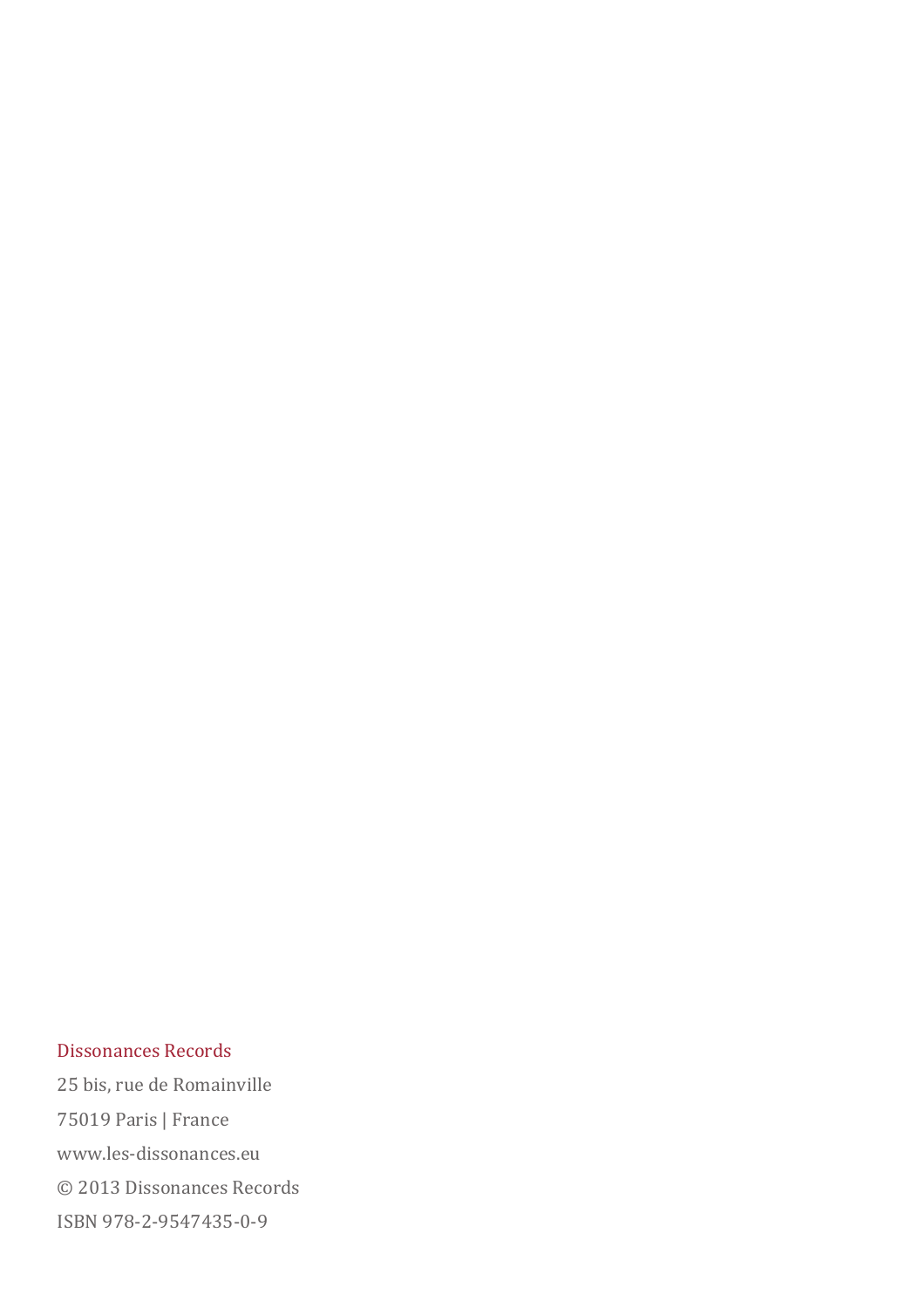Dissonances Records

25 bis, rue de Romainville

75019 Paris | France

www.les-dissonances.eu

© 2013 Dissonances Records

ISBN 978-2-9547435-0-9